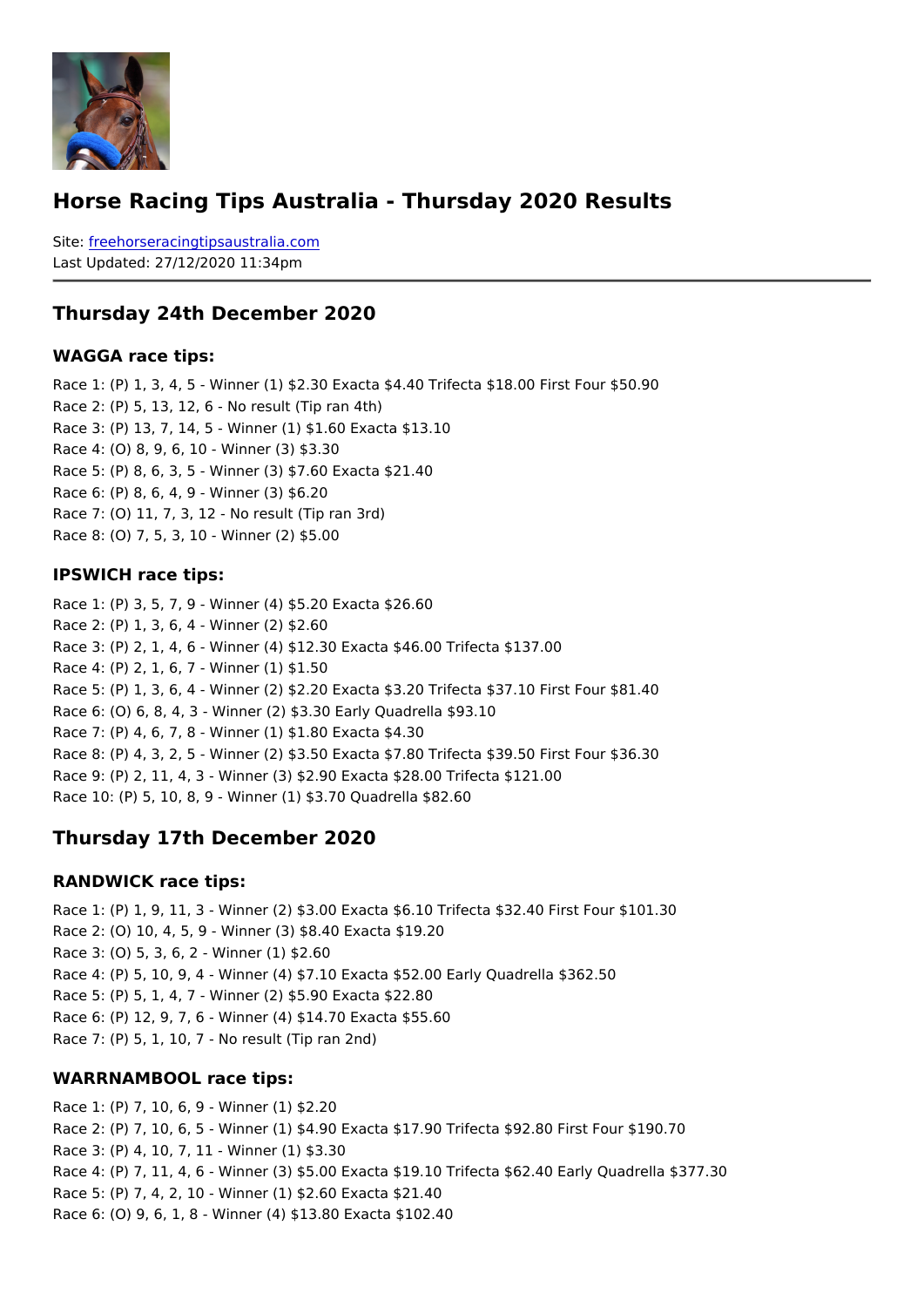# Horse Racing Tips Australia - Thursday 2020 Results

Site: freehorseracingtipsaustralia.com
Last Updated: 27/12/2020 11:34pm

## Thursday 24th December 2020

### WAGGA race tips:

Race 1: (P) 1, 3, 4, 5 - Winner (1) $2.30 Exacta $4.40 Trifecta $18.00 First Four $50.90
Race 2: (P) 5, 13, 12, 6 - No result (Tip ran 4th)
Race 3: (P) 13, 7, 14, 5 - Winner (1) $1.60 Exacta $13.10
Race 4: (O) 8, 9, 6, 10 - Winner (3) $3.30
Race 5: (P) 8, 6, 3, 5 - Winner (3) $7.60 Exacta $21.40
Race 6: (P) 8, 6, 4, 9 - Winner (3) $6.20
Race 7: (O) 11, 7, 3, 12 - No result (Tip ran 3rd)
Race 8: (O) 7, 5, 3, 10 - Winner (2) $5.00

### IPSWICH race tips:

Race 1: (P) 3, 5, 7, 9 - Winner (4) $5.20 Exacta $26.60
Race 2: (P) 1, 3, 6, 4 - Winner (2) $2.60
Race 3: (P) 2, 1, 4, 6 - Winner (4) $12.30 Exacta $46.00 Trifecta $137.00
Race 4: (P) 2, 1, 6, 7 - Winner (1) $1.50
Race 5: (P) 1, 3, 6, 4 - Winner (2) $2.20 Exacta $3.20 Trifecta $37.10 First Four $81.40
Race 6: (O) 6, 8, 4, 3 - Winner (2) $3.30 Early Quadrella $93.10
Race 7: (P) 4, 6, 7, 8 - Winner (1) $1.80 Exacta $4.30
Race 8: (P) 4, 3, 2, 5 - Winner (2) $3.50 Exacta $7.80 Trifecta $39.50 First Four $36.30
Race 9: (P) 2, 11, 4, 3 - Winner (3) $2.90 Exacta $28.00 Trifecta $121.00
Race 10: (P) 5, 10, 8, 9 - Winner (1) $3.70 Quadrella $82.60

## Thursday 17th December 2020

### RANDWICK race tips:

Race 1: (P) 1, 9, 11, 3 - Winner (2) $3.00 Exacta $6.10 Trifecta $32.40 First Four $101.30
Race 2: (O) 10, 4, 5, 9 - Winner (3) $8.40 Exacta $19.20
Race 3: (O) 5, 3, 6, 2 - Winner (1) $2.60
Race 4: (P) 5, 10, 9, 4 - Winner (4) $7.10 Exacta $52.00 Early Quadrella $362.50
Race 5: (P) 5, 1, 4, 7 - Winner (2) $5.90 Exacta $22.80
Race 6: (P) 12, 9, 7, 6 - Winner (4) $14.70 Exacta $55.60
Race 7: (P) 5, 1, 10, 7 - No result (Tip ran 2nd)

### WARRNAMBOOL race tips:

Race 1: (P) 7, 10, 6, 9 - Winner (1) $2.20
Race 2: (P) 7, 10, 6, 5 - Winner (1) $4.90 Exacta $17.90 Trifecta $92.80 First Four $190.70
Race 3: (P) 4, 10, 7, 11 - Winner (1) $3.30
Race 4: (P) 7, 11, 4, 6 - Winner (3) $5.00 Exacta $19.10 Trifecta $62.40 Early Quadrella $377.30
Race 5: (P) 7, 4, 2, 10 - Winner (1) $2.60 Exacta $21.40
Race 6: (O) 9, 6, 1, 8 - Winner (4) $13.80 Exacta $102.40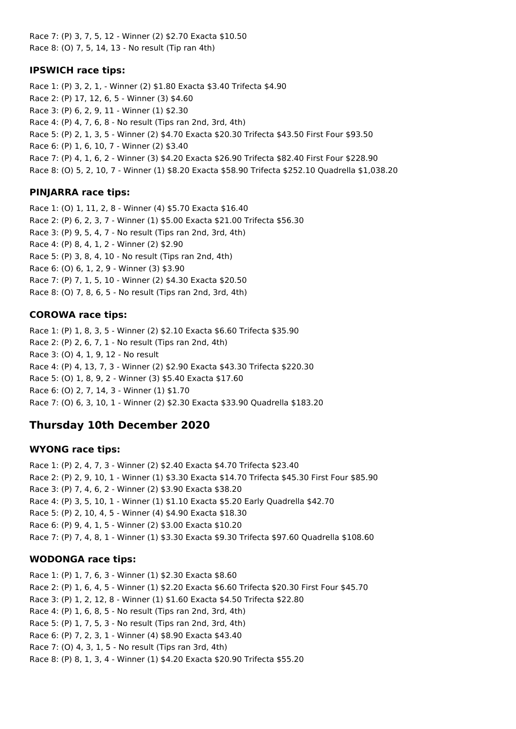Race 7: (P) 3, 7, 5, 12 - Winner (2) $2.70 Exacta $10.50
Race 8: (O) 7, 5, 14, 13 - No result (Tip ran 4th)

### IPSWICH race tips:

Race 1: (P) 3, 2, 1, - Winner (2) $1.80 Exacta $3.40 Trifecta $4.90
Race 2: (P) 17, 12, 6, 5 - Winner (3) $4.60
Race 3: (P) 6, 2, 9, 11 - Winner (1) $2.30
Race 4: (P) 4, 7, 6, 8 - No result (Tips ran 2nd, 3rd, 4th)
Race 5: (P) 2, 1, 3, 5 - Winner (2) $4.70 Exacta $20.30 Trifecta $43.50 First Four $93.50
Race 6: (P) 1, 6, 10, 7 - Winner (2) $3.40
Race 7: (P) 4, 1, 6, 2 - Winner (3) $4.20 Exacta $26.90 Trifecta $82.40 First Four $228.90
Race 8: (O) 5, 2, 10, 7 - Winner (1) $8.20 Exacta $58.90 Trifecta $252.10 Quadrella $1,038.20

### PINJARRA race tips:

Race 1: (O) 1, 11, 2, 8 - Winner (4) $5.70 Exacta $16.40
Race 2: (P) 6, 2, 3, 7 - Winner (1) $5.00 Exacta $21.00 Trifecta $56.30
Race 3: (P) 9, 5, 4, 7 - No result (Tips ran 2nd, 3rd, 4th)
Race 4: (P) 8, 4, 1, 2 - Winner (2) $2.90
Race 5: (P) 3, 8, 4, 10 - No result (Tips ran 2nd, 4th)
Race 6: (O) 6, 1, 2, 9 - Winner (3) $3.90
Race 7: (P) 7, 1, 5, 10 - Winner (2) $4.30 Exacta $20.50
Race 8: (O) 7, 8, 6, 5 - No result (Tips ran 2nd, 3rd, 4th)

### COROWA race tips:

Race 1: (P) 1, 8, 3, 5 - Winner (2) $2.10 Exacta $6.60 Trifecta $35.90
Race 2: (P) 2, 6, 7, 1 - No result (Tips ran 2nd, 4th)
Race 3: (O) 4, 1, 9, 12 - No result
Race 4: (P) 4, 13, 7, 3 - Winner (2) $2.90 Exacta $43.30 Trifecta $220.30
Race 5: (O) 1, 8, 9, 2 - Winner (3) $5.40 Exacta $17.60
Race 6: (O) 2, 7, 14, 3 - Winner (1) $1.70
Race 7: (O) 6, 3, 10, 1 - Winner (2) $2.30 Exacta $33.90 Quadrella $183.20

## Thursday 10th December 2020

### WYONG race tips:

Race 1: (P) 2, 4, 7, 3 - Winner (2) $2.40 Exacta $4.70 Trifecta $23.40
Race 2: (P) 2, 9, 10, 1 - Winner (1) $3.30 Exacta $14.70 Trifecta $45.30 First Four $85.90
Race 3: (P) 7, 4, 6, 2 - Winner (2) $3.90 Exacta $38.20
Race 4: (P) 3, 5, 10, 1 - Winner (1) $1.10 Exacta $5.20 Early Quadrella $42.70
Race 5: (P) 2, 10, 4, 5 - Winner (4) $4.90 Exacta $18.30
Race 6: (P) 9, 4, 1, 5 - Winner (2) $3.00 Exacta $10.20
Race 7: (P) 7, 4, 8, 1 - Winner (1) $3.30 Exacta $9.30 Trifecta $97.60 Quadrella $108.60

### WODONGA race tips:

Race 1: (P) 1, 7, 6, 3 - Winner (1) $2.30 Exacta $8.60
Race 2: (P) 1, 6, 4, 5 - Winner (1) $2.20 Exacta $6.60 Trifecta $20.30 First Four $45.70
Race 3: (P) 1, 2, 12, 8 - Winner (1) $1.60 Exacta $4.50 Trifecta $22.80
Race 4: (P) 1, 6, 8, 5 - No result (Tips ran 2nd, 3rd, 4th)
Race 5: (P) 1, 7, 5, 3 - No result (Tips ran 2nd, 3rd, 4th)
Race 6: (P) 7, 2, 3, 1 - Winner (4) $8.90 Exacta $43.40
Race 7: (O) 4, 3, 1, 5 - No result (Tips ran 3rd, 4th)
Race 8: (P) 8, 1, 3, 4 - Winner (1) $4.20 Exacta $20.90 Trifecta $55.20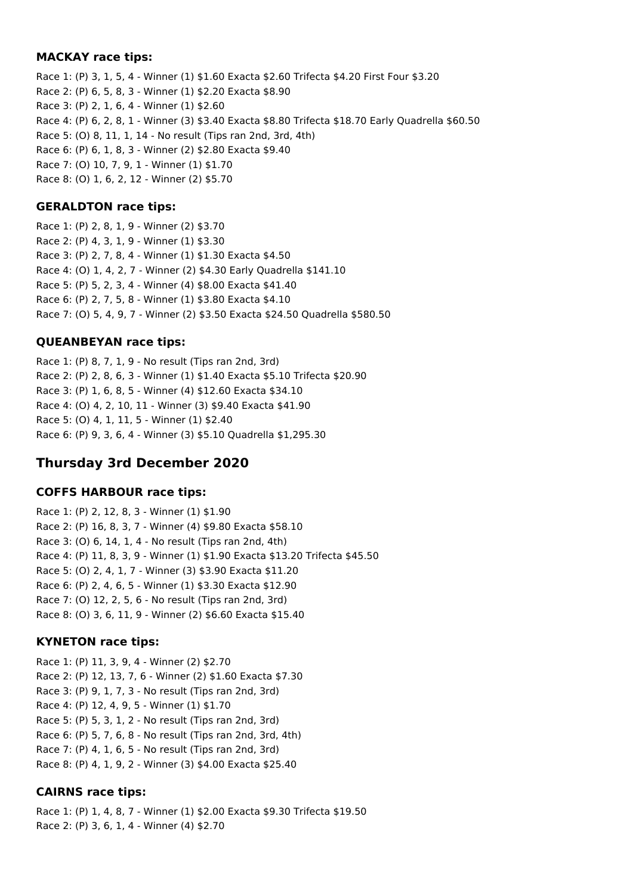### MACKAY race tips:

Race 1: (P) 3, 1, 5, 4 - Winner (1) $1.60 Exacta $2.60 Trifecta $4.20 First Four $3.20
Race 2: (P) 6, 5, 8, 3 - Winner (1) $2.20 Exacta $8.90
Race 3: (P) 2, 1, 6, 4 - Winner (1) $2.60
Race 4: (P) 6, 2, 8, 1 - Winner (3) $3.40 Exacta $8.80 Trifecta $18.70 Early Quadrella $60.50
Race 5: (O) 8, 11, 1, 14 - No result (Tips ran 2nd, 3rd, 4th)
Race 6: (P) 6, 1, 8, 3 - Winner (2) $2.80 Exacta $9.40
Race 7: (O) 10, 7, 9, 1 - Winner (1) $1.70
Race 8: (O) 1, 6, 2, 12 - Winner (2) $5.70

### GERALDTON race tips:

Race 1: (P) 2, 8, 1, 9 - Winner (2) $3.70
Race 2: (P) 4, 3, 1, 9 - Winner (1) $3.30
Race 3: (P) 2, 7, 8, 4 - Winner (1) $1.30 Exacta $4.50
Race 4: (O) 1, 4, 2, 7 - Winner (2) $4.30 Early Quadrella $141.10
Race 5: (P) 5, 2, 3, 4 - Winner (4) $8.00 Exacta $41.40
Race 6: (P) 2, 7, 5, 8 - Winner (1) $3.80 Exacta $4.10
Race 7: (O) 5, 4, 9, 7 - Winner (2) $3.50 Exacta $24.50 Quadrella $580.50

### QUEANBEYAN race tips:

Race 1: (P) 8, 7, 1, 9 - No result (Tips ran 2nd, 3rd)
Race 2: (P) 2, 8, 6, 3 - Winner (1) $1.40 Exacta $5.10 Trifecta $20.90
Race 3: (P) 1, 6, 8, 5 - Winner (4) $12.60 Exacta $34.10
Race 4: (O) 4, 2, 10, 11 - Winner (3) $9.40 Exacta $41.90
Race 5: (O) 4, 1, 11, 5 - Winner (1) $2.40
Race 6: (P) 9, 3, 6, 4 - Winner (3) $5.10 Quadrella $1,295.30

## Thursday 3rd December 2020

### COFFS HARBOUR race tips:

Race 1: (P) 2, 12, 8, 3 - Winner (1) $1.90
Race 2: (P) 16, 8, 3, 7 - Winner (4) $9.80 Exacta $58.10
Race 3: (O) 6, 14, 1, 4 - No result (Tips ran 2nd, 4th)
Race 4: (P) 11, 8, 3, 9 - Winner (1) $1.90 Exacta $13.20 Trifecta $45.50
Race 5: (O) 2, 4, 1, 7 - Winner (3) $3.90 Exacta $11.20
Race 6: (P) 2, 4, 6, 5 - Winner (1) $3.30 Exacta $12.90
Race 7: (O) 12, 2, 5, 6 - No result (Tips ran 2nd, 3rd)
Race 8: (O) 3, 6, 11, 9 - Winner (2) $6.60 Exacta $15.40

### KYNETON race tips:

Race 1: (P) 11, 3, 9, 4 - Winner (2) $2.70
Race 2: (P) 12, 13, 7, 6 - Winner (2) $1.60 Exacta $7.30
Race 3: (P) 9, 1, 7, 3 - No result (Tips ran 2nd, 3rd)
Race 4: (P) 12, 4, 9, 5 - Winner (1) $1.70
Race 5: (P) 5, 3, 1, 2 - No result (Tips ran 2nd, 3rd)
Race 6: (P) 5, 7, 6, 8 - No result (Tips ran 2nd, 3rd, 4th)
Race 7: (P) 4, 1, 6, 5 - No result (Tips ran 2nd, 3rd)
Race 8: (P) 4, 1, 9, 2 - Winner (3) $4.00 Exacta $25.40

### CAIRNS race tips:

Race 1: (P) 1, 4, 8, 7 - Winner (1) $2.00 Exacta $9.30 Trifecta $19.50
Race 2: (P) 3, 6, 1, 4 - Winner (4) $2.70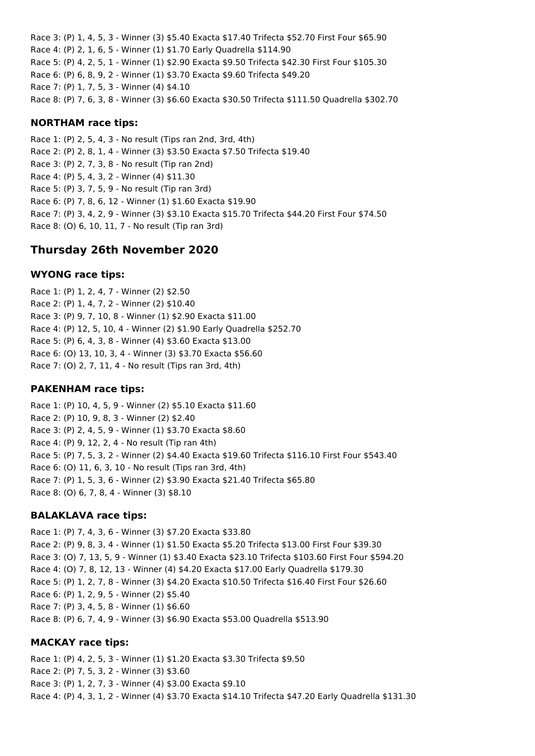Race 3: (P) 1, 4, 5, 3 - Winner (3) $5.40 Exacta $17.40 Trifecta $52.70 First Four $65.90
Race 4: (P) 2, 1, 6, 5 - Winner (1) $1.70 Early Quadrella $114.90
Race 5: (P) 4, 2, 5, 1 - Winner (1) $2.90 Exacta $9.50 Trifecta $42.30 First Four $105.30
Race 6: (P) 6, 8, 9, 2 - Winner (1) $3.70 Exacta $9.60 Trifecta $49.20
Race 7: (P) 1, 7, 5, 3 - Winner (4) $4.10
Race 8: (P) 7, 6, 3, 8 - Winner (3) $6.60 Exacta $30.50 Trifecta $111.50 Quadrella $302.70

### NORTHAM race tips:

Race 1: (P) 2, 5, 4, 3 - No result (Tips ran 2nd, 3rd, 4th)
Race 2: (P) 2, 8, 1, 4 - Winner (3) $3.50 Exacta $7.50 Trifecta $19.40
Race 3: (P) 2, 7, 3, 8 - No result (Tip ran 2nd)
Race 4: (P) 5, 4, 3, 2 - Winner (4) $11.30
Race 5: (P) 3, 7, 5, 9 - No result (Tip ran 3rd)
Race 6: (P) 7, 8, 6, 12 - Winner (1) $1.60 Exacta $19.90
Race 7: (P) 3, 4, 2, 9 - Winner (3) $3.10 Exacta $15.70 Trifecta $44.20 First Four $74.50
Race 8: (O) 6, 10, 11, 7 - No result (Tip ran 3rd)

## Thursday 26th November 2020

### WYONG race tips:

Race 1: (P) 1, 2, 4, 7 - Winner (2) $2.50
Race 2: (P) 1, 4, 7, 2 - Winner (2) $10.40
Race 3: (P) 9, 7, 10, 8 - Winner (1) $2.90 Exacta $11.00
Race 4: (P) 12, 5, 10, 4 - Winner (2) $1.90 Early Quadrella $252.70
Race 5: (P) 6, 4, 3, 8 - Winner (4) $3.60 Exacta $13.00
Race 6: (O) 13, 10, 3, 4 - Winner (3) $3.70 Exacta $56.60
Race 7: (O) 2, 7, 11, 4 - No result (Tips ran 3rd, 4th)

### PAKENHAM race tips:

Race 1: (P) 10, 4, 5, 9 - Winner (2) $5.10 Exacta $11.60
Race 2: (P) 10, 9, 8, 3 - Winner (2) $2.40
Race 3: (P) 2, 4, 5, 9 - Winner (1) $3.70 Exacta $8.60
Race 4: (P) 9, 12, 2, 4 - No result (Tip ran 4th)
Race 5: (P) 7, 5, 3, 2 - Winner (2) $4.40 Exacta $19.60 Trifecta $116.10 First Four $543.40
Race 6: (O) 11, 6, 3, 10 - No result (Tips ran 3rd, 4th)
Race 7: (P) 1, 5, 3, 6 - Winner (2) $3.90 Exacta $21.40 Trifecta $65.80
Race 8: (O) 6, 7, 8, 4 - Winner (3) $8.10

### BALAKLAVA race tips:

Race 1: (P) 7, 4, 3, 6 - Winner (3) $7.20 Exacta $33.80
Race 2: (P) 9, 8, 3, 4 - Winner (1) $1.50 Exacta $5.20 Trifecta $13.00 First Four $39.30
Race 3: (O) 7, 13, 5, 9 - Winner (1) $3.40 Exacta $23.10 Trifecta $103.60 First Four $594.20
Race 4: (O) 7, 8, 12, 13 - Winner (4) $4.20 Exacta $17.00 Early Quadrella $179.30
Race 5: (P) 1, 2, 7, 8 - Winner (3) $4.20 Exacta $10.50 Trifecta $16.40 First Four $26.60
Race 6: (P) 1, 2, 9, 5 - Winner (2) $5.40
Race 7: (P) 3, 4, 5, 8 - Winner (1) $6.60
Race 8: (P) 6, 7, 4, 9 - Winner (3) $6.90 Exacta $53.00 Quadrella $513.90

### MACKAY race tips:

Race 1: (P) 4, 2, 5, 3 - Winner (1) $1.20 Exacta $3.30 Trifecta $9.50
Race 2: (P) 7, 5, 3, 2 - Winner (3) $3.60
Race 3: (P) 1, 2, 7, 3 - Winner (4) $3.00 Exacta $9.10
Race 4: (P) 4, 3, 1, 2 - Winner (4) $3.70 Exacta $14.10 Trifecta $47.20 Early Quadrella $131.30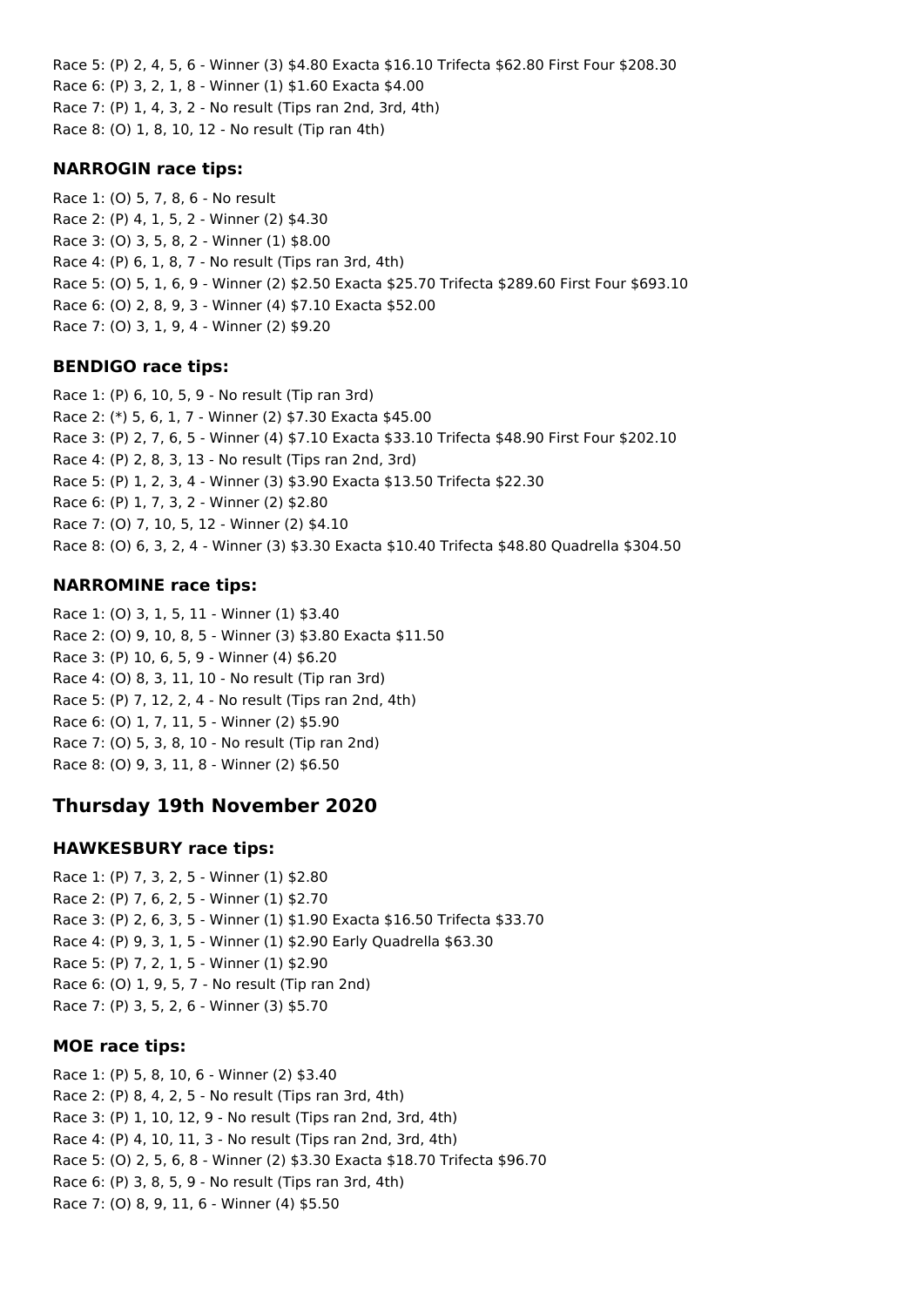Race 5: (P) 2, 4, 5, 6 - Winner (3) $4.80 Exacta $16.10 Trifecta $62.80 First Four $208.30
Race 6: (P) 3, 2, 1, 8 - Winner (1) $1.60 Exacta $4.00
Race 7: (P) 1, 4, 3, 2 - No result (Tips ran 2nd, 3rd, 4th)
Race 8: (O) 1, 8, 10, 12 - No result (Tip ran 4th)

### NARROGIN race tips:

Race 1: (O) 5, 7, 8, 6 - No result
Race 2: (P) 4, 1, 5, 2 - Winner (2) $4.30
Race 3: (O) 3, 5, 8, 2 - Winner (1) $8.00
Race 4: (P) 6, 1, 8, 7 - No result (Tips ran 3rd, 4th)
Race 5: (O) 5, 1, 6, 9 - Winner (2) $2.50 Exacta $25.70 Trifecta $289.60 First Four $693.10
Race 6: (O) 2, 8, 9, 3 - Winner (4) $7.10 Exacta $52.00
Race 7: (O) 3, 1, 9, 4 - Winner (2) $9.20

### BENDIGO race tips:

Race 1: (P) 6, 10, 5, 9 - No result (Tip ran 3rd)
Race 2: (*) 5, 6, 1, 7 - Winner (2) $7.30 Exacta $45.00
Race 3: (P) 2, 7, 6, 5 - Winner (4) $7.10 Exacta $33.10 Trifecta $48.90 First Four $202.10
Race 4: (P) 2, 8, 3, 13 - No result (Tips ran 2nd, 3rd)
Race 5: (P) 1, 2, 3, 4 - Winner (3) $3.90 Exacta $13.50 Trifecta $22.30
Race 6: (P) 1, 7, 3, 2 - Winner (2) $2.80
Race 7: (O) 7, 10, 5, 12 - Winner (2) $4.10
Race 8: (O) 6, 3, 2, 4 - Winner (3) $3.30 Exacta $10.40 Trifecta $48.80 Quadrella $304.50

### NARROMINE race tips:

Race 1: (O) 3, 1, 5, 11 - Winner (1) $3.40
Race 2: (O) 9, 10, 8, 5 - Winner (3) $3.80 Exacta $11.50
Race 3: (P) 10, 6, 5, 9 - Winner (4) $6.20
Race 4: (O) 8, 3, 11, 10 - No result (Tip ran 3rd)
Race 5: (P) 7, 12, 2, 4 - No result (Tips ran 2nd, 4th)
Race 6: (O) 1, 7, 11, 5 - Winner (2) $5.90
Race 7: (O) 5, 3, 8, 10 - No result (Tip ran 2nd)
Race 8: (O) 9, 3, 11, 8 - Winner (2) $6.50

## Thursday 19th November 2020

### HAWKESBURY race tips:

Race 1: (P) 7, 3, 2, 5 - Winner (1) $2.80
Race 2: (P) 7, 6, 2, 5 - Winner (1) $2.70
Race 3: (P) 2, 6, 3, 5 - Winner (1) $1.90 Exacta $16.50 Trifecta $33.70
Race 4: (P) 9, 3, 1, 5 - Winner (1) $2.90 Early Quadrella $63.30
Race 5: (P) 7, 2, 1, 5 - Winner (1) $2.90
Race 6: (O) 1, 9, 5, 7 - No result (Tip ran 2nd)
Race 7: (P) 3, 5, 2, 6 - Winner (3) $5.70

### MOE race tips:

Race 1: (P) 5, 8, 10, 6 - Winner (2) $3.40
Race 2: (P) 8, 4, 2, 5 - No result (Tips ran 3rd, 4th)
Race 3: (P) 1, 10, 12, 9 - No result (Tips ran 2nd, 3rd, 4th)
Race 4: (P) 4, 10, 11, 3 - No result (Tips ran 2nd, 3rd, 4th)
Race 5: (O) 2, 5, 6, 8 - Winner (2) $3.30 Exacta $18.70 Trifecta $96.70
Race 6: (P) 3, 8, 5, 9 - No result (Tips ran 3rd, 4th)
Race 7: (O) 8, 9, 11, 6 - Winner (4) $5.50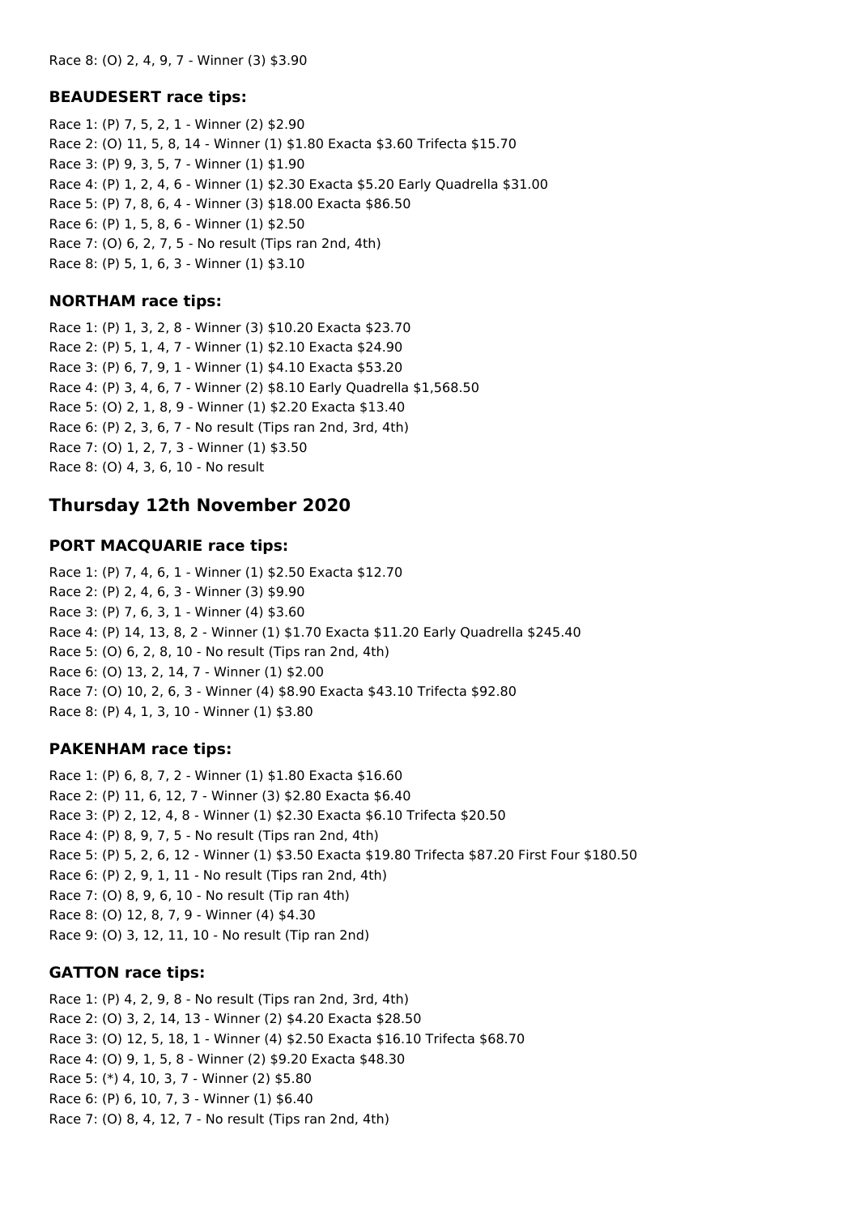Race 8: (O) 2, 4, 9, 7 - Winner (3) $3.90

### BEAUDESERT race tips:

Race 1: (P) 7, 5, 2, 1 - Winner (2) $2.90
Race 2: (O) 11, 5, 8, 14 - Winner (1) $1.80 Exacta $3.60 Trifecta $15.70
Race 3: (P) 9, 3, 5, 7 - Winner (1) $1.90
Race 4: (P) 1, 2, 4, 6 - Winner (1) $2.30 Exacta $5.20 Early Quadrella $31.00
Race 5: (P) 7, 8, 6, 4 - Winner (3) $18.00 Exacta $86.50
Race 6: (P) 1, 5, 8, 6 - Winner (1) $2.50
Race 7: (O) 6, 2, 7, 5 - No result (Tips ran 2nd, 4th)
Race 8: (P) 5, 1, 6, 3 - Winner (1) $3.10

### NORTHAM race tips:

Race 1: (P) 1, 3, 2, 8 - Winner (3) $10.20 Exacta $23.70
Race 2: (P) 5, 1, 4, 7 - Winner (1) $2.10 Exacta $24.90
Race 3: (P) 6, 7, 9, 1 - Winner (1) $4.10 Exacta $53.20
Race 4: (P) 3, 4, 6, 7 - Winner (2) $8.10 Early Quadrella $1,568.50
Race 5: (O) 2, 1, 8, 9 - Winner (1) $2.20 Exacta $13.40
Race 6: (P) 2, 3, 6, 7 - No result (Tips ran 2nd, 3rd, 4th)
Race 7: (O) 1, 2, 7, 3 - Winner (1) $3.50
Race 8: (O) 4, 3, 6, 10 - No result

## Thursday 12th November 2020

### PORT MACQUARIE race tips:

Race 1: (P) 7, 4, 6, 1 - Winner (1) $2.50 Exacta $12.70
Race 2: (P) 2, 4, 6, 3 - Winner (3) $9.90
Race 3: (P) 7, 6, 3, 1 - Winner (4) $3.60
Race 4: (P) 14, 13, 8, 2 - Winner (1) $1.70 Exacta $11.20 Early Quadrella $245.40
Race 5: (O) 6, 2, 8, 10 - No result (Tips ran 2nd, 4th)
Race 6: (O) 13, 2, 14, 7 - Winner (1) $2.00
Race 7: (O) 10, 2, 6, 3 - Winner (4) $8.90 Exacta $43.10 Trifecta $92.80
Race 8: (P) 4, 1, 3, 10 - Winner (1) $3.80

### PAKENHAM race tips:

Race 1: (P) 6, 8, 7, 2 - Winner (1) $1.80 Exacta $16.60
Race 2: (P) 11, 6, 12, 7 - Winner (3) $2.80 Exacta $6.40
Race 3: (P) 2, 12, 4, 8 - Winner (1) $2.30 Exacta $6.10 Trifecta $20.50
Race 4: (P) 8, 9, 7, 5 - No result (Tips ran 2nd, 4th)
Race 5: (P) 5, 2, 6, 12 - Winner (1) $3.50 Exacta $19.80 Trifecta $87.20 First Four $180.50
Race 6: (P) 2, 9, 1, 11 - No result (Tips ran 2nd, 4th)
Race 7: (O) 8, 9, 6, 10 - No result (Tip ran 4th)
Race 8: (O) 12, 8, 7, 9 - Winner (4) $4.30
Race 9: (O) 3, 12, 11, 10 - No result (Tip ran 2nd)

### GATTON race tips:

Race 1: (P) 4, 2, 9, 8 - No result (Tips ran 2nd, 3rd, 4th)
Race 2: (O) 3, 2, 14, 13 - Winner (2) $4.20 Exacta $28.50
Race 3: (O) 12, 5, 18, 1 - Winner (4) $2.50 Exacta $16.10 Trifecta $68.70
Race 4: (O) 9, 1, 5, 8 - Winner (2) $9.20 Exacta $48.30
Race 5: (*) 4, 10, 3, 7 - Winner (2) $5.80
Race 6: (P) 6, 10, 7, 3 - Winner (1) $6.40
Race 7: (O) 8, 4, 12, 7 - No result (Tips ran 2nd, 4th)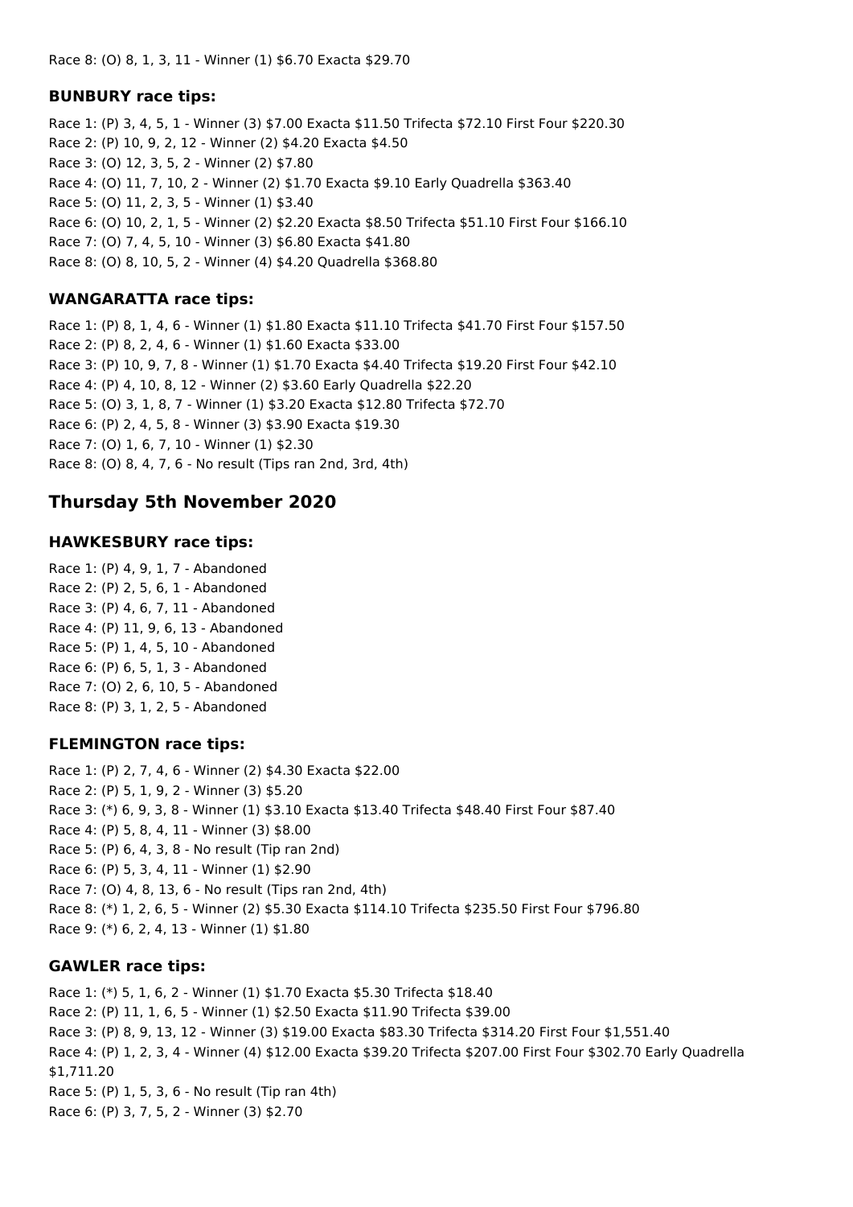Race 8: (O) 8, 1, 3, 11 - Winner (1) $6.70 Exacta $29.70

### BUNBURY race tips:

Race 1: (P) 3, 4, 5, 1 - Winner (3) $7.00 Exacta $11.50 Trifecta $72.10 First Four $220.30
Race 2: (P) 10, 9, 2, 12 - Winner (2) $4.20 Exacta $4.50
Race 3: (O) 12, 3, 5, 2 - Winner (2) $7.80
Race 4: (O) 11, 7, 10, 2 - Winner (2) $1.70 Exacta $9.10 Early Quadrella $363.40
Race 5: (O) 11, 2, 3, 5 - Winner (1) $3.40
Race 6: (O) 10, 2, 1, 5 - Winner (2) $2.20 Exacta $8.50 Trifecta $51.10 First Four $166.10
Race 7: (O) 7, 4, 5, 10 - Winner (3) $6.80 Exacta $41.80
Race 8: (O) 8, 10, 5, 2 - Winner (4) $4.20 Quadrella $368.80

### WANGARATTA race tips:

Race 1: (P) 8, 1, 4, 6 - Winner (1) $1.80 Exacta $11.10 Trifecta $41.70 First Four $157.50
Race 2: (P) 8, 2, 4, 6 - Winner (1) $1.60 Exacta $33.00
Race 3: (P) 10, 9, 7, 8 - Winner (1) $1.70 Exacta $4.40 Trifecta $19.20 First Four $42.10
Race 4: (P) 4, 10, 8, 12 - Winner (2) $3.60 Early Quadrella $22.20
Race 5: (O) 3, 1, 8, 7 - Winner (1) $3.20 Exacta $12.80 Trifecta $72.70
Race 6: (P) 2, 4, 5, 8 - Winner (3) $3.90 Exacta $19.30
Race 7: (O) 1, 6, 7, 10 - Winner (1) $2.30
Race 8: (O) 8, 4, 7, 6 - No result (Tips ran 2nd, 3rd, 4th)

## Thursday 5th November 2020

### HAWKESBURY race tips:

Race 1: (P) 4, 9, 1, 7 - Abandoned
Race 2: (P) 2, 5, 6, 1 - Abandoned
Race 3: (P) 4, 6, 7, 11 - Abandoned
Race 4: (P) 11, 9, 6, 13 - Abandoned
Race 5: (P) 1, 4, 5, 10 - Abandoned
Race 6: (P) 6, 5, 1, 3 - Abandoned
Race 7: (O) 2, 6, 10, 5 - Abandoned
Race 8: (P) 3, 1, 2, 5 - Abandoned

### FLEMINGTON race tips:

Race 1: (P) 2, 7, 4, 6 - Winner (2) $4.30 Exacta $22.00
Race 2: (P) 5, 1, 9, 2 - Winner (3) $5.20
Race 3: (*) 6, 9, 3, 8 - Winner (1) $3.10 Exacta $13.40 Trifecta $48.40 First Four $87.40
Race 4: (P) 5, 8, 4, 11 - Winner (3) $8.00
Race 5: (P) 6, 4, 3, 8 - No result (Tip ran 2nd)
Race 6: (P) 5, 3, 4, 11 - Winner (1) $2.90
Race 7: (O) 4, 8, 13, 6 - No result (Tips ran 2nd, 4th)
Race 8: (*) 1, 2, 6, 5 - Winner (2) $5.30 Exacta $114.10 Trifecta $235.50 First Four $796.80
Race 9: (*) 6, 2, 4, 13 - Winner (1) $1.80

### GAWLER race tips:

Race 1: (*) 5, 1, 6, 2 - Winner (1) $1.70 Exacta $5.30 Trifecta $18.40
Race 2: (P) 11, 1, 6, 5 - Winner (1) $2.50 Exacta $11.90 Trifecta $39.00
Race 3: (P) 8, 9, 13, 12 - Winner (3) $19.00 Exacta $83.30 Trifecta $314.20 First Four $1,551.40
Race 4: (P) 1, 2, 3, 4 - Winner (4) $12.00 Exacta $39.20 Trifecta $207.00 First Four $302.70 Early Quadrella $1,711.20
Race 5: (P) 1, 5, 3, 6 - No result (Tip ran 4th)
Race 6: (P) 3, 7, 5, 2 - Winner (3) $2.70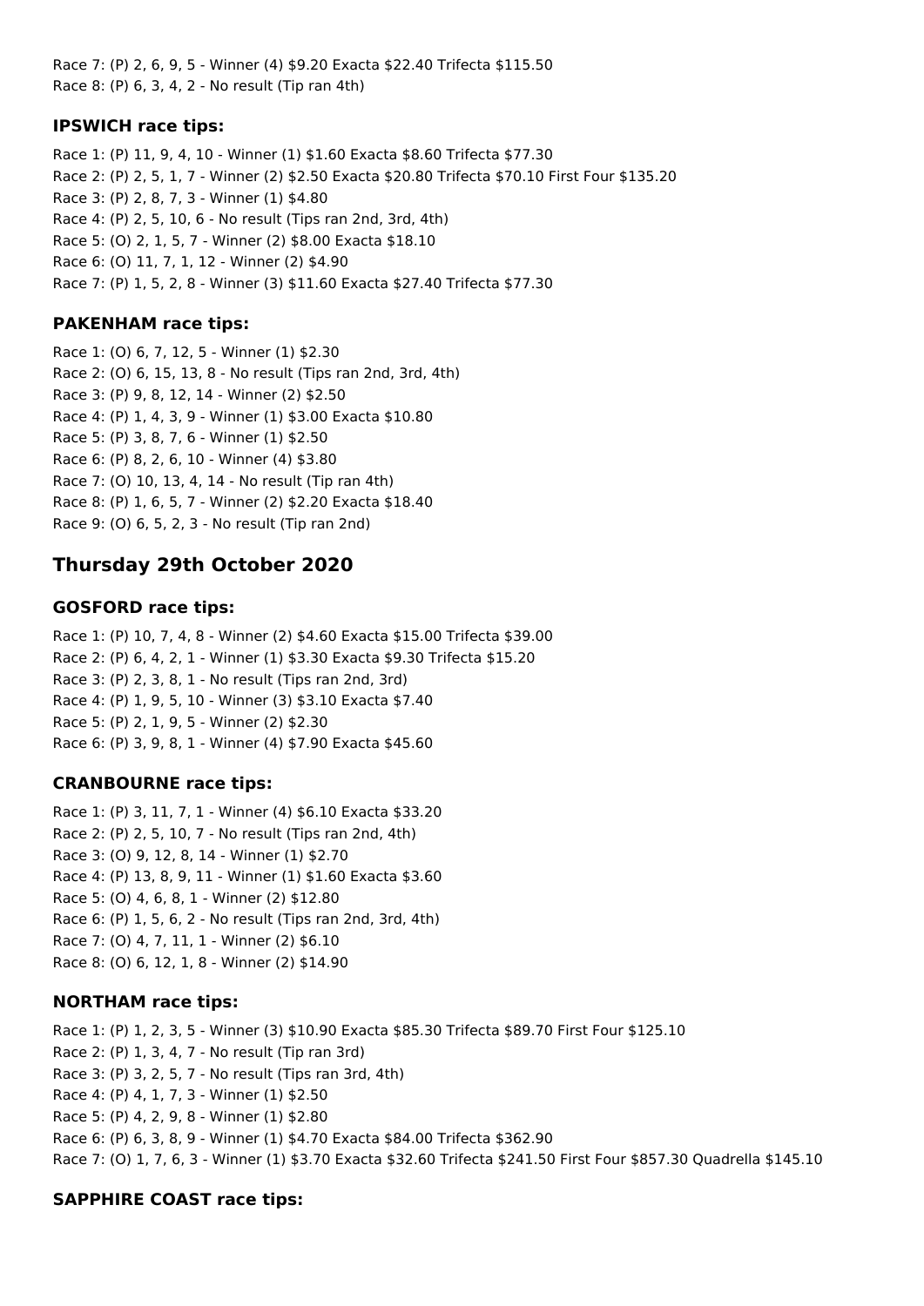Race 7: (P) 2, 6, 9, 5 - Winner (4) $9.20 Exacta $22.40 Trifecta $115.50
Race 8: (P) 6, 3, 4, 2 - No result (Tip ran 4th)

### IPSWICH race tips:

Race 1: (P) 11, 9, 4, 10 - Winner (1) $1.60 Exacta $8.60 Trifecta $77.30
Race 2: (P) 2, 5, 1, 7 - Winner (2) $2.50 Exacta $20.80 Trifecta $70.10 First Four $135.20
Race 3: (P) 2, 8, 7, 3 - Winner (1) $4.80
Race 4: (P) 2, 5, 10, 6 - No result (Tips ran 2nd, 3rd, 4th)
Race 5: (O) 2, 1, 5, 7 - Winner (2) $8.00 Exacta $18.10
Race 6: (O) 11, 7, 1, 12 - Winner (2) $4.90
Race 7: (P) 1, 5, 2, 8 - Winner (3) $11.60 Exacta $27.40 Trifecta $77.30

### PAKENHAM race tips:

Race 1: (O) 6, 7, 12, 5 - Winner (1) $2.30
Race 2: (O) 6, 15, 13, 8 - No result (Tips ran 2nd, 3rd, 4th)
Race 3: (P) 9, 8, 12, 14 - Winner (2) $2.50
Race 4: (P) 1, 4, 3, 9 - Winner (1) $3.00 Exacta $10.80
Race 5: (P) 3, 8, 7, 6 - Winner (1) $2.50
Race 6: (P) 8, 2, 6, 10 - Winner (4) $3.80
Race 7: (O) 10, 13, 4, 14 - No result (Tip ran 4th)
Race 8: (P) 1, 6, 5, 7 - Winner (2) $2.20 Exacta $18.40
Race 9: (O) 6, 5, 2, 3 - No result (Tip ran 2nd)

## Thursday 29th October 2020

### GOSFORD race tips:

Race 1: (P) 10, 7, 4, 8 - Winner (2) $4.60 Exacta $15.00 Trifecta $39.00
Race 2: (P) 6, 4, 2, 1 - Winner (1) $3.30 Exacta $9.30 Trifecta $15.20
Race 3: (P) 2, 3, 8, 1 - No result (Tips ran 2nd, 3rd)
Race 4: (P) 1, 9, 5, 10 - Winner (3) $3.10 Exacta $7.40
Race 5: (P) 2, 1, 9, 5 - Winner (2) $2.30
Race 6: (P) 3, 9, 8, 1 - Winner (4) $7.90 Exacta $45.60

### CRANBOURNE race tips:

Race 1: (P) 3, 11, 7, 1 - Winner (4) $6.10 Exacta $33.20
Race 2: (P) 2, 5, 10, 7 - No result (Tips ran 2nd, 4th)
Race 3: (O) 9, 12, 8, 14 - Winner (1) $2.70
Race 4: (P) 13, 8, 9, 11 - Winner (1) $1.60 Exacta $3.60
Race 5: (O) 4, 6, 8, 1 - Winner (2) $12.80
Race 6: (P) 1, 5, 6, 2 - No result (Tips ran 2nd, 3rd, 4th)
Race 7: (O) 4, 7, 11, 1 - Winner (2) $6.10
Race 8: (O) 6, 12, 1, 8 - Winner (2) $14.90

### NORTHAM race tips:

Race 1: (P) 1, 2, 3, 5 - Winner (3) $10.90 Exacta $85.30 Trifecta $89.70 First Four $125.10
Race 2: (P) 1, 3, 4, 7 - No result (Tip ran 3rd)
Race 3: (P) 3, 2, 5, 7 - No result (Tips ran 3rd, 4th)
Race 4: (P) 4, 1, 7, 3 - Winner (1) $2.50
Race 5: (P) 4, 2, 9, 8 - Winner (1) $2.80
Race 6: (P) 6, 3, 8, 9 - Winner (1) $4.70 Exacta $84.00 Trifecta $362.90
Race 7: (O) 1, 7, 6, 3 - Winner (1) $3.70 Exacta $32.60 Trifecta $241.50 First Four $857.30 Quadrella $145.10

### SAPPHIRE COAST race tips: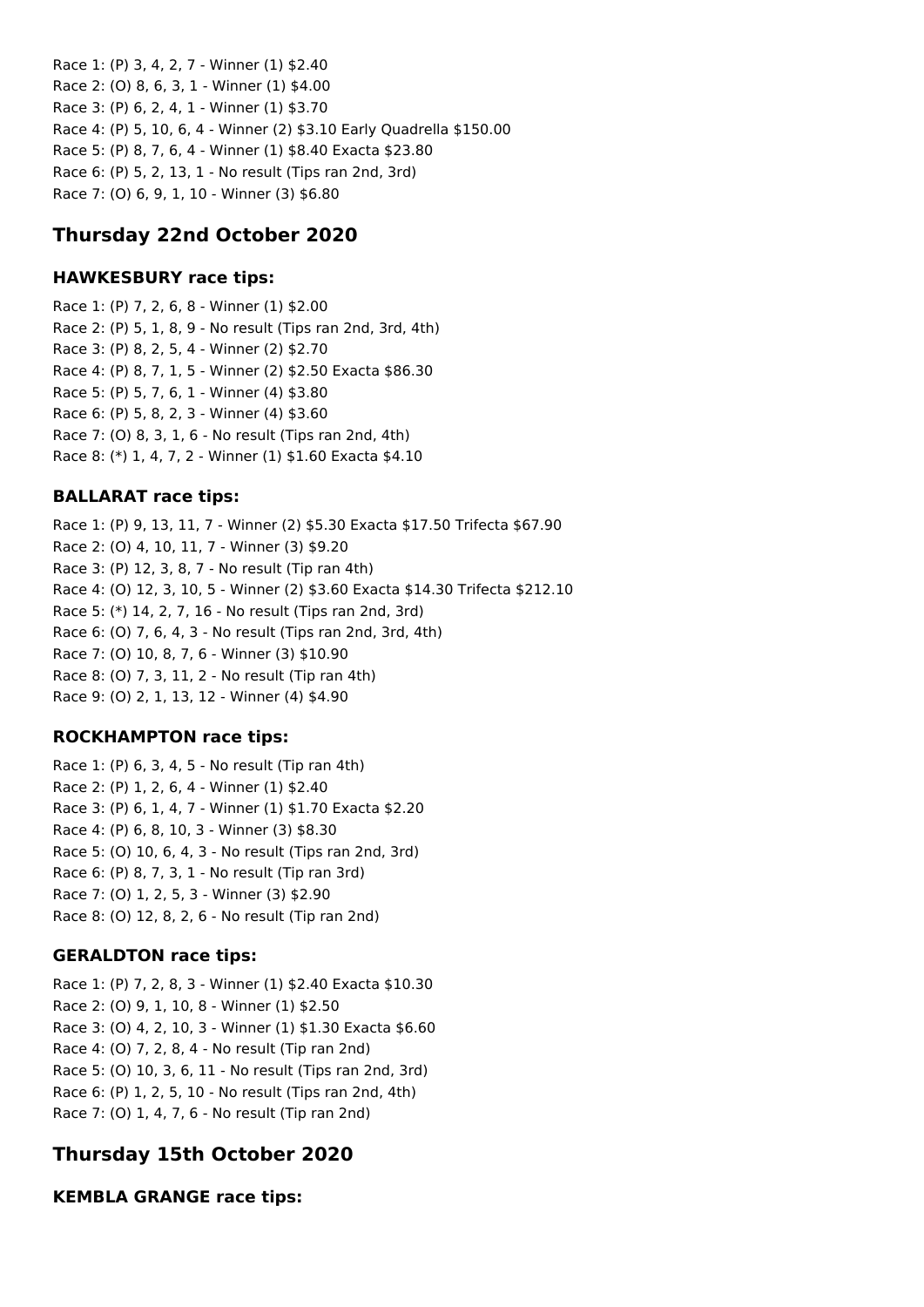Race 1: (P) 3, 4, 2, 7 - Winner (1) $2.40
Race 2: (O) 8, 6, 3, 1 - Winner (1) $4.00
Race 3: (P) 6, 2, 4, 1 - Winner (1) $3.70
Race 4: (P) 5, 10, 6, 4 - Winner (2) $3.10 Early Quadrella $150.00
Race 5: (P) 8, 7, 6, 4 - Winner (1) $8.40 Exacta $23.80
Race 6: (P) 5, 2, 13, 1 - No result (Tips ran 2nd, 3rd)
Race 7: (O) 6, 9, 1, 10 - Winner (3) $6.80

## Thursday 22nd October 2020

### HAWKESBURY race tips:

Race 1: (P) 7, 2, 6, 8 - Winner (1) $2.00
Race 2: (P) 5, 1, 8, 9 - No result (Tips ran 2nd, 3rd, 4th)
Race 3: (P) 8, 2, 5, 4 - Winner (2) $2.70
Race 4: (P) 8, 7, 1, 5 - Winner (2) $2.50 Exacta $86.30
Race 5: (P) 5, 7, 6, 1 - Winner (4) $3.80
Race 6: (P) 5, 8, 2, 3 - Winner (4) $3.60
Race 7: (O) 8, 3, 1, 6 - No result (Tips ran 2nd, 4th)
Race 8: (*) 1, 4, 7, 2 - Winner (1) $1.60 Exacta $4.10

### BALLARAT race tips:

Race 1: (P) 9, 13, 11, 7 - Winner (2) $5.30 Exacta $17.50 Trifecta $67.90
Race 2: (O) 4, 10, 11, 7 - Winner (3) $9.20
Race 3: (P) 12, 3, 8, 7 - No result (Tip ran 4th)
Race 4: (O) 12, 3, 10, 5 - Winner (2) $3.60 Exacta $14.30 Trifecta $212.10
Race 5: (*) 14, 2, 7, 16 - No result (Tips ran 2nd, 3rd)
Race 6: (O) 7, 6, 4, 3 - No result (Tips ran 2nd, 3rd, 4th)
Race 7: (O) 10, 8, 7, 6 - Winner (3) $10.90
Race 8: (O) 7, 3, 11, 2 - No result (Tip ran 4th)
Race 9: (O) 2, 1, 13, 12 - Winner (4) $4.90

### ROCKHAMPTON race tips:

Race 1: (P) 6, 3, 4, 5 - No result (Tip ran 4th)
Race 2: (P) 1, 2, 6, 4 - Winner (1) $2.40
Race 3: (P) 6, 1, 4, 7 - Winner (1) $1.70 Exacta $2.20
Race 4: (P) 6, 8, 10, 3 - Winner (3) $8.30
Race 5: (O) 10, 6, 4, 3 - No result (Tips ran 2nd, 3rd)
Race 6: (P) 8, 7, 3, 1 - No result (Tip ran 3rd)
Race 7: (O) 1, 2, 5, 3 - Winner (3) $2.90
Race 8: (O) 12, 8, 2, 6 - No result (Tip ran 2nd)

### GERALDTON race tips:

Race 1: (P) 7, 2, 8, 3 - Winner (1) $2.40 Exacta $10.30
Race 2: (O) 9, 1, 10, 8 - Winner (1) $2.50
Race 3: (O) 4, 2, 10, 3 - Winner (1) $1.30 Exacta $6.60
Race 4: (O) 7, 2, 8, 4 - No result (Tip ran 2nd)
Race 5: (O) 10, 3, 6, 11 - No result (Tips ran 2nd, 3rd)
Race 6: (P) 1, 2, 5, 10 - No result (Tips ran 2nd, 4th)
Race 7: (O) 1, 4, 7, 6 - No result (Tip ran 2nd)

## Thursday 15th October 2020

### KEMBLA GRANGE race tips: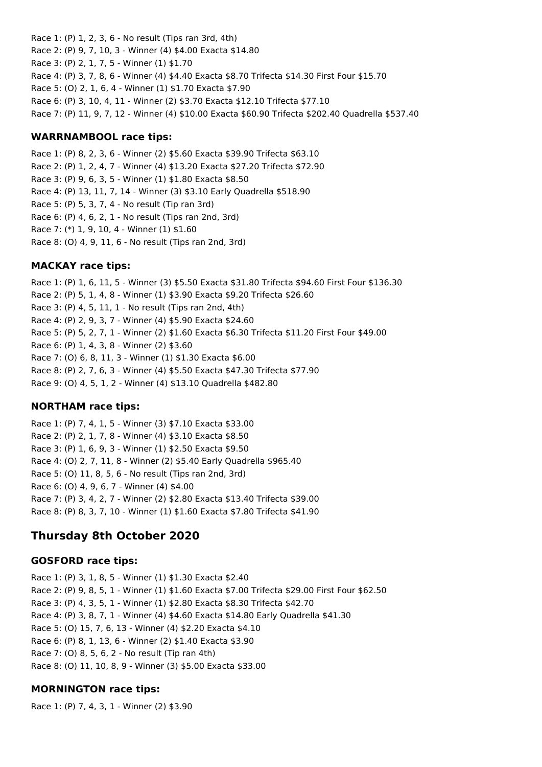Race 1: (P) 1, 2, 3, 6 - No result (Tips ran 3rd, 4th)
Race 2: (P) 9, 7, 10, 3 - Winner (4) $4.00 Exacta $14.80
Race 3: (P) 2, 1, 7, 5 - Winner (1) $1.70
Race 4: (P) 3, 7, 8, 6 - Winner (4) $4.40 Exacta $8.70 Trifecta $14.30 First Four $15.70
Race 5: (O) 2, 1, 6, 4 - Winner (1) $1.70 Exacta $7.90
Race 6: (P) 3, 10, 4, 11 - Winner (2) $3.70 Exacta $12.10 Trifecta $77.10
Race 7: (P) 11, 9, 7, 12 - Winner (4) $10.00 Exacta $60.90 Trifecta $202.40 Quadrella $537.40

### WARRNAMBOOL race tips:

Race 1: (P) 8, 2, 3, 6 - Winner (2) $5.60 Exacta $39.90 Trifecta $63.10
Race 2: (P) 1, 2, 4, 7 - Winner (4) $13.20 Exacta $27.20 Trifecta $72.90
Race 3: (P) 9, 6, 3, 5 - Winner (1) $1.80 Exacta $8.50
Race 4: (P) 13, 11, 7, 14 - Winner (3) $3.10 Early Quadrella $518.90
Race 5: (P) 5, 3, 7, 4 - No result (Tip ran 3rd)
Race 6: (P) 4, 6, 2, 1 - No result (Tips ran 2nd, 3rd)
Race 7: (*) 1, 9, 10, 4 - Winner (1) $1.60
Race 8: (O) 4, 9, 11, 6 - No result (Tips ran 2nd, 3rd)

### MACKAY race tips:

Race 1: (P) 1, 6, 11, 5 - Winner (3) $5.50 Exacta $31.80 Trifecta $94.60 First Four $136.30
Race 2: (P) 5, 1, 4, 8 - Winner (1) $3.90 Exacta $9.20 Trifecta $26.60
Race 3: (P) 4, 5, 11, 1 - No result (Tips ran 2nd, 4th)
Race 4: (P) 2, 9, 3, 7 - Winner (4) $5.90 Exacta $24.60
Race 5: (P) 5, 2, 7, 1 - Winner (2) $1.60 Exacta $6.30 Trifecta $11.20 First Four $49.00
Race 6: (P) 1, 4, 3, 8 - Winner (2) $3.60
Race 7: (O) 6, 8, 11, 3 - Winner (1) $1.30 Exacta $6.00
Race 8: (P) 2, 7, 6, 3 - Winner (4) $5.50 Exacta $47.30 Trifecta $77.90
Race 9: (O) 4, 5, 1, 2 - Winner (4) $13.10 Quadrella $482.80

### NORTHAM race tips:

Race 1: (P) 7, 4, 1, 5 - Winner (3) $7.10 Exacta $33.00
Race 2: (P) 2, 1, 7, 8 - Winner (4) $3.10 Exacta $8.50
Race 3: (P) 1, 6, 9, 3 - Winner (1) $2.50 Exacta $9.50
Race 4: (O) 2, 7, 11, 8 - Winner (2) $5.40 Early Quadrella $965.40
Race 5: (O) 11, 8, 5, 6 - No result (Tips ran 2nd, 3rd)
Race 6: (O) 4, 9, 6, 7 - Winner (4) $4.00
Race 7: (P) 3, 4, 2, 7 - Winner (2) $2.80 Exacta $13.40 Trifecta $39.00
Race 8: (P) 8, 3, 7, 10 - Winner (1) $1.60 Exacta $7.80 Trifecta $41.90

## Thursday 8th October 2020

### GOSFORD race tips:

Race 1: (P) 3, 1, 8, 5 - Winner (1) $1.30 Exacta $2.40
Race 2: (P) 9, 8, 5, 1 - Winner (1) $1.60 Exacta $7.00 Trifecta $29.00 First Four $62.50
Race 3: (P) 4, 3, 5, 1 - Winner (1) $2.80 Exacta $8.30 Trifecta $42.70
Race 4: (P) 3, 8, 7, 1 - Winner (4) $4.60 Exacta $14.80 Early Quadrella $41.30
Race 5: (O) 15, 7, 6, 13 - Winner (4) $2.20 Exacta $4.10
Race 6: (P) 8, 1, 13, 6 - Winner (2) $1.40 Exacta $3.90
Race 7: (O) 8, 5, 6, 2 - No result (Tip ran 4th)
Race 8: (O) 11, 10, 8, 9 - Winner (3) $5.00 Exacta $33.00

### MORNINGTON race tips:

Race 1: (P) 7, 4, 3, 1 - Winner (2) $3.90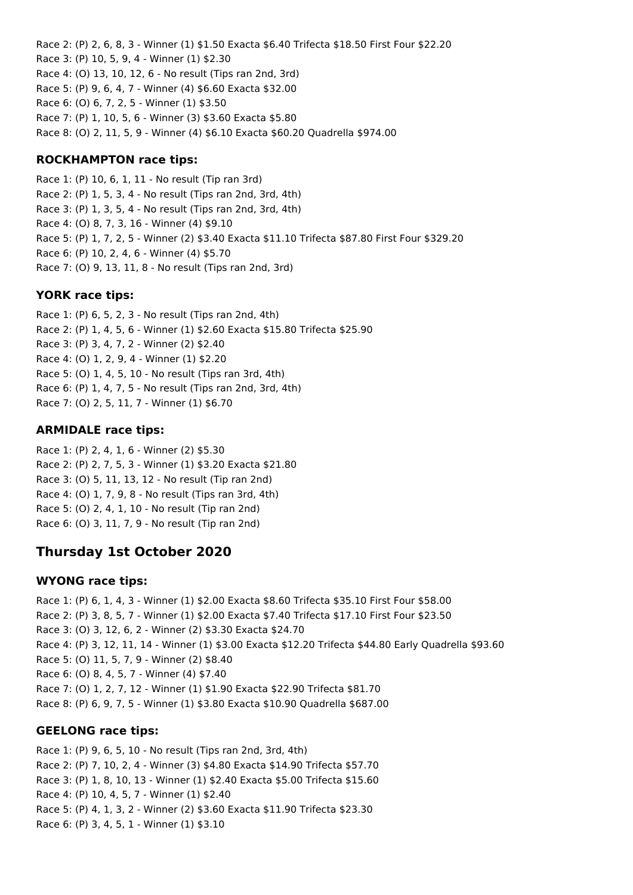Race 2: (P) 2, 6, 8, 3 - Winner (1) $1.50 Exacta $6.40 Trifecta $18.50 First Four $22.20
Race 3: (P) 10, 5, 9, 4 - Winner (1) $2.30
Race 4: (O) 13, 10, 12, 6 - No result (Tips ran 2nd, 3rd)
Race 5: (P) 9, 6, 4, 7 - Winner (4) $6.60 Exacta $32.00
Race 6: (O) 6, 7, 2, 5 - Winner (1) $3.50
Race 7: (P) 1, 10, 5, 6 - Winner (3) $3.60 Exacta $5.80
Race 8: (O) 2, 11, 5, 9 - Winner (4) $6.10 Exacta $60.20 Quadrella $974.00

### ROCKHAMPTON race tips:

Race 1: (P) 10, 6, 1, 11 - No result (Tip ran 3rd)
Race 2: (P) 1, 5, 3, 4 - No result (Tips ran 2nd, 3rd, 4th)
Race 3: (P) 1, 3, 5, 4 - No result (Tips ran 2nd, 3rd, 4th)
Race 4: (O) 8, 7, 3, 16 - Winner (4) $9.10
Race 5: (P) 1, 7, 2, 5 - Winner (2) $3.40 Exacta $11.10 Trifecta $87.80 First Four $329.20
Race 6: (P) 10, 2, 4, 6 - Winner (4) $5.70
Race 7: (O) 9, 13, 11, 8 - No result (Tips ran 2nd, 3rd)

### YORK race tips:

Race 1: (P) 6, 5, 2, 3 - No result (Tips ran 2nd, 4th)
Race 2: (P) 1, 4, 5, 6 - Winner (1) $2.60 Exacta $15.80 Trifecta $25.90
Race 3: (P) 3, 4, 7, 2 - Winner (2) $2.40
Race 4: (O) 1, 2, 9, 4 - Winner (1) $2.20
Race 5: (O) 1, 4, 5, 10 - No result (Tips ran 3rd, 4th)
Race 6: (P) 1, 4, 7, 5 - No result (Tips ran 2nd, 3rd, 4th)
Race 7: (O) 2, 5, 11, 7 - Winner (1) $6.70

### ARMIDALE race tips:

Race 1: (P) 2, 4, 1, 6 - Winner (2) $5.30
Race 2: (P) 2, 7, 5, 3 - Winner (1) $3.20 Exacta $21.80
Race 3: (O) 5, 11, 13, 12 - No result (Tip ran 2nd)
Race 4: (O) 1, 7, 9, 8 - No result (Tips ran 3rd, 4th)
Race 5: (O) 2, 4, 1, 10 - No result (Tip ran 2nd)
Race 6: (O) 3, 11, 7, 9 - No result (Tip ran 2nd)

## Thursday 1st October 2020

### WYONG race tips:

Race 1: (P) 6, 1, 4, 3 - Winner (1) $2.00 Exacta $8.60 Trifecta $35.10 First Four $58.00
Race 2: (P) 3, 8, 5, 7 - Winner (1) $2.00 Exacta $7.40 Trifecta $17.10 First Four $23.50
Race 3: (O) 3, 12, 6, 2 - Winner (2) $3.30 Exacta $24.70
Race 4: (P) 3, 12, 11, 14 - Winner (1) $3.00 Exacta $12.20 Trifecta $44.80 Early Quadrella $93.60
Race 5: (O) 11, 5, 7, 9 - Winner (2) $8.40
Race 6: (O) 8, 4, 5, 7 - Winner (4) $7.40
Race 7: (O) 1, 2, 7, 12 - Winner (1) $1.90 Exacta $22.90 Trifecta $81.70
Race 8: (P) 6, 9, 7, 5 - Winner (1) $3.80 Exacta $10.90 Quadrella $687.00

### GEELONG race tips:

Race 1: (P) 9, 6, 5, 10 - No result (Tips ran 2nd, 3rd, 4th)
Race 2: (P) 7, 10, 2, 4 - Winner (3) $4.80 Exacta $14.90 Trifecta $57.70
Race 3: (P) 1, 8, 10, 13 - Winner (1) $2.40 Exacta $5.00 Trifecta $15.60
Race 4: (P) 10, 4, 5, 7 - Winner (1) $2.40
Race 5: (P) 4, 1, 3, 2 - Winner (2) $3.60 Exacta $11.90 Trifecta $23.30
Race 6: (P) 3, 4, 5, 1 - Winner (1) $3.10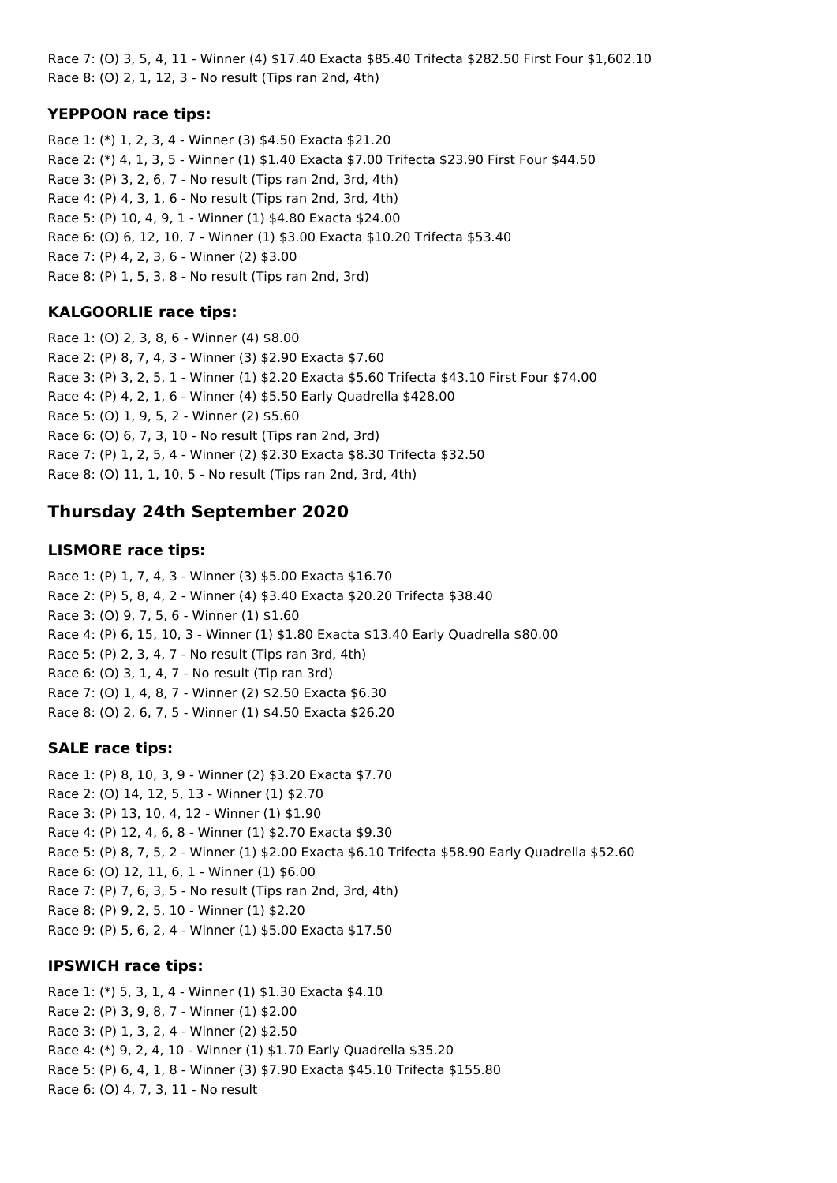Race 7: (O) 3, 5, 4, 11 - Winner (4) $17.40 Exacta $85.40 Trifecta $282.50 First Four $1,602.10
Race 8: (O) 2, 1, 12, 3 - No result (Tips ran 2nd, 4th)

### YEPPOON race tips:

Race 1: (*) 1, 2, 3, 4 - Winner (3) $4.50 Exacta $21.20
Race 2: (*) 4, 1, 3, 5 - Winner (1) $1.40 Exacta $7.00 Trifecta $23.90 First Four $44.50
Race 3: (P) 3, 2, 6, 7 - No result (Tips ran 2nd, 3rd, 4th)
Race 4: (P) 4, 3, 1, 6 - No result (Tips ran 2nd, 3rd, 4th)
Race 5: (P) 10, 4, 9, 1 - Winner (1) $4.80 Exacta $24.00
Race 6: (O) 6, 12, 10, 7 - Winner (1) $3.00 Exacta $10.20 Trifecta $53.40
Race 7: (P) 4, 2, 3, 6 - Winner (2) $3.00
Race 8: (P) 1, 5, 3, 8 - No result (Tips ran 2nd, 3rd)

### KALGOORLIE race tips:

Race 1: (O) 2, 3, 8, 6 - Winner (4) $8.00
Race 2: (P) 8, 7, 4, 3 - Winner (3) $2.90 Exacta $7.60
Race 3: (P) 3, 2, 5, 1 - Winner (1) $2.20 Exacta $5.60 Trifecta $43.10 First Four $74.00
Race 4: (P) 4, 2, 1, 6 - Winner (4) $5.50 Early Quadrella $428.00
Race 5: (O) 1, 9, 5, 2 - Winner (2) $5.60
Race 6: (O) 6, 7, 3, 10 - No result (Tips ran 2nd, 3rd)
Race 7: (P) 1, 2, 5, 4 - Winner (2) $2.30 Exacta $8.30 Trifecta $32.50
Race 8: (O) 11, 1, 10, 5 - No result (Tips ran 2nd, 3rd, 4th)

## Thursday 24th September 2020

### LISMORE race tips:

Race 1: (P) 1, 7, 4, 3 - Winner (3) $5.00 Exacta $16.70
Race 2: (P) 5, 8, 4, 2 - Winner (4) $3.40 Exacta $20.20 Trifecta $38.40
Race 3: (O) 9, 7, 5, 6 - Winner (1) $1.60
Race 4: (P) 6, 15, 10, 3 - Winner (1) $1.80 Exacta $13.40 Early Quadrella $80.00
Race 5: (P) 2, 3, 4, 7 - No result (Tips ran 3rd, 4th)
Race 6: (O) 3, 1, 4, 7 - No result (Tip ran 3rd)
Race 7: (O) 1, 4, 8, 7 - Winner (2) $2.50 Exacta $6.30
Race 8: (O) 2, 6, 7, 5 - Winner (1) $4.50 Exacta $26.20

### SALE race tips:

Race 1: (P) 8, 10, 3, 9 - Winner (2) $3.20 Exacta $7.70
Race 2: (O) 14, 12, 5, 13 - Winner (1) $2.70
Race 3: (P) 13, 10, 4, 12 - Winner (1) $1.90
Race 4: (P) 12, 4, 6, 8 - Winner (1) $2.70 Exacta $9.30
Race 5: (P) 8, 7, 5, 2 - Winner (1) $2.00 Exacta $6.10 Trifecta $58.90 Early Quadrella $52.60
Race 6: (O) 12, 11, 6, 1 - Winner (1) $6.00
Race 7: (P) 7, 6, 3, 5 - No result (Tips ran 2nd, 3rd, 4th)
Race 8: (P) 9, 2, 5, 10 - Winner (1) $2.20
Race 9: (P) 5, 6, 2, 4 - Winner (1) $5.00 Exacta $17.50

### IPSWICH race tips:

Race 1: (*) 5, 3, 1, 4 - Winner (1) $1.30 Exacta $4.10
Race 2: (P) 3, 9, 8, 7 - Winner (1) $2.00
Race 3: (P) 1, 3, 2, 4 - Winner (2) $2.50
Race 4: (*) 9, 2, 4, 10 - Winner (1) $1.70 Early Quadrella $35.20
Race 5: (P) 6, 4, 1, 8 - Winner (3) $7.90 Exacta $45.10 Trifecta $155.80
Race 6: (O) 4, 7, 3, 11 - No result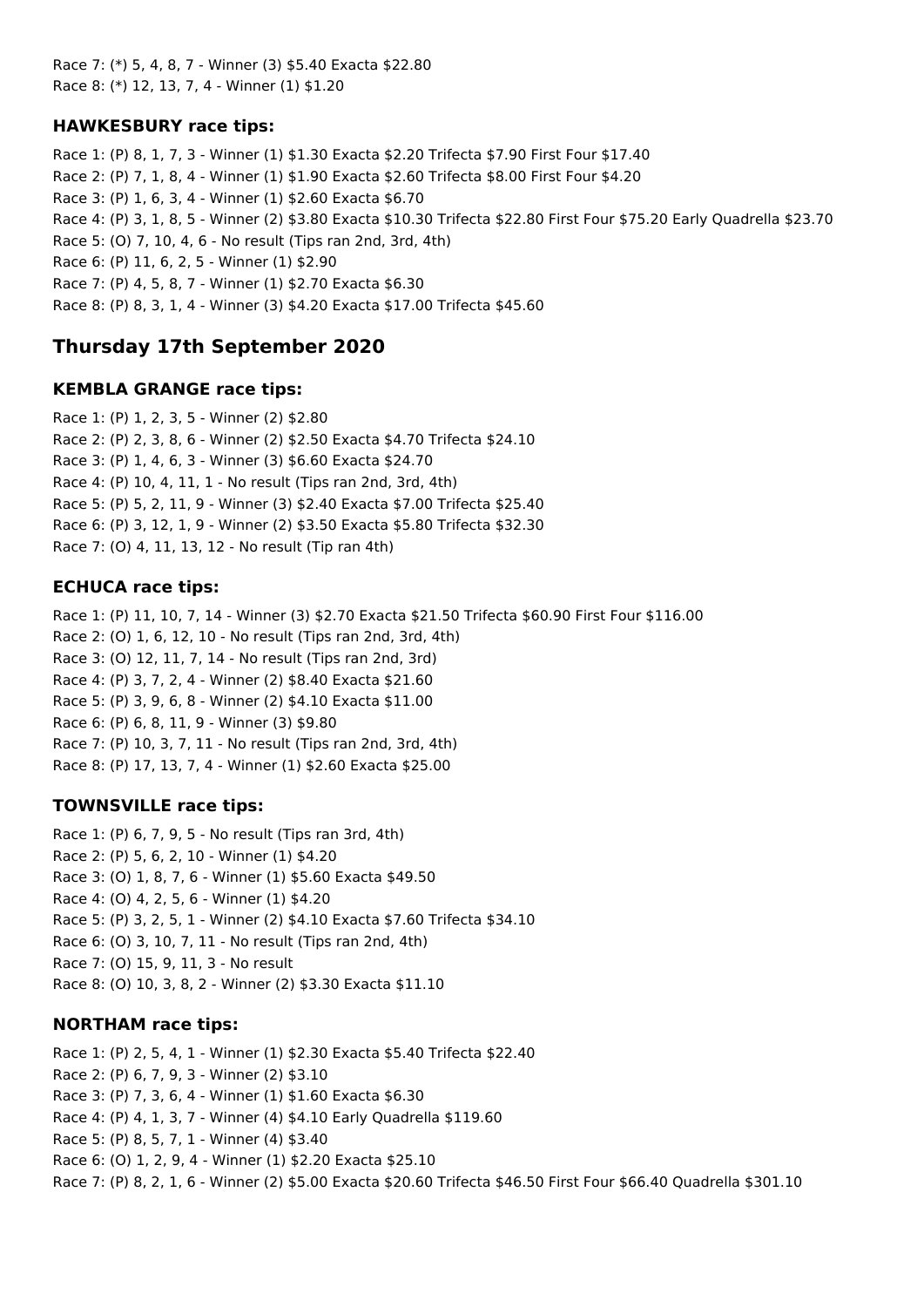Race 7: (*) 5, 4, 8, 7 - Winner (3) $5.40 Exacta $22.80
Race 8: (*) 12, 13, 7, 4 - Winner (1) $1.20

### HAWKESBURY race tips:

Race 1: (P) 8, 1, 7, 3 - Winner (1) $1.30 Exacta $2.20 Trifecta $7.90 First Four $17.40
Race 2: (P) 7, 1, 8, 4 - Winner (1) $1.90 Exacta $2.60 Trifecta $8.00 First Four $4.20
Race 3: (P) 1, 6, 3, 4 - Winner (1) $2.60 Exacta $6.70
Race 4: (P) 3, 1, 8, 5 - Winner (2) $3.80 Exacta $10.30 Trifecta $22.80 First Four $75.20 Early Quadrella $23.70
Race 5: (O) 7, 10, 4, 6 - No result (Tips ran 2nd, 3rd, 4th)
Race 6: (P) 11, 6, 2, 5 - Winner (1) $2.90
Race 7: (P) 4, 5, 8, 7 - Winner (1) $2.70 Exacta $6.30
Race 8: (P) 8, 3, 1, 4 - Winner (3) $4.20 Exacta $17.00 Trifecta $45.60

## Thursday 17th September 2020

### KEMBLA GRANGE race tips:

Race 1: (P) 1, 2, 3, 5 - Winner (2) $2.80
Race 2: (P) 2, 3, 8, 6 - Winner (2) $2.50 Exacta $4.70 Trifecta $24.10
Race 3: (P) 1, 4, 6, 3 - Winner (3) $6.60 Exacta $24.70
Race 4: (P) 10, 4, 11, 1 - No result (Tips ran 2nd, 3rd, 4th)
Race 5: (P) 5, 2, 11, 9 - Winner (3) $2.40 Exacta $7.00 Trifecta $25.40
Race 6: (P) 3, 12, 1, 9 - Winner (2) $3.50 Exacta $5.80 Trifecta $32.30
Race 7: (O) 4, 11, 13, 12 - No result (Tip ran 4th)

### ECHUCA race tips:

Race 1: (P) 11, 10, 7, 14 - Winner (3) $2.70 Exacta $21.50 Trifecta $60.90 First Four $116.00
Race 2: (O) 1, 6, 12, 10 - No result (Tips ran 2nd, 3rd, 4th)
Race 3: (O) 12, 11, 7, 14 - No result (Tips ran 2nd, 3rd)
Race 4: (P) 3, 7, 2, 4 - Winner (2) $8.40 Exacta $21.60
Race 5: (P) 3, 9, 6, 8 - Winner (2) $4.10 Exacta $11.00
Race 6: (P) 6, 8, 11, 9 - Winner (3) $9.80
Race 7: (P) 10, 3, 7, 11 - No result (Tips ran 2nd, 3rd, 4th)
Race 8: (P) 17, 13, 7, 4 - Winner (1) $2.60 Exacta $25.00

### TOWNSVILLE race tips:

Race 1: (P) 6, 7, 9, 5 - No result (Tips ran 3rd, 4th)
Race 2: (P) 5, 6, 2, 10 - Winner (1) $4.20
Race 3: (O) 1, 8, 7, 6 - Winner (1) $5.60 Exacta $49.50
Race 4: (O) 4, 2, 5, 6 - Winner (1) $4.20
Race 5: (P) 3, 2, 5, 1 - Winner (2) $4.10 Exacta $7.60 Trifecta $34.10
Race 6: (O) 3, 10, 7, 11 - No result (Tips ran 2nd, 4th)
Race 7: (O) 15, 9, 11, 3 - No result
Race 8: (O) 10, 3, 8, 2 - Winner (2) $3.30 Exacta $11.10

### NORTHAM race tips:

Race 1: (P) 2, 5, 4, 1 - Winner (1) $2.30 Exacta $5.40 Trifecta $22.40
Race 2: (P) 6, 7, 9, 3 - Winner (2) $3.10
Race 3: (P) 7, 3, 6, 4 - Winner (1) $1.60 Exacta $6.30
Race 4: (P) 4, 1, 3, 7 - Winner (4) $4.10 Early Quadrella $119.60
Race 5: (P) 8, 5, 7, 1 - Winner (4) $3.40
Race 6: (O) 1, 2, 9, 4 - Winner (1) $2.20 Exacta $25.10
Race 7: (P) 8, 2, 1, 6 - Winner (2) $5.00 Exacta $20.60 Trifecta $46.50 First Four $66.40 Quadrella $301.10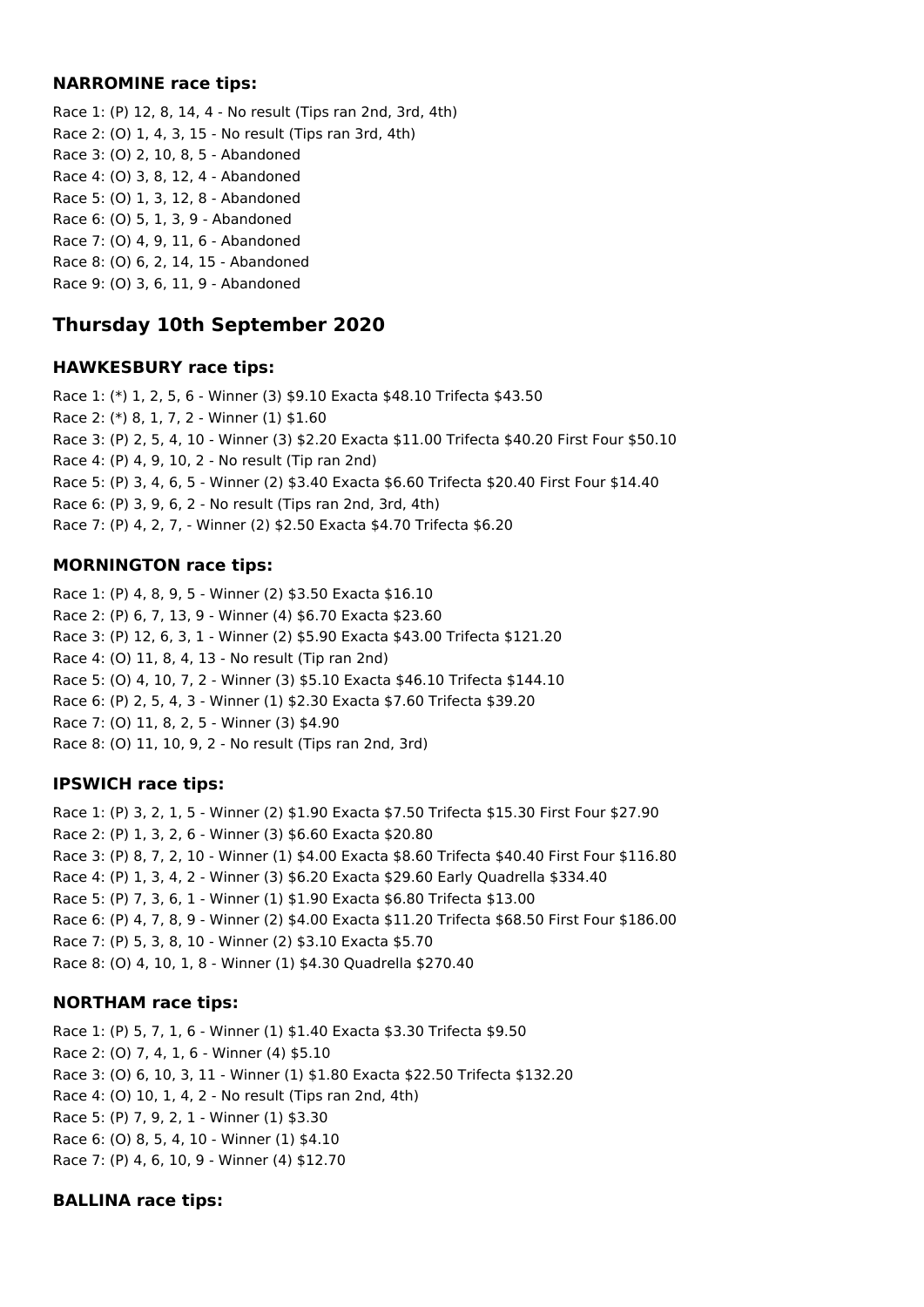### NARROMINE race tips:

Race 1: (P) 12, 8, 14, 4 - No result (Tips ran 2nd, 3rd, 4th)
Race 2: (O) 1, 4, 3, 15 - No result (Tips ran 3rd, 4th)
Race 3: (O) 2, 10, 8, 5 - Abandoned
Race 4: (O) 3, 8, 12, 4 - Abandoned
Race 5: (O) 1, 3, 12, 8 - Abandoned
Race 6: (O) 5, 1, 3, 9 - Abandoned
Race 7: (O) 4, 9, 11, 6 - Abandoned
Race 8: (O) 6, 2, 14, 15 - Abandoned
Race 9: (O) 3, 6, 11, 9 - Abandoned

## Thursday 10th September 2020

### HAWKESBURY race tips:

Race 1: (*) 1, 2, 5, 6 - Winner (3) $9.10 Exacta $48.10 Trifecta $43.50
Race 2: (*) 8, 1, 7, 2 - Winner (1) $1.60
Race 3: (P) 2, 5, 4, 10 - Winner (3) $2.20 Exacta $11.00 Trifecta $40.20 First Four $50.10
Race 4: (P) 4, 9, 10, 2 - No result (Tip ran 2nd)
Race 5: (P) 3, 4, 6, 5 - Winner (2) $3.40 Exacta $6.60 Trifecta $20.40 First Four $14.40
Race 6: (P) 3, 9, 6, 2 - No result (Tips ran 2nd, 3rd, 4th)
Race 7: (P) 4, 2, 7, - Winner (2) $2.50 Exacta $4.70 Trifecta $6.20

### MORNINGTON race tips:

Race 1: (P) 4, 8, 9, 5 - Winner (2) $3.50 Exacta $16.10
Race 2: (P) 6, 7, 13, 9 - Winner (4) $6.70 Exacta $23.60
Race 3: (P) 12, 6, 3, 1 - Winner (2) $5.90 Exacta $43.00 Trifecta $121.20
Race 4: (O) 11, 8, 4, 13 - No result (Tip ran 2nd)
Race 5: (O) 4, 10, 7, 2 - Winner (3) $5.10 Exacta $46.10 Trifecta $144.10
Race 6: (P) 2, 5, 4, 3 - Winner (1) $2.30 Exacta $7.60 Trifecta $39.20
Race 7: (O) 11, 8, 2, 5 - Winner (3) $4.90
Race 8: (O) 11, 10, 9, 2 - No result (Tips ran 2nd, 3rd)

### IPSWICH race tips:

Race 1: (P) 3, 2, 1, 5 - Winner (2) $1.90 Exacta $7.50 Trifecta $15.30 First Four $27.90
Race 2: (P) 1, 3, 2, 6 - Winner (3) $6.60 Exacta $20.80
Race 3: (P) 8, 7, 2, 10 - Winner (1) $4.00 Exacta $8.60 Trifecta $40.40 First Four $116.80
Race 4: (P) 1, 3, 4, 2 - Winner (3) $6.20 Exacta $29.60 Early Quadrella $334.40
Race 5: (P) 7, 3, 6, 1 - Winner (1) $1.90 Exacta $6.80 Trifecta $13.00
Race 6: (P) 4, 7, 8, 9 - Winner (2) $4.00 Exacta $11.20 Trifecta $68.50 First Four $186.00
Race 7: (P) 5, 3, 8, 10 - Winner (2) $3.10 Exacta $5.70
Race 8: (O) 4, 10, 1, 8 - Winner (1) $4.30 Quadrella $270.40

### NORTHAM race tips:

Race 1: (P) 5, 7, 1, 6 - Winner (1) $1.40 Exacta $3.30 Trifecta $9.50
Race 2: (O) 7, 4, 1, 6 - Winner (4) $5.10
Race 3: (O) 6, 10, 3, 11 - Winner (1) $1.80 Exacta $22.50 Trifecta $132.20
Race 4: (O) 10, 1, 4, 2 - No result (Tips ran 2nd, 4th)
Race 5: (P) 7, 9, 2, 1 - Winner (1) $3.30
Race 6: (O) 8, 5, 4, 10 - Winner (1) $4.10
Race 7: (P) 4, 6, 10, 9 - Winner (4) $12.70

### BALLINA race tips: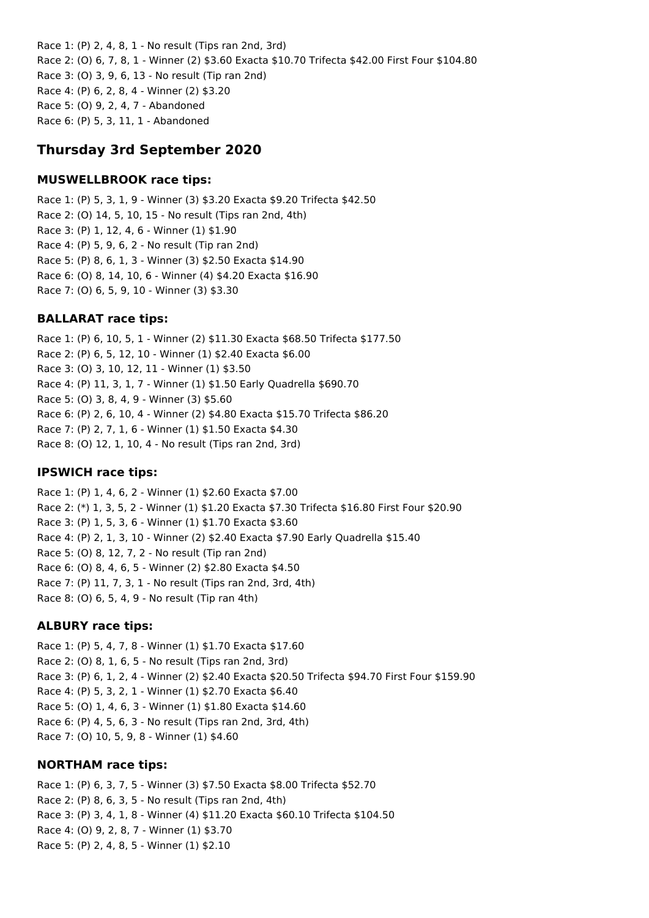Race 1: (P) 2, 4, 8, 1 - No result (Tips ran 2nd, 3rd)
Race 2: (O) 6, 7, 8, 1 - Winner (2) $3.60 Exacta $10.70 Trifecta $42.00 First Four $104.80
Race 3: (O) 3, 9, 6, 13 - No result (Tip ran 2nd)
Race 4: (P) 6, 2, 8, 4 - Winner (2) $3.20
Race 5: (O) 9, 2, 4, 7 - Abandoned
Race 6: (P) 5, 3, 11, 1 - Abandoned

## Thursday 3rd September 2020

### MUSWELLBROOK race tips:

Race 1: (P) 5, 3, 1, 9 - Winner (3) $3.20 Exacta $9.20 Trifecta $42.50
Race 2: (O) 14, 5, 10, 15 - No result (Tips ran 2nd, 4th)
Race 3: (P) 1, 12, 4, 6 - Winner (1) $1.90
Race 4: (P) 5, 9, 6, 2 - No result (Tip ran 2nd)
Race 5: (P) 8, 6, 1, 3 - Winner (3) $2.50 Exacta $14.90
Race 6: (O) 8, 14, 10, 6 - Winner (4) $4.20 Exacta $16.90
Race 7: (O) 6, 5, 9, 10 - Winner (3) $3.30

### BALLARAT race tips:

Race 1: (P) 6, 10, 5, 1 - Winner (2) $11.30 Exacta $68.50 Trifecta $177.50
Race 2: (P) 6, 5, 12, 10 - Winner (1) $2.40 Exacta $6.00
Race 3: (O) 3, 10, 12, 11 - Winner (1) $3.50
Race 4: (P) 11, 3, 1, 7 - Winner (1) $1.50 Early Quadrella $690.70
Race 5: (O) 3, 8, 4, 9 - Winner (3) $5.60
Race 6: (P) 2, 6, 10, 4 - Winner (2) $4.80 Exacta $15.70 Trifecta $86.20
Race 7: (P) 2, 7, 1, 6 - Winner (1) $1.50 Exacta $4.30
Race 8: (O) 12, 1, 10, 4 - No result (Tips ran 2nd, 3rd)

### IPSWICH race tips:

Race 1: (P) 1, 4, 6, 2 - Winner (1) $2.60 Exacta $7.00
Race 2: (*) 1, 3, 5, 2 - Winner (1) $1.20 Exacta $7.30 Trifecta $16.80 First Four $20.90
Race 3: (P) 1, 5, 3, 6 - Winner (1) $1.70 Exacta $3.60
Race 4: (P) 2, 1, 3, 10 - Winner (2) $2.40 Exacta $7.90 Early Quadrella $15.40
Race 5: (O) 8, 12, 7, 2 - No result (Tip ran 2nd)
Race 6: (O) 8, 4, 6, 5 - Winner (2) $2.80 Exacta $4.50
Race 7: (P) 11, 7, 3, 1 - No result (Tips ran 2nd, 3rd, 4th)
Race 8: (O) 6, 5, 4, 9 - No result (Tip ran 4th)

### ALBURY race tips:

Race 1: (P) 5, 4, 7, 8 - Winner (1) $1.70 Exacta $17.60
Race 2: (O) 8, 1, 6, 5 - No result (Tips ran 2nd, 3rd)
Race 3: (P) 6, 1, 2, 4 - Winner (2) $2.40 Exacta $20.50 Trifecta $94.70 First Four $159.90
Race 4: (P) 5, 3, 2, 1 - Winner (1) $2.70 Exacta $6.40
Race 5: (O) 1, 4, 6, 3 - Winner (1) $1.80 Exacta $14.60
Race 6: (P) 4, 5, 6, 3 - No result (Tips ran 2nd, 3rd, 4th)
Race 7: (O) 10, 5, 9, 8 - Winner (1) $4.60

### NORTHAM race tips:

Race 1: (P) 6, 3, 7, 5 - Winner (3) $7.50 Exacta $8.00 Trifecta $52.70
Race 2: (P) 8, 6, 3, 5 - No result (Tips ran 2nd, 4th)
Race 3: (P) 3, 4, 1, 8 - Winner (4) $11.20 Exacta $60.10 Trifecta $104.50
Race 4: (O) 9, 2, 8, 7 - Winner (1) $3.70
Race 5: (P) 2, 4, 8, 5 - Winner (1) $2.10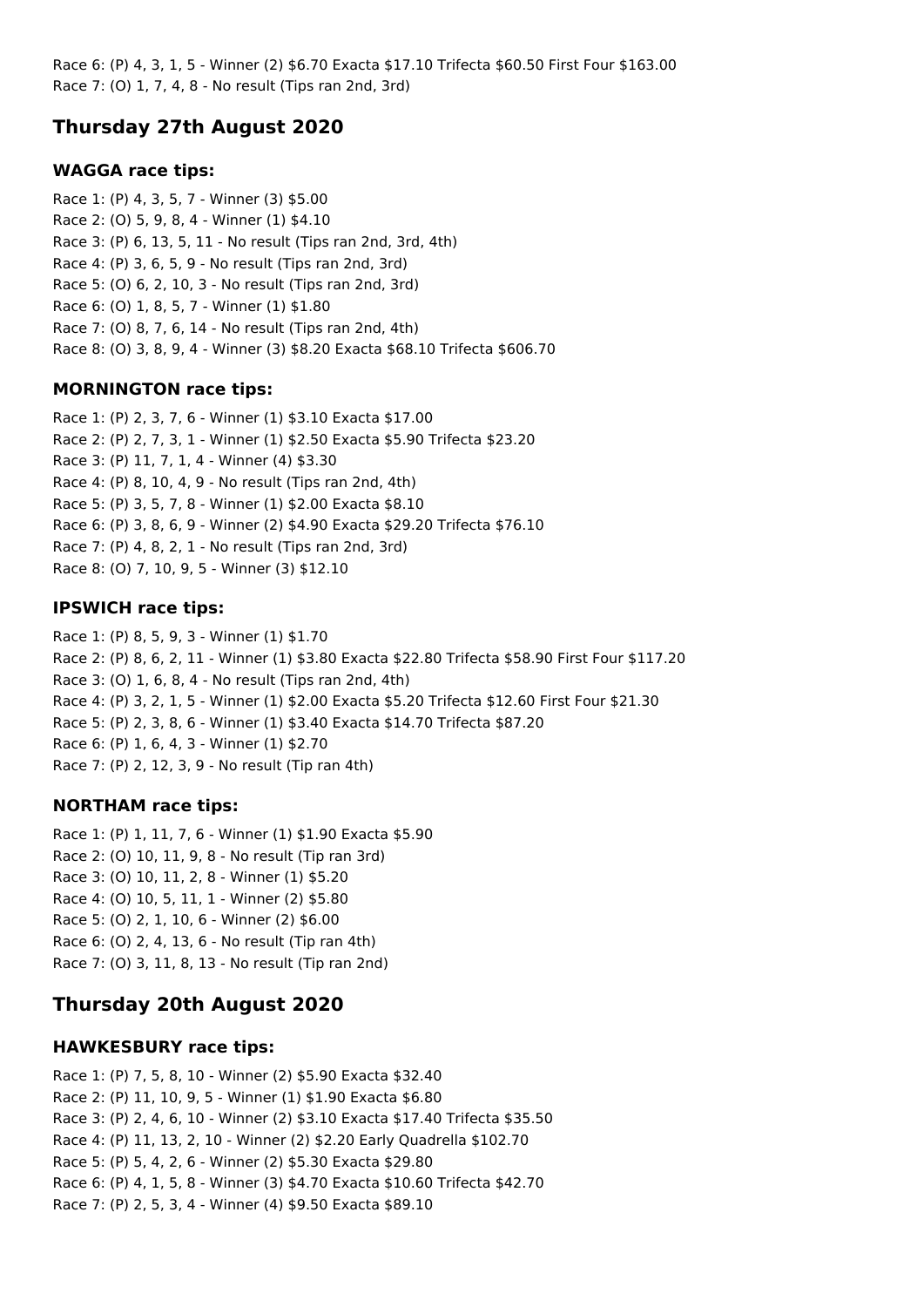Race 6: (P) 4, 3, 1, 5 - Winner (2) $6.70 Exacta $17.10 Trifecta $60.50 First Four $163.00
Race 7: (O) 1, 7, 4, 8 - No result (Tips ran 2nd, 3rd)

## Thursday 27th August 2020

### WAGGA race tips:

Race 1: (P) 4, 3, 5, 7 - Winner (3) $5.00
Race 2: (O) 5, 9, 8, 4 - Winner (1) $4.10
Race 3: (P) 6, 13, 5, 11 - No result (Tips ran 2nd, 3rd, 4th)
Race 4: (P) 3, 6, 5, 9 - No result (Tips ran 2nd, 3rd)
Race 5: (O) 6, 2, 10, 3 - No result (Tips ran 2nd, 3rd)
Race 6: (O) 1, 8, 5, 7 - Winner (1) $1.80
Race 7: (O) 8, 7, 6, 14 - No result (Tips ran 2nd, 4th)
Race 8: (O) 3, 8, 9, 4 - Winner (3) $8.20 Exacta $68.10 Trifecta $606.70

### MORNINGTON race tips:

Race 1: (P) 2, 3, 7, 6 - Winner (1) $3.10 Exacta $17.00
Race 2: (P) 2, 7, 3, 1 - Winner (1) $2.50 Exacta $5.90 Trifecta $23.20
Race 3: (P) 11, 7, 1, 4 - Winner (4) $3.30
Race 4: (P) 8, 10, 4, 9 - No result (Tips ran 2nd, 4th)
Race 5: (P) 3, 5, 7, 8 - Winner (1) $2.00 Exacta $8.10
Race 6: (P) 3, 8, 6, 9 - Winner (2) $4.90 Exacta $29.20 Trifecta $76.10
Race 7: (P) 4, 8, 2, 1 - No result (Tips ran 2nd, 3rd)
Race 8: (O) 7, 10, 9, 5 - Winner (3) $12.10

### IPSWICH race tips:

Race 1: (P) 8, 5, 9, 3 - Winner (1) $1.70
Race 2: (P) 8, 6, 2, 11 - Winner (1) $3.80 Exacta $22.80 Trifecta $58.90 First Four $117.20
Race 3: (O) 1, 6, 8, 4 - No result (Tips ran 2nd, 4th)
Race 4: (P) 3, 2, 1, 5 - Winner (1) $2.00 Exacta $5.20 Trifecta $12.60 First Four $21.30
Race 5: (P) 2, 3, 8, 6 - Winner (1) $3.40 Exacta $14.70 Trifecta $87.20
Race 6: (P) 1, 6, 4, 3 - Winner (1) $2.70
Race 7: (P) 2, 12, 3, 9 - No result (Tip ran 4th)

### NORTHAM race tips:

Race 1: (P) 1, 11, 7, 6 - Winner (1) $1.90 Exacta $5.90
Race 2: (O) 10, 11, 9, 8 - No result (Tip ran 3rd)
Race 3: (O) 10, 11, 2, 8 - Winner (1) $5.20
Race 4: (O) 10, 5, 11, 1 - Winner (2) $5.80
Race 5: (O) 2, 1, 10, 6 - Winner (2) $6.00
Race 6: (O) 2, 4, 13, 6 - No result (Tip ran 4th)
Race 7: (O) 3, 11, 8, 13 - No result (Tip ran 2nd)

## Thursday 20th August 2020

### HAWKESBURY race tips:

Race 1: (P) 7, 5, 8, 10 - Winner (2) $5.90 Exacta $32.40
Race 2: (P) 11, 10, 9, 5 - Winner (1) $1.90 Exacta $6.80
Race 3: (P) 2, 4, 6, 10 - Winner (2) $3.10 Exacta $17.40 Trifecta $35.50
Race 4: (P) 11, 13, 2, 10 - Winner (2) $2.20 Early Quadrella $102.70
Race 5: (P) 5, 4, 2, 6 - Winner (2) $5.30 Exacta $29.80
Race 6: (P) 4, 1, 5, 8 - Winner (3) $4.70 Exacta $10.60 Trifecta $42.70
Race 7: (P) 2, 5, 3, 4 - Winner (4) $9.50 Exacta $89.10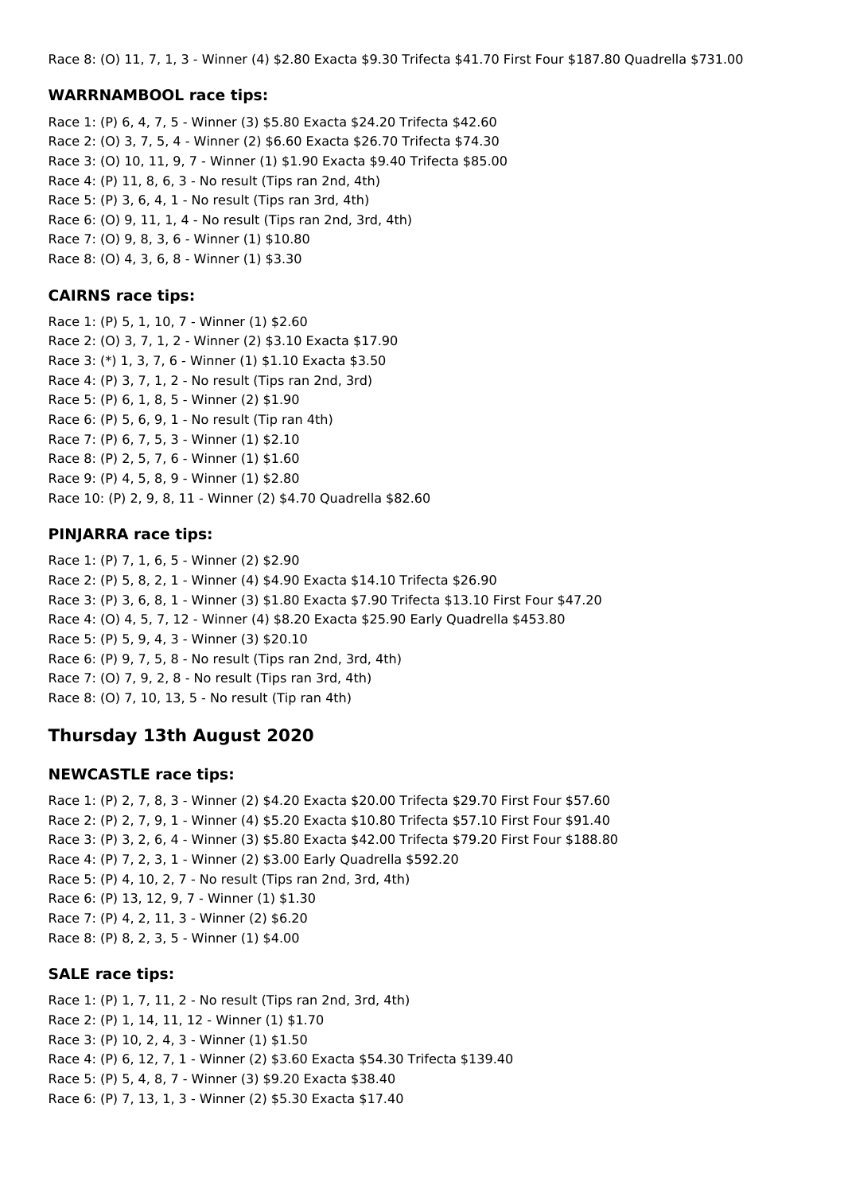Race 8: (O) 11, 7, 1, 3 - Winner (4) $2.80 Exacta $9.30 Trifecta $41.70 First Four $187.80 Quadrella $731.00

### WARRNAMBOOL race tips:

Race 1: (P) 6, 4, 7, 5 - Winner (3) $5.80 Exacta $24.20 Trifecta $42.60
Race 2: (O) 3, 7, 5, 4 - Winner (2) $6.60 Exacta $26.70 Trifecta $74.30
Race 3: (O) 10, 11, 9, 7 - Winner (1) $1.90 Exacta $9.40 Trifecta $85.00
Race 4: (P) 11, 8, 6, 3 - No result (Tips ran 2nd, 4th)
Race 5: (P) 3, 6, 4, 1 - No result (Tips ran 3rd, 4th)
Race 6: (O) 9, 11, 1, 4 - No result (Tips ran 2nd, 3rd, 4th)
Race 7: (O) 9, 8, 3, 6 - Winner (1) $10.80
Race 8: (O) 4, 3, 6, 8 - Winner (1) $3.30

### CAIRNS race tips:

Race 1: (P) 5, 1, 10, 7 - Winner (1) $2.60
Race 2: (O) 3, 7, 1, 2 - Winner (2) $3.10 Exacta $17.90
Race 3: (*) 1, 3, 7, 6 - Winner (1) $1.10 Exacta $3.50
Race 4: (P) 3, 7, 1, 2 - No result (Tips ran 2nd, 3rd)
Race 5: (P) 6, 1, 8, 5 - Winner (2) $1.90
Race 6: (P) 5, 6, 9, 1 - No result (Tip ran 4th)
Race 7: (P) 6, 7, 5, 3 - Winner (1) $2.10
Race 8: (P) 2, 5, 7, 6 - Winner (1) $1.60
Race 9: (P) 4, 5, 8, 9 - Winner (1) $2.80
Race 10: (P) 2, 9, 8, 11 - Winner (2) $4.70 Quadrella $82.60

### PINJARRA race tips:

Race 1: (P) 7, 1, 6, 5 - Winner (2) $2.90
Race 2: (P) 5, 8, 2, 1 - Winner (4) $4.90 Exacta $14.10 Trifecta $26.90
Race 3: (P) 3, 6, 8, 1 - Winner (3) $1.80 Exacta $7.90 Trifecta $13.10 First Four $47.20
Race 4: (O) 4, 5, 7, 12 - Winner (4) $8.20 Exacta $25.90 Early Quadrella $453.80
Race 5: (P) 5, 9, 4, 3 - Winner (3) $20.10
Race 6: (P) 9, 7, 5, 8 - No result (Tips ran 2nd, 3rd, 4th)
Race 7: (O) 7, 9, 2, 8 - No result (Tips ran 3rd, 4th)
Race 8: (O) 7, 10, 13, 5 - No result (Tip ran 4th)

## Thursday 13th August 2020

### NEWCASTLE race tips:

Race 1: (P) 2, 7, 8, 3 - Winner (2) $4.20 Exacta $20.00 Trifecta $29.70 First Four $57.60
Race 2: (P) 2, 7, 9, 1 - Winner (4) $5.20 Exacta $10.80 Trifecta $57.10 First Four $91.40
Race 3: (P) 3, 2, 6, 4 - Winner (3) $5.80 Exacta $42.00 Trifecta $79.20 First Four $188.80
Race 4: (P) 7, 2, 3, 1 - Winner (2) $3.00 Early Quadrella $592.20
Race 5: (P) 4, 10, 2, 7 - No result (Tips ran 2nd, 3rd, 4th)
Race 6: (P) 13, 12, 9, 7 - Winner (1) $1.30
Race 7: (P) 4, 2, 11, 3 - Winner (2) $6.20
Race 8: (P) 8, 2, 3, 5 - Winner (1) $4.00

### SALE race tips:

Race 1: (P) 1, 7, 11, 2 - No result (Tips ran 2nd, 3rd, 4th)
Race 2: (P) 1, 14, 11, 12 - Winner (1) $1.70
Race 3: (P) 10, 2, 4, 3 - Winner (1) $1.50
Race 4: (P) 6, 12, 7, 1 - Winner (2) $3.60 Exacta $54.30 Trifecta $139.40
Race 5: (P) 5, 4, 8, 7 - Winner (3) $9.20 Exacta $38.40
Race 6: (P) 7, 13, 1, 3 - Winner (2) $5.30 Exacta $17.40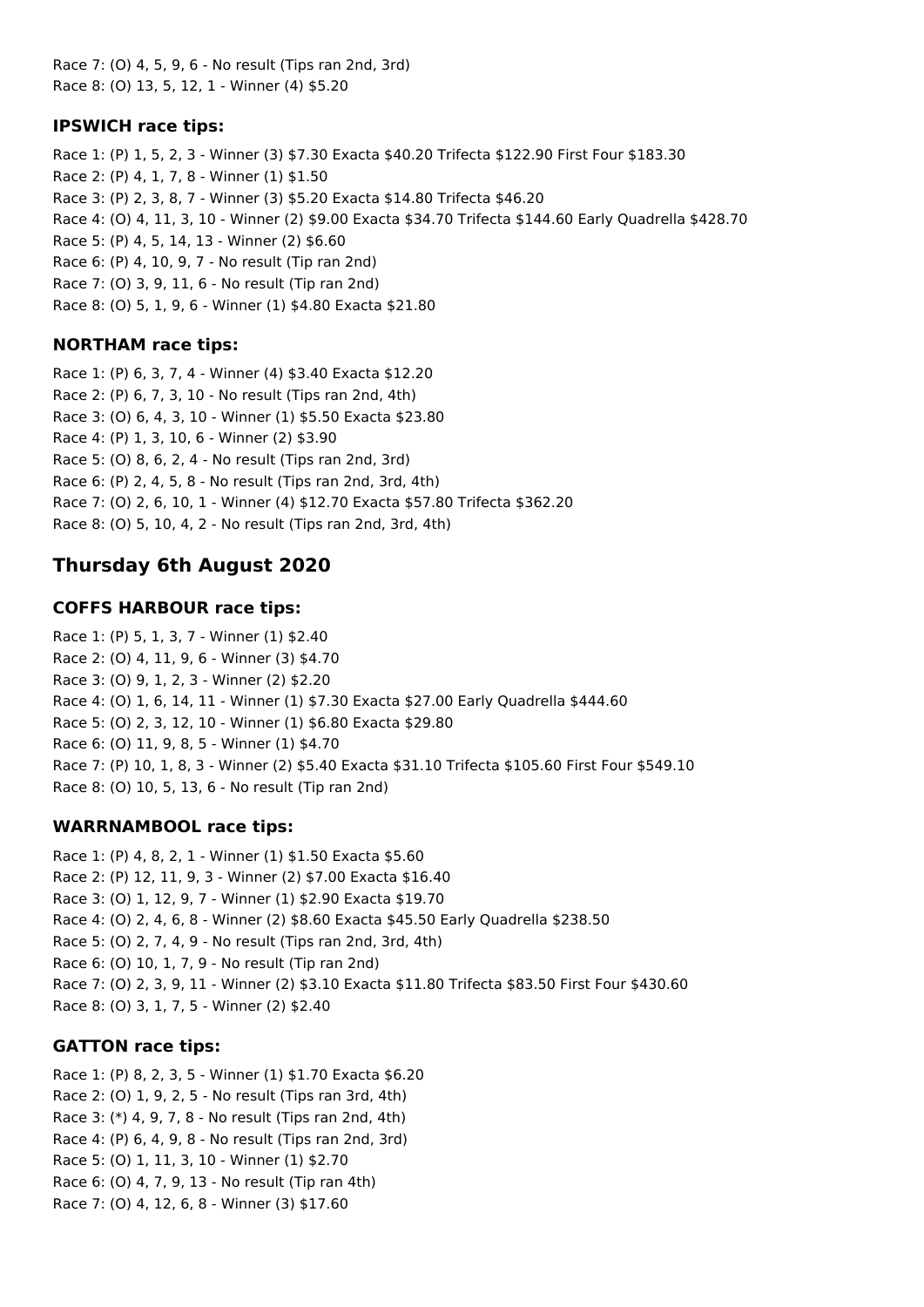Race 7: (O) 4, 5, 9, 6 - No result (Tips ran 2nd, 3rd)
Race 8: (O) 13, 5, 12, 1 - Winner (4) $5.20

### IPSWICH race tips:

Race 1: (P) 1, 5, 2, 3 - Winner (3) $7.30 Exacta $40.20 Trifecta $122.90 First Four $183.30
Race 2: (P) 4, 1, 7, 8 - Winner (1) $1.50
Race 3: (P) 2, 3, 8, 7 - Winner (3) $5.20 Exacta $14.80 Trifecta $46.20
Race 4: (O) 4, 11, 3, 10 - Winner (2) $9.00 Exacta $34.70 Trifecta $144.60 Early Quadrella $428.70
Race 5: (P) 4, 5, 14, 13 - Winner (2) $6.60
Race 6: (P) 4, 10, 9, 7 - No result (Tip ran 2nd)
Race 7: (O) 3, 9, 11, 6 - No result (Tip ran 2nd)
Race 8: (O) 5, 1, 9, 6 - Winner (1) $4.80 Exacta $21.80

### NORTHAM race tips:

Race 1: (P) 6, 3, 7, 4 - Winner (4) $3.40 Exacta $12.20
Race 2: (P) 6, 7, 3, 10 - No result (Tips ran 2nd, 4th)
Race 3: (O) 6, 4, 3, 10 - Winner (1) $5.50 Exacta $23.80
Race 4: (P) 1, 3, 10, 6 - Winner (2) $3.90
Race 5: (O) 8, 6, 2, 4 - No result (Tips ran 2nd, 3rd)
Race 6: (P) 2, 4, 5, 8 - No result (Tips ran 2nd, 3rd, 4th)
Race 7: (O) 2, 6, 10, 1 - Winner (4) $12.70 Exacta $57.80 Trifecta $362.20
Race 8: (O) 5, 10, 4, 2 - No result (Tips ran 2nd, 3rd, 4th)

## Thursday 6th August 2020

### COFFS HARBOUR race tips:

Race 1: (P) 5, 1, 3, 7 - Winner (1) $2.40
Race 2: (O) 4, 11, 9, 6 - Winner (3) $4.70
Race 3: (O) 9, 1, 2, 3 - Winner (2) $2.20
Race 4: (O) 1, 6, 14, 11 - Winner (1) $7.30 Exacta $27.00 Early Quadrella $444.60
Race 5: (O) 2, 3, 12, 10 - Winner (1) $6.80 Exacta $29.80
Race 6: (O) 11, 9, 8, 5 - Winner (1) $4.70
Race 7: (P) 10, 1, 8, 3 - Winner (2) $5.40 Exacta $31.10 Trifecta $105.60 First Four $549.10
Race 8: (O) 10, 5, 13, 6 - No result (Tip ran 2nd)

### WARRNAMBOOL race tips:

Race 1: (P) 4, 8, 2, 1 - Winner (1) $1.50 Exacta $5.60
Race 2: (P) 12, 11, 9, 3 - Winner (2) $7.00 Exacta $16.40
Race 3: (O) 1, 12, 9, 7 - Winner (1) $2.90 Exacta $19.70
Race 4: (O) 2, 4, 6, 8 - Winner (2) $8.60 Exacta $45.50 Early Quadrella $238.50
Race 5: (O) 2, 7, 4, 9 - No result (Tips ran 2nd, 3rd, 4th)
Race 6: (O) 10, 1, 7, 9 - No result (Tip ran 2nd)
Race 7: (O) 2, 3, 9, 11 - Winner (2) $3.10 Exacta $11.80 Trifecta $83.50 First Four $430.60
Race 8: (O) 3, 1, 7, 5 - Winner (2) $2.40

### GATTON race tips:

Race 1: (P) 8, 2, 3, 5 - Winner (1) $1.70 Exacta $6.20
Race 2: (O) 1, 9, 2, 5 - No result (Tips ran 3rd, 4th)
Race 3: (*) 4, 9, 7, 8 - No result (Tips ran 2nd, 4th)
Race 4: (P) 6, 4, 9, 8 - No result (Tips ran 2nd, 3rd)
Race 5: (O) 1, 11, 3, 10 - Winner (1) $2.70
Race 6: (O) 4, 7, 9, 13 - No result (Tip ran 4th)
Race 7: (O) 4, 12, 6, 8 - Winner (3) $17.60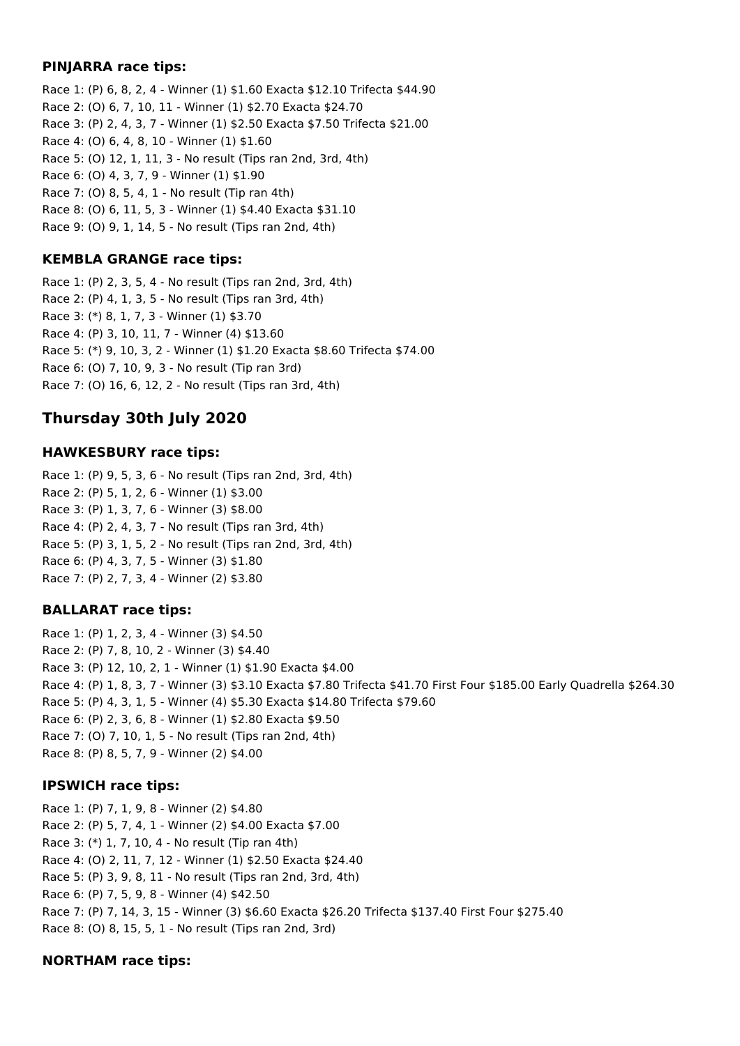### PINJARRA race tips:

Race 1: (P) 6, 8, 2, 4 - Winner (1) $1.60 Exacta $12.10 Trifecta $44.90
Race 2: (O) 6, 7, 10, 11 - Winner (1) $2.70 Exacta $24.70
Race 3: (P) 2, 4, 3, 7 - Winner (1) $2.50 Exacta $7.50 Trifecta $21.00
Race 4: (O) 6, 4, 8, 10 - Winner (1) $1.60
Race 5: (O) 12, 1, 11, 3 - No result (Tips ran 2nd, 3rd, 4th)
Race 6: (O) 4, 3, 7, 9 - Winner (1) $1.90
Race 7: (O) 8, 5, 4, 1 - No result (Tip ran 4th)
Race 8: (O) 6, 11, 5, 3 - Winner (1) $4.40 Exacta $31.10
Race 9: (O) 9, 1, 14, 5 - No result (Tips ran 2nd, 4th)

### KEMBLA GRANGE race tips:

Race 1: (P) 2, 3, 5, 4 - No result (Tips ran 2nd, 3rd, 4th)
Race 2: (P) 4, 1, 3, 5 - No result (Tips ran 3rd, 4th)
Race 3: (*) 8, 1, 7, 3 - Winner (1) $3.70
Race 4: (P) 3, 10, 11, 7 - Winner (4) $13.60
Race 5: (*) 9, 10, 3, 2 - Winner (1) $1.20 Exacta $8.60 Trifecta $74.00
Race 6: (O) 7, 10, 9, 3 - No result (Tip ran 3rd)
Race 7: (O) 16, 6, 12, 2 - No result (Tips ran 3rd, 4th)

## Thursday 30th July 2020

### HAWKESBURY race tips:

Race 1: (P) 9, 5, 3, 6 - No result (Tips ran 2nd, 3rd, 4th)
Race 2: (P) 5, 1, 2, 6 - Winner (1) $3.00
Race 3: (P) 1, 3, 7, 6 - Winner (3) $8.00
Race 4: (P) 2, 4, 3, 7 - No result (Tips ran 3rd, 4th)
Race 5: (P) 3, 1, 5, 2 - No result (Tips ran 2nd, 3rd, 4th)
Race 6: (P) 4, 3, 7, 5 - Winner (3) $1.80
Race 7: (P) 2, 7, 3, 4 - Winner (2) $3.80

### BALLARAT race tips:

Race 1: (P) 1, 2, 3, 4 - Winner (3) $4.50
Race 2: (P) 7, 8, 10, 2 - Winner (3) $4.40
Race 3: (P) 12, 10, 2, 1 - Winner (1) $1.90 Exacta $4.00
Race 4: (P) 1, 8, 3, 7 - Winner (3) $3.10 Exacta $7.80 Trifecta $41.70 First Four $185.00 Early Quadrella $264.30
Race 5: (P) 4, 3, 1, 5 - Winner (4) $5.30 Exacta $14.80 Trifecta $79.60
Race 6: (P) 2, 3, 6, 8 - Winner (1) $2.80 Exacta $9.50
Race 7: (O) 7, 10, 1, 5 - No result (Tips ran 2nd, 4th)
Race 8: (P) 8, 5, 7, 9 - Winner (2) $4.00

### IPSWICH race tips:

Race 1: (P) 7, 1, 9, 8 - Winner (2) $4.80
Race 2: (P) 5, 7, 4, 1 - Winner (2) $4.00 Exacta $7.00
Race 3: (*) 1, 7, 10, 4 - No result (Tip ran 4th)
Race 4: (O) 2, 11, 7, 12 - Winner (1) $2.50 Exacta $24.40
Race 5: (P) 3, 9, 8, 11 - No result (Tips ran 2nd, 3rd, 4th)
Race 6: (P) 7, 5, 9, 8 - Winner (4) $42.50
Race 7: (P) 7, 14, 3, 15 - Winner (3) $6.60 Exacta $26.20 Trifecta $137.40 First Four $275.40
Race 8: (O) 8, 15, 5, 1 - No result (Tips ran 2nd, 3rd)

### NORTHAM race tips: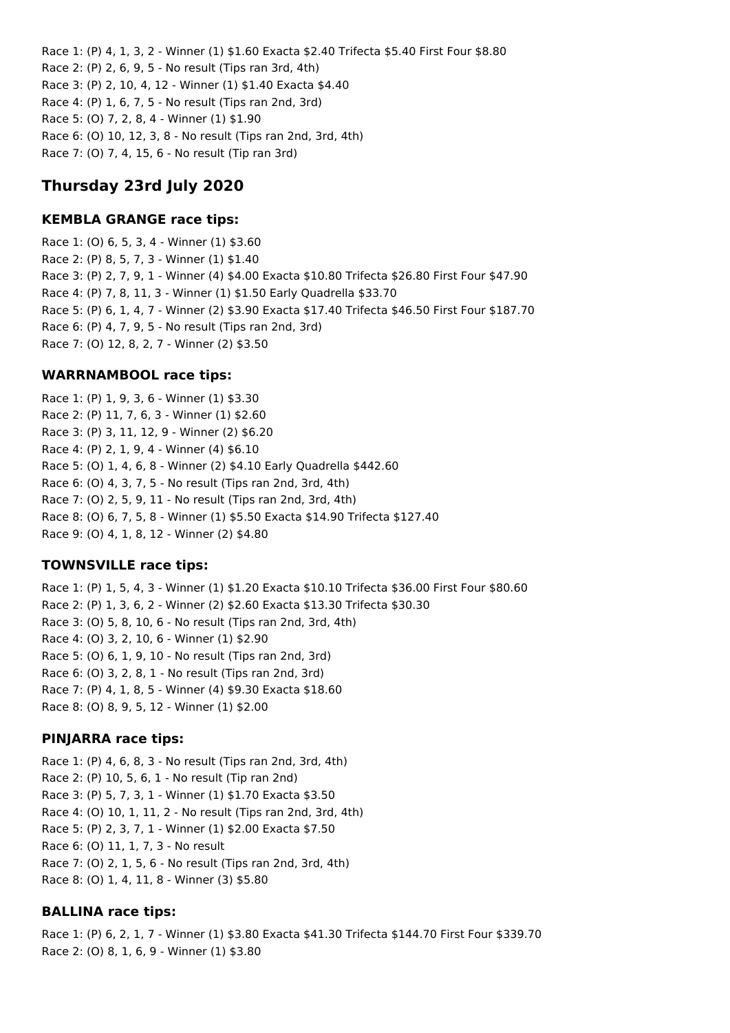Race 1: (P) 4, 1, 3, 2 - Winner (1) $1.60 Exacta $2.40 Trifecta $5.40 First Four $8.80
Race 2: (P) 2, 6, 9, 5 - No result (Tips ran 3rd, 4th)
Race 3: (P) 2, 10, 4, 12 - Winner (1) $1.40 Exacta $4.40
Race 4: (P) 1, 6, 7, 5 - No result (Tips ran 2nd, 3rd)
Race 5: (O) 7, 2, 8, 4 - Winner (1) $1.90
Race 6: (O) 10, 12, 3, 8 - No result (Tips ran 2nd, 3rd, 4th)
Race 7: (O) 7, 4, 15, 6 - No result (Tip ran 3rd)

## Thursday 23rd July 2020

### KEMBLA GRANGE race tips:

Race 1: (O) 6, 5, 3, 4 - Winner (1) $3.60
Race 2: (P) 8, 5, 7, 3 - Winner (1) $1.40
Race 3: (P) 2, 7, 9, 1 - Winner (4) $4.00 Exacta $10.80 Trifecta $26.80 First Four $47.90
Race 4: (P) 7, 8, 11, 3 - Winner (1) $1.50 Early Quadrella $33.70
Race 5: (P) 6, 1, 4, 7 - Winner (2) $3.90 Exacta $17.40 Trifecta $46.50 First Four $187.70
Race 6: (P) 4, 7, 9, 5 - No result (Tips ran 2nd, 3rd)
Race 7: (O) 12, 8, 2, 7 - Winner (2) $3.50

### WARRNAMBOOL race tips:

Race 1: (P) 1, 9, 3, 6 - Winner (1) $3.30
Race 2: (P) 11, 7, 6, 3 - Winner (1) $2.60
Race 3: (P) 3, 11, 12, 9 - Winner (2) $6.20
Race 4: (P) 2, 1, 9, 4 - Winner (4) $6.10
Race 5: (O) 1, 4, 6, 8 - Winner (2) $4.10 Early Quadrella $442.60
Race 6: (O) 4, 3, 7, 5 - No result (Tips ran 2nd, 3rd, 4th)
Race 7: (O) 2, 5, 9, 11 - No result (Tips ran 2nd, 3rd, 4th)
Race 8: (O) 6, 7, 5, 8 - Winner (1) $5.50 Exacta $14.90 Trifecta $127.40
Race 9: (O) 4, 1, 8, 12 - Winner (2) $4.80

### TOWNSVILLE race tips:

Race 1: (P) 1, 5, 4, 3 - Winner (1) $1.20 Exacta $10.10 Trifecta $36.00 First Four $80.60
Race 2: (P) 1, 3, 6, 2 - Winner (2) $2.60 Exacta $13.30 Trifecta $30.30
Race 3: (O) 5, 8, 10, 6 - No result (Tips ran 2nd, 3rd, 4th)
Race 4: (O) 3, 2, 10, 6 - Winner (1) $2.90
Race 5: (O) 6, 1, 9, 10 - No result (Tips ran 2nd, 3rd)
Race 6: (O) 3, 2, 8, 1 - No result (Tips ran 2nd, 3rd)
Race 7: (P) 4, 1, 8, 5 - Winner (4) $9.30 Exacta $18.60
Race 8: (O) 8, 9, 5, 12 - Winner (1) $2.00

### PINJARRA race tips:

Race 1: (P) 4, 6, 8, 3 - No result (Tips ran 2nd, 3rd, 4th)
Race 2: (P) 10, 5, 6, 1 - No result (Tip ran 2nd)
Race 3: (P) 5, 7, 3, 1 - Winner (1) $1.70 Exacta $3.50
Race 4: (O) 10, 1, 11, 2 - No result (Tips ran 2nd, 3rd, 4th)
Race 5: (P) 2, 3, 7, 1 - Winner (1) $2.00 Exacta $7.50
Race 6: (O) 11, 1, 7, 3 - No result
Race 7: (O) 2, 1, 5, 6 - No result (Tips ran 2nd, 3rd, 4th)
Race 8: (O) 1, 4, 11, 8 - Winner (3) $5.80

### BALLINA race tips:

Race 1: (P) 6, 2, 1, 7 - Winner (1) $3.80 Exacta $41.30 Trifecta $144.70 First Four $339.70
Race 2: (O) 8, 1, 6, 9 - Winner (1) $3.80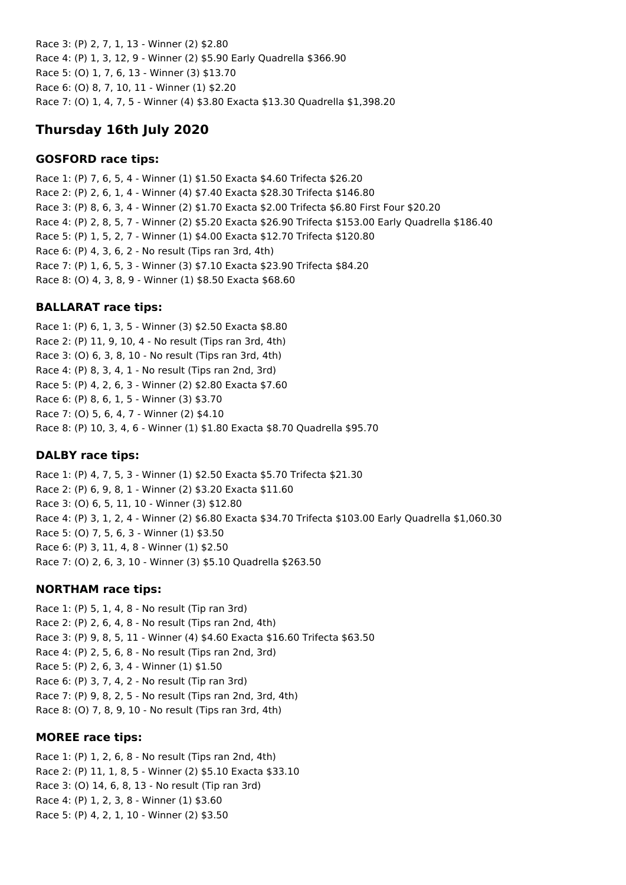Race 3: (P) 2, 7, 1, 13 - Winner (2) $2.80
Race 4: (P) 1, 3, 12, 9 - Winner (2) $5.90 Early Quadrella $366.90
Race 5: (O) 1, 7, 6, 13 - Winner (3) $13.70
Race 6: (O) 8, 7, 10, 11 - Winner (1) $2.20
Race 7: (O) 1, 4, 7, 5 - Winner (4) $3.80 Exacta $13.30 Quadrella $1,398.20

## Thursday 16th July 2020

### GOSFORD race tips:

Race 1: (P) 7, 6, 5, 4 - Winner (1) $1.50 Exacta $4.60 Trifecta $26.20
Race 2: (P) 2, 6, 1, 4 - Winner (4) $7.40 Exacta $28.30 Trifecta $146.80
Race 3: (P) 8, 6, 3, 4 - Winner (2) $1.70 Exacta $2.00 Trifecta $6.80 First Four $20.20
Race 4: (P) 2, 8, 5, 7 - Winner (2) $5.20 Exacta $26.90 Trifecta $153.00 Early Quadrella $186.40
Race 5: (P) 1, 5, 2, 7 - Winner (1) $4.00 Exacta $12.70 Trifecta $120.80
Race 6: (P) 4, 3, 6, 2 - No result (Tips ran 3rd, 4th)
Race 7: (P) 1, 6, 5, 3 - Winner (3) $7.10 Exacta $23.90 Trifecta $84.20
Race 8: (O) 4, 3, 8, 9 - Winner (1) $8.50 Exacta $68.60

### BALLARAT race tips:

Race 1: (P) 6, 1, 3, 5 - Winner (3) $2.50 Exacta $8.80
Race 2: (P) 11, 9, 10, 4 - No result (Tips ran 3rd, 4th)
Race 3: (O) 6, 3, 8, 10 - No result (Tips ran 3rd, 4th)
Race 4: (P) 8, 3, 4, 1 - No result (Tips ran 2nd, 3rd)
Race 5: (P) 4, 2, 6, 3 - Winner (2) $2.80 Exacta $7.60
Race 6: (P) 8, 6, 1, 5 - Winner (3) $3.70
Race 7: (O) 5, 6, 4, 7 - Winner (2) $4.10
Race 8: (P) 10, 3, 4, 6 - Winner (1) $1.80 Exacta $8.70 Quadrella $95.70

### DALBY race tips:

Race 1: (P) 4, 7, 5, 3 - Winner (1) $2.50 Exacta $5.70 Trifecta $21.30
Race 2: (P) 6, 9, 8, 1 - Winner (2) $3.20 Exacta $11.60
Race 3: (O) 6, 5, 11, 10 - Winner (3) $12.80
Race 4: (P) 3, 1, 2, 4 - Winner (2) $6.80 Exacta $34.70 Trifecta $103.00 Early Quadrella $1,060.30
Race 5: (O) 7, 5, 6, 3 - Winner (1) $3.50
Race 6: (P) 3, 11, 4, 8 - Winner (1) $2.50
Race 7: (O) 2, 6, 3, 10 - Winner (3) $5.10 Quadrella $263.50

### NORTHAM race tips:

Race 1: (P) 5, 1, 4, 8 - No result (Tip ran 3rd)
Race 2: (P) 2, 6, 4, 8 - No result (Tips ran 2nd, 4th)
Race 3: (P) 9, 8, 5, 11 - Winner (4) $4.60 Exacta $16.60 Trifecta $63.50
Race 4: (P) 2, 5, 6, 8 - No result (Tips ran 2nd, 3rd)
Race 5: (P) 2, 6, 3, 4 - Winner (1) $1.50
Race 6: (P) 3, 7, 4, 2 - No result (Tip ran 3rd)
Race 7: (P) 9, 8, 2, 5 - No result (Tips ran 2nd, 3rd, 4th)
Race 8: (O) 7, 8, 9, 10 - No result (Tips ran 3rd, 4th)

### MOREE race tips:

Race 1: (P) 1, 2, 6, 8 - No result (Tips ran 2nd, 4th)
Race 2: (P) 11, 1, 8, 5 - Winner (2) $5.10 Exacta $33.10
Race 3: (O) 14, 6, 8, 13 - No result (Tip ran 3rd)
Race 4: (P) 1, 2, 3, 8 - Winner (1) $3.60
Race 5: (P) 4, 2, 1, 10 - Winner (2) $3.50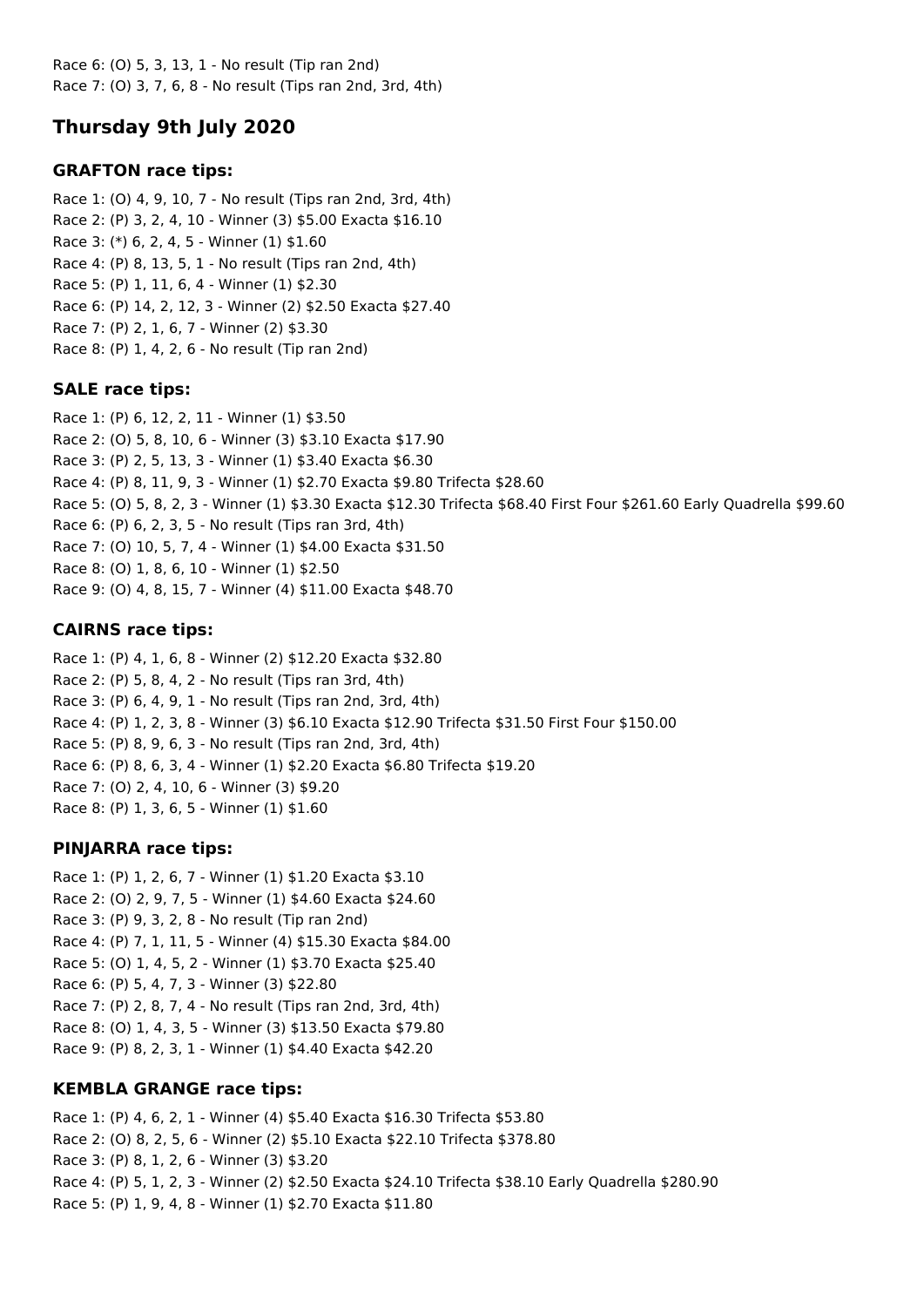Race 6: (O) 5, 3, 13, 1 - No result (Tip ran 2nd)
Race 7: (O) 3, 7, 6, 8 - No result (Tips ran 2nd, 3rd, 4th)

## Thursday 9th July 2020

### GRAFTON race tips:

Race 1: (O) 4, 9, 10, 7 - No result (Tips ran 2nd, 3rd, 4th)
Race 2: (P) 3, 2, 4, 10 - Winner (3) $5.00 Exacta $16.10
Race 3: (*) 6, 2, 4, 5 - Winner (1) $1.60
Race 4: (P) 8, 13, 5, 1 - No result (Tips ran 2nd, 4th)
Race 5: (P) 1, 11, 6, 4 - Winner (1) $2.30
Race 6: (P) 14, 2, 12, 3 - Winner (2) $2.50 Exacta $27.40
Race 7: (P) 2, 1, 6, 7 - Winner (2) $3.30
Race 8: (P) 1, 4, 2, 6 - No result (Tip ran 2nd)

### SALE race tips:

Race 1: (P) 6, 12, 2, 11 - Winner (1) $3.50
Race 2: (O) 5, 8, 10, 6 - Winner (3) $3.10 Exacta $17.90
Race 3: (P) 2, 5, 13, 3 - Winner (1) $3.40 Exacta $6.30
Race 4: (P) 8, 11, 9, 3 - Winner (1) $2.70 Exacta $9.80 Trifecta $28.60
Race 5: (O) 5, 8, 2, 3 - Winner (1) $3.30 Exacta $12.30 Trifecta $68.40 First Four $261.60 Early Quadrella $99.60
Race 6: (P) 6, 2, 3, 5 - No result (Tips ran 3rd, 4th)
Race 7: (O) 10, 5, 7, 4 - Winner (1) $4.00 Exacta $31.50
Race 8: (O) 1, 8, 6, 10 - Winner (1) $2.50
Race 9: (O) 4, 8, 15, 7 - Winner (4) $11.00 Exacta $48.70

### CAIRNS race tips:

Race 1: (P) 4, 1, 6, 8 - Winner (2) $12.20 Exacta $32.80
Race 2: (P) 5, 8, 4, 2 - No result (Tips ran 3rd, 4th)
Race 3: (P) 6, 4, 9, 1 - No result (Tips ran 2nd, 3rd, 4th)
Race 4: (P) 1, 2, 3, 8 - Winner (3) $6.10 Exacta $12.90 Trifecta $31.50 First Four $150.00
Race 5: (P) 8, 9, 6, 3 - No result (Tips ran 2nd, 3rd, 4th)
Race 6: (P) 8, 6, 3, 4 - Winner (1) $2.20 Exacta $6.80 Trifecta $19.20
Race 7: (O) 2, 4, 10, 6 - Winner (3) $9.20
Race 8: (P) 1, 3, 6, 5 - Winner (1) $1.60

### PINJARRA race tips:

Race 1: (P) 1, 2, 6, 7 - Winner (1) $1.20 Exacta $3.10
Race 2: (O) 2, 9, 7, 5 - Winner (1) $4.60 Exacta $24.60
Race 3: (P) 9, 3, 2, 8 - No result (Tip ran 2nd)
Race 4: (P) 7, 1, 11, 5 - Winner (4) $15.30 Exacta $84.00
Race 5: (O) 1, 4, 5, 2 - Winner (1) $3.70 Exacta $25.40
Race 6: (P) 5, 4, 7, 3 - Winner (3) $22.80
Race 7: (P) 2, 8, 7, 4 - No result (Tips ran 2nd, 3rd, 4th)
Race 8: (O) 1, 4, 3, 5 - Winner (3) $13.50 Exacta $79.80
Race 9: (P) 8, 2, 3, 1 - Winner (1) $4.40 Exacta $42.20

### KEMBLA GRANGE race tips:

Race 1: (P) 4, 6, 2, 1 - Winner (4) $5.40 Exacta $16.30 Trifecta $53.80
Race 2: (O) 8, 2, 5, 6 - Winner (2) $5.10 Exacta $22.10 Trifecta $378.80
Race 3: (P) 8, 1, 2, 6 - Winner (3) $3.20
Race 4: (P) 5, 1, 2, 3 - Winner (2) $2.50 Exacta $24.10 Trifecta $38.10 Early Quadrella $280.90
Race 5: (P) 1, 9, 4, 8 - Winner (1) $2.70 Exacta $11.80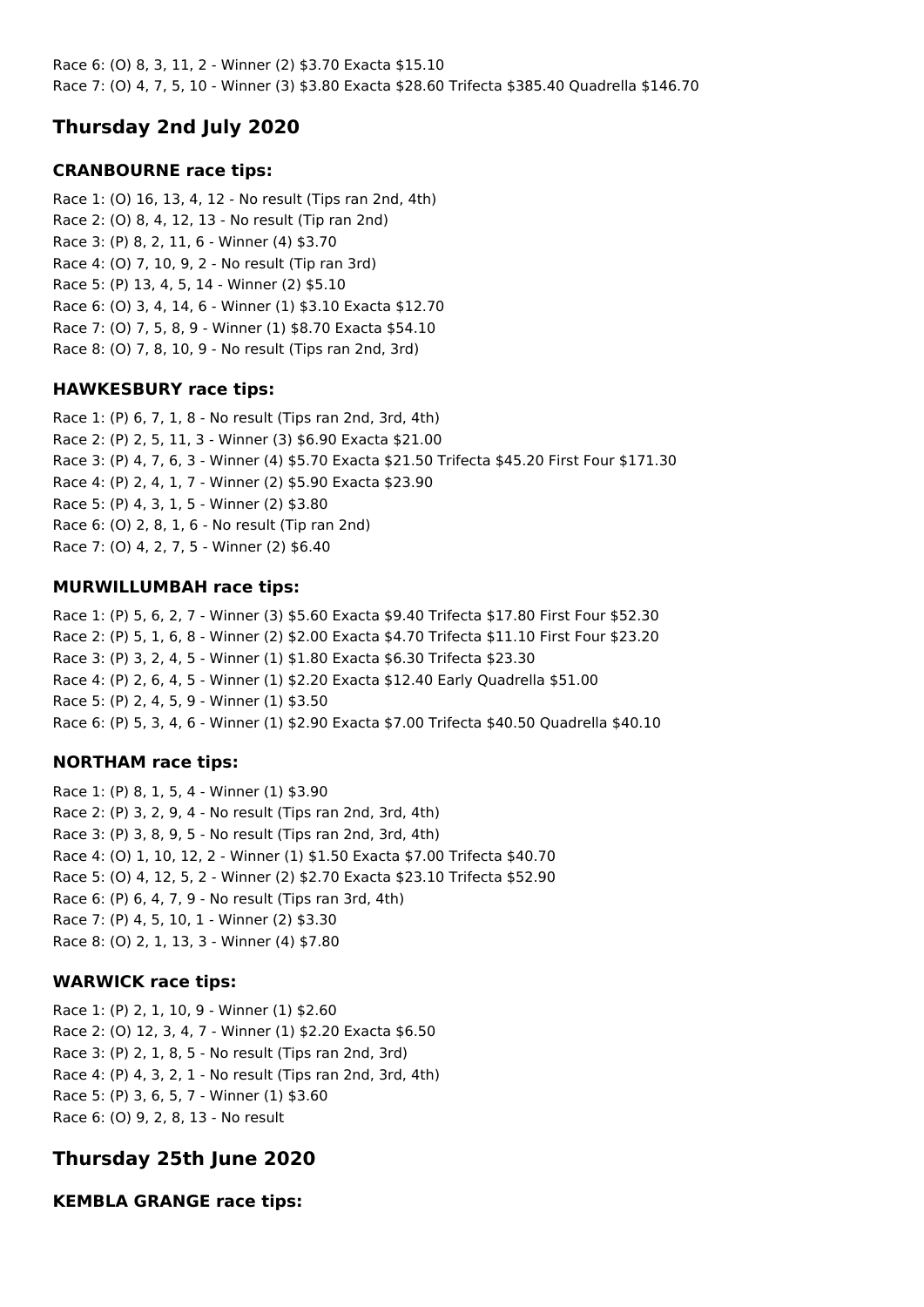Race 6: (O) 8, 3, 11, 2 - Winner (2) $3.70 Exacta $15.10
Race 7: (O) 4, 7, 5, 10 - Winner (3) $3.80 Exacta $28.60 Trifecta $385.40 Quadrella $146.70

## Thursday 2nd July 2020

### CRANBOURNE race tips:

Race 1: (O) 16, 13, 4, 12 - No result (Tips ran 2nd, 4th)
Race 2: (O) 8, 4, 12, 13 - No result (Tip ran 2nd)
Race 3: (P) 8, 2, 11, 6 - Winner (4) $3.70
Race 4: (O) 7, 10, 9, 2 - No result (Tip ran 3rd)
Race 5: (P) 13, 4, 5, 14 - Winner (2) $5.10
Race 6: (O) 3, 4, 14, 6 - Winner (1) $3.10 Exacta $12.70
Race 7: (O) 7, 5, 8, 9 - Winner (1) $8.70 Exacta $54.10
Race 8: (O) 7, 8, 10, 9 - No result (Tips ran 2nd, 3rd)

### HAWKESBURY race tips:

Race 1: (P) 6, 7, 1, 8 - No result (Tips ran 2nd, 3rd, 4th)
Race 2: (P) 2, 5, 11, 3 - Winner (3) $6.90 Exacta $21.00
Race 3: (P) 4, 7, 6, 3 - Winner (4) $5.70 Exacta $21.50 Trifecta $45.20 First Four $171.30
Race 4: (P) 2, 4, 1, 7 - Winner (2) $5.90 Exacta $23.90
Race 5: (P) 4, 3, 1, 5 - Winner (2) $3.80
Race 6: (O) 2, 8, 1, 6 - No result (Tip ran 2nd)
Race 7: (O) 4, 2, 7, 5 - Winner (2) $6.40

### MURWILLUMBAH race tips:

Race 1: (P) 5, 6, 2, 7 - Winner (3) $5.60 Exacta $9.40 Trifecta $17.80 First Four $52.30
Race 2: (P) 5, 1, 6, 8 - Winner (2) $2.00 Exacta $4.70 Trifecta $11.10 First Four $23.20
Race 3: (P) 3, 2, 4, 5 - Winner (1) $1.80 Exacta $6.30 Trifecta $23.30
Race 4: (P) 2, 6, 4, 5 - Winner (1) $2.20 Exacta $12.40 Early Quadrella $51.00
Race 5: (P) 2, 4, 5, 9 - Winner (1) $3.50
Race 6: (P) 5, 3, 4, 6 - Winner (1) $2.90 Exacta $7.00 Trifecta $40.50 Quadrella $40.10

### NORTHAM race tips:

Race 1: (P) 8, 1, 5, 4 - Winner (1) $3.90
Race 2: (P) 3, 2, 9, 4 - No result (Tips ran 2nd, 3rd, 4th)
Race 3: (P) 3, 8, 9, 5 - No result (Tips ran 2nd, 3rd, 4th)
Race 4: (O) 1, 10, 12, 2 - Winner (1) $1.50 Exacta $7.00 Trifecta $40.70
Race 5: (O) 4, 12, 5, 2 - Winner (2) $2.70 Exacta $23.10 Trifecta $52.90
Race 6: (P) 6, 4, 7, 9 - No result (Tips ran 3rd, 4th)
Race 7: (P) 4, 5, 10, 1 - Winner (2) $3.30
Race 8: (O) 2, 1, 13, 3 - Winner (4) $7.80

### WARWICK race tips:

Race 1: (P) 2, 1, 10, 9 - Winner (1) $2.60
Race 2: (O) 12, 3, 4, 7 - Winner (1) $2.20 Exacta $6.50
Race 3: (P) 2, 1, 8, 5 - No result (Tips ran 2nd, 3rd)
Race 4: (P) 4, 3, 2, 1 - No result (Tips ran 2nd, 3rd, 4th)
Race 5: (P) 3, 6, 5, 7 - Winner (1) $3.60
Race 6: (O) 9, 2, 8, 13 - No result

## Thursday 25th June 2020

### KEMBLA GRANGE race tips: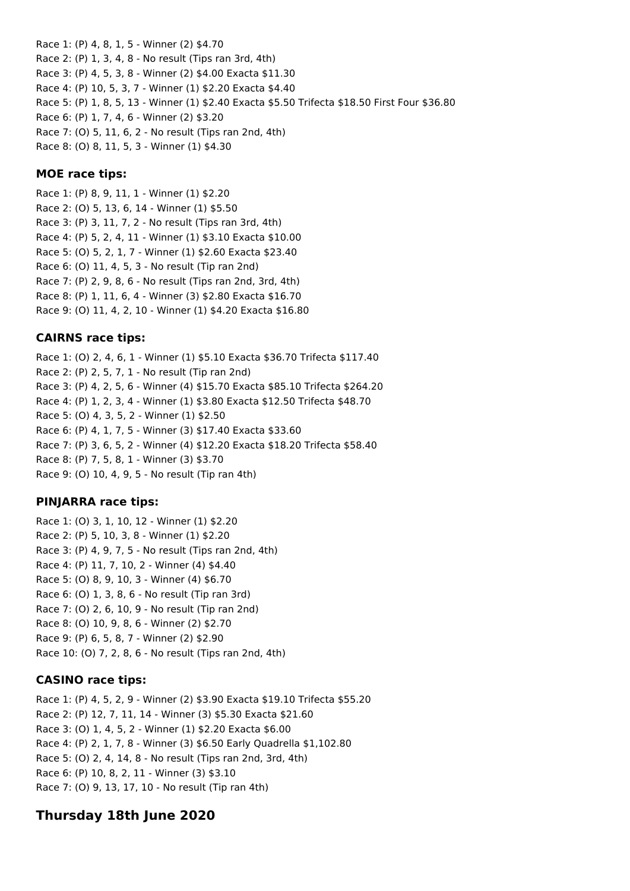Race 1: (P) 4, 8, 1, 5 - Winner (2) $4.70
Race 2: (P) 1, 3, 4, 8 - No result (Tips ran 3rd, 4th)
Race 3: (P) 4, 5, 3, 8 - Winner (2) $4.00 Exacta $11.30
Race 4: (P) 10, 5, 3, 7 - Winner (1) $2.20 Exacta $4.40
Race 5: (P) 1, 8, 5, 13 - Winner (1) $2.40 Exacta $5.50 Trifecta $18.50 First Four $36.80
Race 6: (P) 1, 7, 4, 6 - Winner (2) $3.20
Race 7: (O) 5, 11, 6, 2 - No result (Tips ran 2nd, 4th)
Race 8: (O) 8, 11, 5, 3 - Winner (1) $4.30

### MOE race tips:

Race 1: (P) 8, 9, 11, 1 - Winner (1) $2.20
Race 2: (O) 5, 13, 6, 14 - Winner (1) $5.50
Race 3: (P) 3, 11, 7, 2 - No result (Tips ran 3rd, 4th)
Race 4: (P) 5, 2, 4, 11 - Winner (1) $3.10 Exacta $10.00
Race 5: (O) 5, 2, 1, 7 - Winner (1) $2.60 Exacta $23.40
Race 6: (O) 11, 4, 5, 3 - No result (Tip ran 2nd)
Race 7: (P) 2, 9, 8, 6 - No result (Tips ran 2nd, 3rd, 4th)
Race 8: (P) 1, 11, 6, 4 - Winner (3) $2.80 Exacta $16.70
Race 9: (O) 11, 4, 2, 10 - Winner (1) $4.20 Exacta $16.80

### CAIRNS race tips:

Race 1: (O) 2, 4, 6, 1 - Winner (1) $5.10 Exacta $36.70 Trifecta $117.40
Race 2: (P) 2, 5, 7, 1 - No result (Tip ran 2nd)
Race 3: (P) 4, 2, 5, 6 - Winner (4) $15.70 Exacta $85.10 Trifecta $264.20
Race 4: (P) 1, 2, 3, 4 - Winner (1) $3.80 Exacta $12.50 Trifecta $48.70
Race 5: (O) 4, 3, 5, 2 - Winner (1) $2.50
Race 6: (P) 4, 1, 7, 5 - Winner (3) $17.40 Exacta $33.60
Race 7: (P) 3, 6, 5, 2 - Winner (4) $12.20 Exacta $18.20 Trifecta $58.40
Race 8: (P) 7, 5, 8, 1 - Winner (3) $3.70
Race 9: (O) 10, 4, 9, 5 - No result (Tip ran 4th)

### PINJARRA race tips:

Race 1: (O) 3, 1, 10, 12 - Winner (1) $2.20
Race 2: (P) 5, 10, 3, 8 - Winner (1) $2.20
Race 3: (P) 4, 9, 7, 5 - No result (Tips ran 2nd, 4th)
Race 4: (P) 11, 7, 10, 2 - Winner (4) $4.40
Race 5: (O) 8, 9, 10, 3 - Winner (4) $6.70
Race 6: (O) 1, 3, 8, 6 - No result (Tip ran 3rd)
Race 7: (O) 2, 6, 10, 9 - No result (Tip ran 2nd)
Race 8: (O) 10, 9, 8, 6 - Winner (2) $2.70
Race 9: (P) 6, 5, 8, 7 - Winner (2) $2.90
Race 10: (O) 7, 2, 8, 6 - No result (Tips ran 2nd, 4th)

### CASINO race tips:

Race 1: (P) 4, 5, 2, 9 - Winner (2) $3.90 Exacta $19.10 Trifecta $55.20
Race 2: (P) 12, 7, 11, 14 - Winner (3) $5.30 Exacta $21.60
Race 3: (O) 1, 4, 5, 2 - Winner (1) $2.20 Exacta $6.00
Race 4: (P) 2, 1, 7, 8 - Winner (3) $6.50 Early Quadrella $1,102.80
Race 5: (O) 2, 4, 14, 8 - No result (Tips ran 2nd, 3rd, 4th)
Race 6: (P) 10, 8, 2, 11 - Winner (3) $3.10
Race 7: (O) 9, 13, 17, 10 - No result (Tip ran 4th)

## Thursday 18th June 2020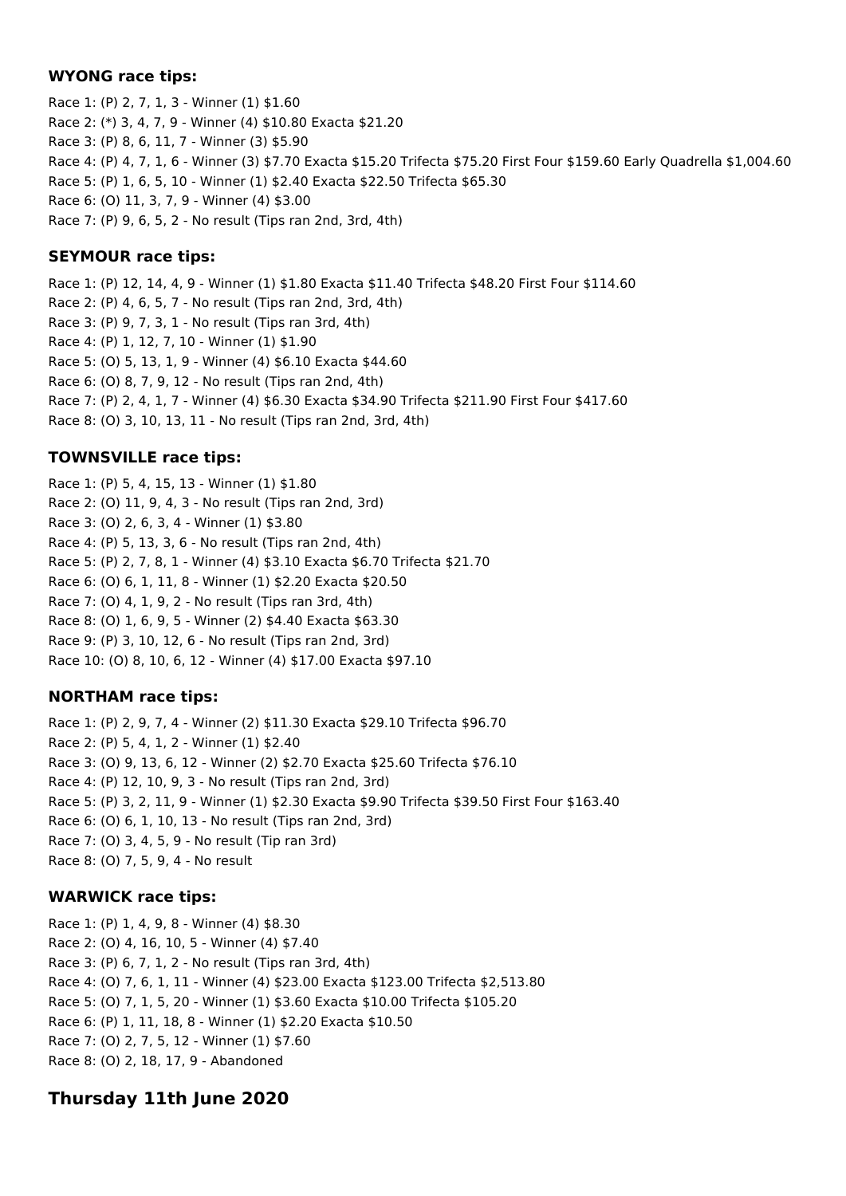### WYONG race tips:

Race 1: (P) 2, 7, 1, 3 - Winner (1) $1.60
Race 2: (*) 3, 4, 7, 9 - Winner (4) $10.80 Exacta $21.20
Race 3: (P) 8, 6, 11, 7 - Winner (3) $5.90
Race 4: (P) 4, 7, 1, 6 - Winner (3) $7.70 Exacta $15.20 Trifecta $75.20 First Four $159.60 Early Quadrella $1,004.60
Race 5: (P) 1, 6, 5, 10 - Winner (1) $2.40 Exacta $22.50 Trifecta $65.30
Race 6: (O) 11, 3, 7, 9 - Winner (4) $3.00
Race 7: (P) 9, 6, 5, 2 - No result (Tips ran 2nd, 3rd, 4th)

### SEYMOUR race tips:

Race 1: (P) 12, 14, 4, 9 - Winner (1) $1.80 Exacta $11.40 Trifecta $48.20 First Four $114.60
Race 2: (P) 4, 6, 5, 7 - No result (Tips ran 2nd, 3rd, 4th)
Race 3: (P) 9, 7, 3, 1 - No result (Tips ran 3rd, 4th)
Race 4: (P) 1, 12, 7, 10 - Winner (1) $1.90
Race 5: (O) 5, 13, 1, 9 - Winner (4) $6.10 Exacta $44.60
Race 6: (O) 8, 7, 9, 12 - No result (Tips ran 2nd, 4th)
Race 7: (P) 2, 4, 1, 7 - Winner (4) $6.30 Exacta $34.90 Trifecta $211.90 First Four $417.60
Race 8: (O) 3, 10, 13, 11 - No result (Tips ran 2nd, 3rd, 4th)

### TOWNSVILLE race tips:

Race 1: (P) 5, 4, 15, 13 - Winner (1) $1.80
Race 2: (O) 11, 9, 4, 3 - No result (Tips ran 2nd, 3rd)
Race 3: (O) 2, 6, 3, 4 - Winner (1) $3.80
Race 4: (P) 5, 13, 3, 6 - No result (Tips ran 2nd, 4th)
Race 5: (P) 2, 7, 8, 1 - Winner (4) $3.10 Exacta $6.70 Trifecta $21.70
Race 6: (O) 6, 1, 11, 8 - Winner (1) $2.20 Exacta $20.50
Race 7: (O) 4, 1, 9, 2 - No result (Tips ran 3rd, 4th)
Race 8: (O) 1, 6, 9, 5 - Winner (2) $4.40 Exacta $63.30
Race 9: (P) 3, 10, 12, 6 - No result (Tips ran 2nd, 3rd)
Race 10: (O) 8, 10, 6, 12 - Winner (4) $17.00 Exacta $97.10

### NORTHAM race tips:

Race 1: (P) 2, 9, 7, 4 - Winner (2) $11.30 Exacta $29.10 Trifecta $96.70
Race 2: (P) 5, 4, 1, 2 - Winner (1) $2.40
Race 3: (O) 9, 13, 6, 12 - Winner (2) $2.70 Exacta $25.60 Trifecta $76.10
Race 4: (P) 12, 10, 9, 3 - No result (Tips ran 2nd, 3rd)
Race 5: (P) 3, 2, 11, 9 - Winner (1) $2.30 Exacta $9.90 Trifecta $39.50 First Four $163.40
Race 6: (O) 6, 1, 10, 13 - No result (Tips ran 2nd, 3rd)
Race 7: (O) 3, 4, 5, 9 - No result (Tip ran 3rd)
Race 8: (O) 7, 5, 9, 4 - No result

### WARWICK race tips:

Race 1: (P) 1, 4, 9, 8 - Winner (4) $8.30
Race 2: (O) 4, 16, 10, 5 - Winner (4) $7.40
Race 3: (P) 6, 7, 1, 2 - No result (Tips ran 3rd, 4th)
Race 4: (O) 7, 6, 1, 11 - Winner (4) $23.00 Exacta $123.00 Trifecta $2,513.80
Race 5: (O) 7, 1, 5, 20 - Winner (1) $3.60 Exacta $10.00 Trifecta $105.20
Race 6: (P) 1, 11, 18, 8 - Winner (1) $2.20 Exacta $10.50
Race 7: (O) 2, 7, 5, 12 - Winner (1) $7.60
Race 8: (O) 2, 18, 17, 9 - Abandoned

## Thursday 11th June 2020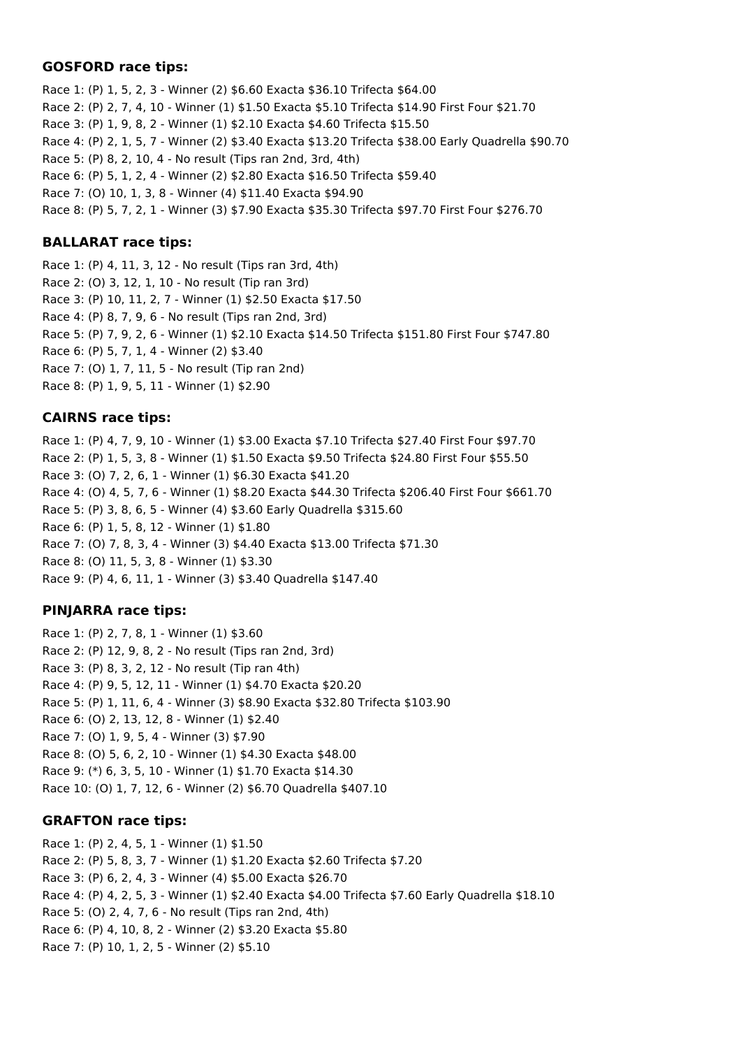### GOSFORD race tips:

Race 1: (P) 1, 5, 2, 3 - Winner (2) $6.60 Exacta $36.10 Trifecta $64.00
Race 2: (P) 2, 7, 4, 10 - Winner (1) $1.50 Exacta $5.10 Trifecta $14.90 First Four $21.70
Race 3: (P) 1, 9, 8, 2 - Winner (1) $2.10 Exacta $4.60 Trifecta $15.50
Race 4: (P) 2, 1, 5, 7 - Winner (2) $3.40 Exacta $13.20 Trifecta $38.00 Early Quadrella $90.70
Race 5: (P) 8, 2, 10, 4 - No result (Tips ran 2nd, 3rd, 4th)
Race 6: (P) 5, 1, 2, 4 - Winner (2) $2.80 Exacta $16.50 Trifecta $59.40
Race 7: (O) 10, 1, 3, 8 - Winner (4) $11.40 Exacta $94.90
Race 8: (P) 5, 7, 2, 1 - Winner (3) $7.90 Exacta $35.30 Trifecta $97.70 First Four $276.70

### BALLARAT race tips:

Race 1: (P) 4, 11, 3, 12 - No result (Tips ran 3rd, 4th)
Race 2: (O) 3, 12, 1, 10 - No result (Tip ran 3rd)
Race 3: (P) 10, 11, 2, 7 - Winner (1) $2.50 Exacta $17.50
Race 4: (P) 8, 7, 9, 6 - No result (Tips ran 2nd, 3rd)
Race 5: (P) 7, 9, 2, 6 - Winner (1) $2.10 Exacta $14.50 Trifecta $151.80 First Four $747.80
Race 6: (P) 5, 7, 1, 4 - Winner (2) $3.40
Race 7: (O) 1, 7, 11, 5 - No result (Tip ran 2nd)
Race 8: (P) 1, 9, 5, 11 - Winner (1) $2.90

### CAIRNS race tips:

Race 1: (P) 4, 7, 9, 10 - Winner (1) $3.00 Exacta $7.10 Trifecta $27.40 First Four $97.70
Race 2: (P) 1, 5, 3, 8 - Winner (1) $1.50 Exacta $9.50 Trifecta $24.80 First Four $55.50
Race 3: (O) 7, 2, 6, 1 - Winner (1) $6.30 Exacta $41.20
Race 4: (O) 4, 5, 7, 6 - Winner (1) $8.20 Exacta $44.30 Trifecta $206.40 First Four $661.70
Race 5: (P) 3, 8, 6, 5 - Winner (4) $3.60 Early Quadrella $315.60
Race 6: (P) 1, 5, 8, 12 - Winner (1) $1.80
Race 7: (O) 7, 8, 3, 4 - Winner (3) $4.40 Exacta $13.00 Trifecta $71.30
Race 8: (O) 11, 5, 3, 8 - Winner (1) $3.30
Race 9: (P) 4, 6, 11, 1 - Winner (3) $3.40 Quadrella $147.40

### PINJARRA race tips:

Race 1: (P) 2, 7, 8, 1 - Winner (1) $3.60
Race 2: (P) 12, 9, 8, 2 - No result (Tips ran 2nd, 3rd)
Race 3: (P) 8, 3, 2, 12 - No result (Tip ran 4th)
Race 4: (P) 9, 5, 12, 11 - Winner (1) $4.70 Exacta $20.20
Race 5: (P) 1, 11, 6, 4 - Winner (3) $8.90 Exacta $32.80 Trifecta $103.90
Race 6: (O) 2, 13, 12, 8 - Winner (1) $2.40
Race 7: (O) 1, 9, 5, 4 - Winner (3) $7.90
Race 8: (O) 5, 6, 2, 10 - Winner (1) $4.30 Exacta $48.00
Race 9: (*) 6, 3, 5, 10 - Winner (1) $1.70 Exacta $14.30
Race 10: (O) 1, 7, 12, 6 - Winner (2) $6.70 Quadrella $407.10

### GRAFTON race tips:

Race 1: (P) 2, 4, 5, 1 - Winner (1) $1.50
Race 2: (P) 5, 8, 3, 7 - Winner (1) $1.20 Exacta $2.60 Trifecta $7.20
Race 3: (P) 6, 2, 4, 3 - Winner (4) $5.00 Exacta $26.70
Race 4: (P) 4, 2, 5, 3 - Winner (1) $2.40 Exacta $4.00 Trifecta $7.60 Early Quadrella $18.10
Race 5: (O) 2, 4, 7, 6 - No result (Tips ran 2nd, 4th)
Race 6: (P) 4, 10, 8, 2 - Winner (2) $3.20 Exacta $5.80
Race 7: (P) 10, 1, 2, 5 - Winner (2) $5.10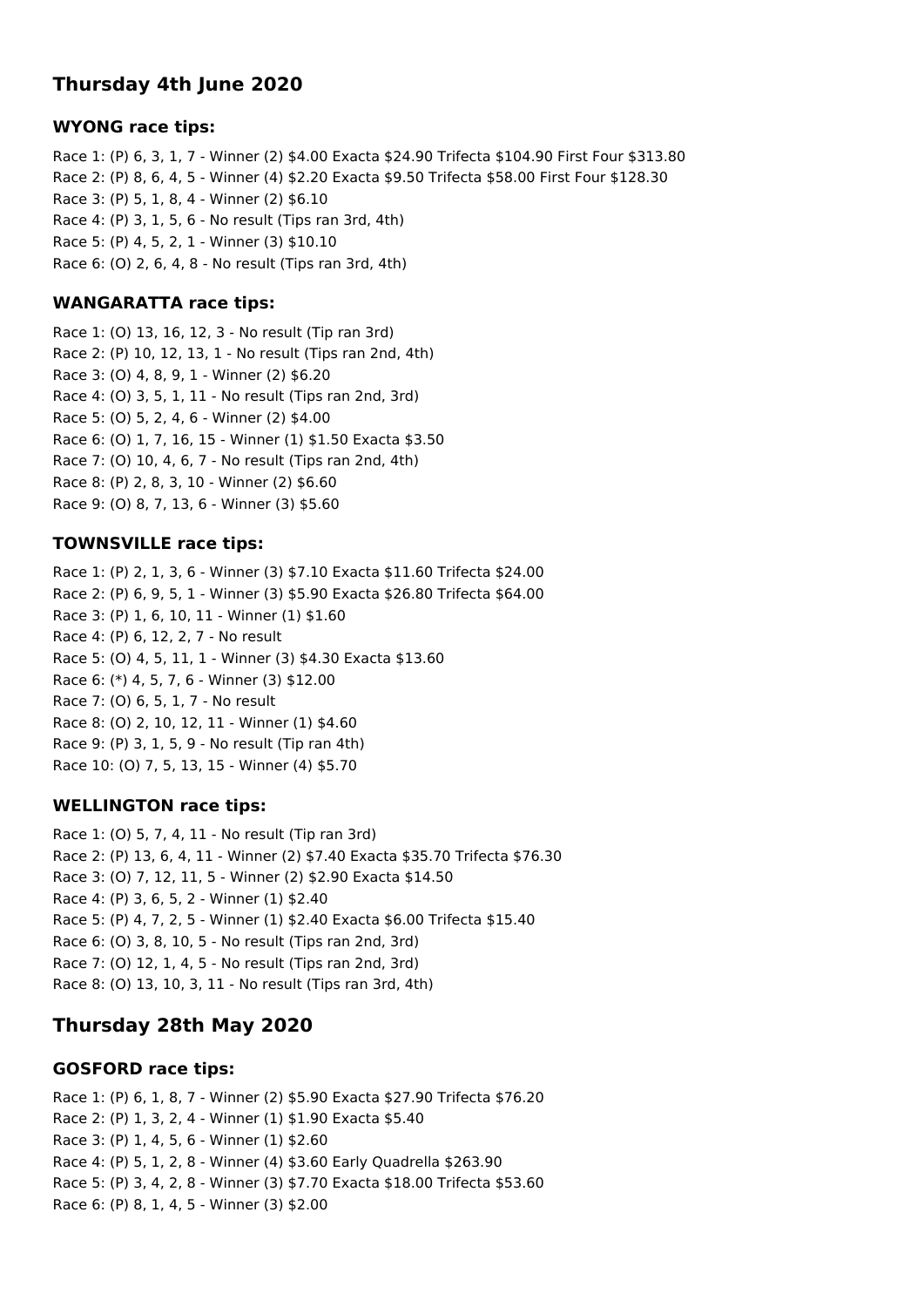## Thursday 4th June 2020

### WYONG race tips:

Race 1: (P) 6, 3, 1, 7 - Winner (2) $4.00 Exacta $24.90 Trifecta $104.90 First Four $313.80
Race 2: (P) 8, 6, 4, 5 - Winner (4) $2.20 Exacta $9.50 Trifecta $58.00 First Four $128.30
Race 3: (P) 5, 1, 8, 4 - Winner (2) $6.10
Race 4: (P) 3, 1, 5, 6 - No result (Tips ran 3rd, 4th)
Race 5: (P) 4, 5, 2, 1 - Winner (3) $10.10
Race 6: (O) 2, 6, 4, 8 - No result (Tips ran 3rd, 4th)

### WANGARATTA race tips:

Race 1: (O) 13, 16, 12, 3 - No result (Tip ran 3rd)
Race 2: (P) 10, 12, 13, 1 - No result (Tips ran 2nd, 4th)
Race 3: (O) 4, 8, 9, 1 - Winner (2) $6.20
Race 4: (O) 3, 5, 1, 11 - No result (Tips ran 2nd, 3rd)
Race 5: (O) 5, 2, 4, 6 - Winner (2) $4.00
Race 6: (O) 1, 7, 16, 15 - Winner (1) $1.50 Exacta $3.50
Race 7: (O) 10, 4, 6, 7 - No result (Tips ran 2nd, 4th)
Race 8: (P) 2, 8, 3, 10 - Winner (2) $6.60
Race 9: (O) 8, 7, 13, 6 - Winner (3) $5.60

### TOWNSVILLE race tips:

Race 1: (P) 2, 1, 3, 6 - Winner (3) $7.10 Exacta $11.60 Trifecta $24.00
Race 2: (P) 6, 9, 5, 1 - Winner (3) $5.90 Exacta $26.80 Trifecta $64.00
Race 3: (P) 1, 6, 10, 11 - Winner (1) $1.60
Race 4: (P) 6, 12, 2, 7 - No result
Race 5: (O) 4, 5, 11, 1 - Winner (3) $4.30 Exacta $13.60
Race 6: (*) 4, 5, 7, 6 - Winner (3) $12.00
Race 7: (O) 6, 5, 1, 7 - No result
Race 8: (O) 2, 10, 12, 11 - Winner (1) $4.60
Race 9: (P) 3, 1, 5, 9 - No result (Tip ran 4th)
Race 10: (O) 7, 5, 13, 15 - Winner (4) $5.70

### WELLINGTON race tips:

Race 1: (O) 5, 7, 4, 11 - No result (Tip ran 3rd)
Race 2: (P) 13, 6, 4, 11 - Winner (2) $7.40 Exacta $35.70 Trifecta $76.30
Race 3: (O) 7, 12, 11, 5 - Winner (2) $2.90 Exacta $14.50
Race 4: (P) 3, 6, 5, 2 - Winner (1) $2.40
Race 5: (P) 4, 7, 2, 5 - Winner (1) $2.40 Exacta $6.00 Trifecta $15.40
Race 6: (O) 3, 8, 10, 5 - No result (Tips ran 2nd, 3rd)
Race 7: (O) 12, 1, 4, 5 - No result (Tips ran 2nd, 3rd)
Race 8: (O) 13, 10, 3, 11 - No result (Tips ran 3rd, 4th)

## Thursday 28th May 2020

### GOSFORD race tips:

Race 1: (P) 6, 1, 8, 7 - Winner (2) $5.90 Exacta $27.90 Trifecta $76.20
Race 2: (P) 1, 3, 2, 4 - Winner (1) $1.90 Exacta $5.40
Race 3: (P) 1, 4, 5, 6 - Winner (1) $2.60
Race 4: (P) 5, 1, 2, 8 - Winner (4) $3.60 Early Quadrella $263.90
Race 5: (P) 3, 4, 2, 8 - Winner (3) $7.70 Exacta $18.00 Trifecta $53.60
Race 6: (P) 8, 1, 4, 5 - Winner (3) $2.00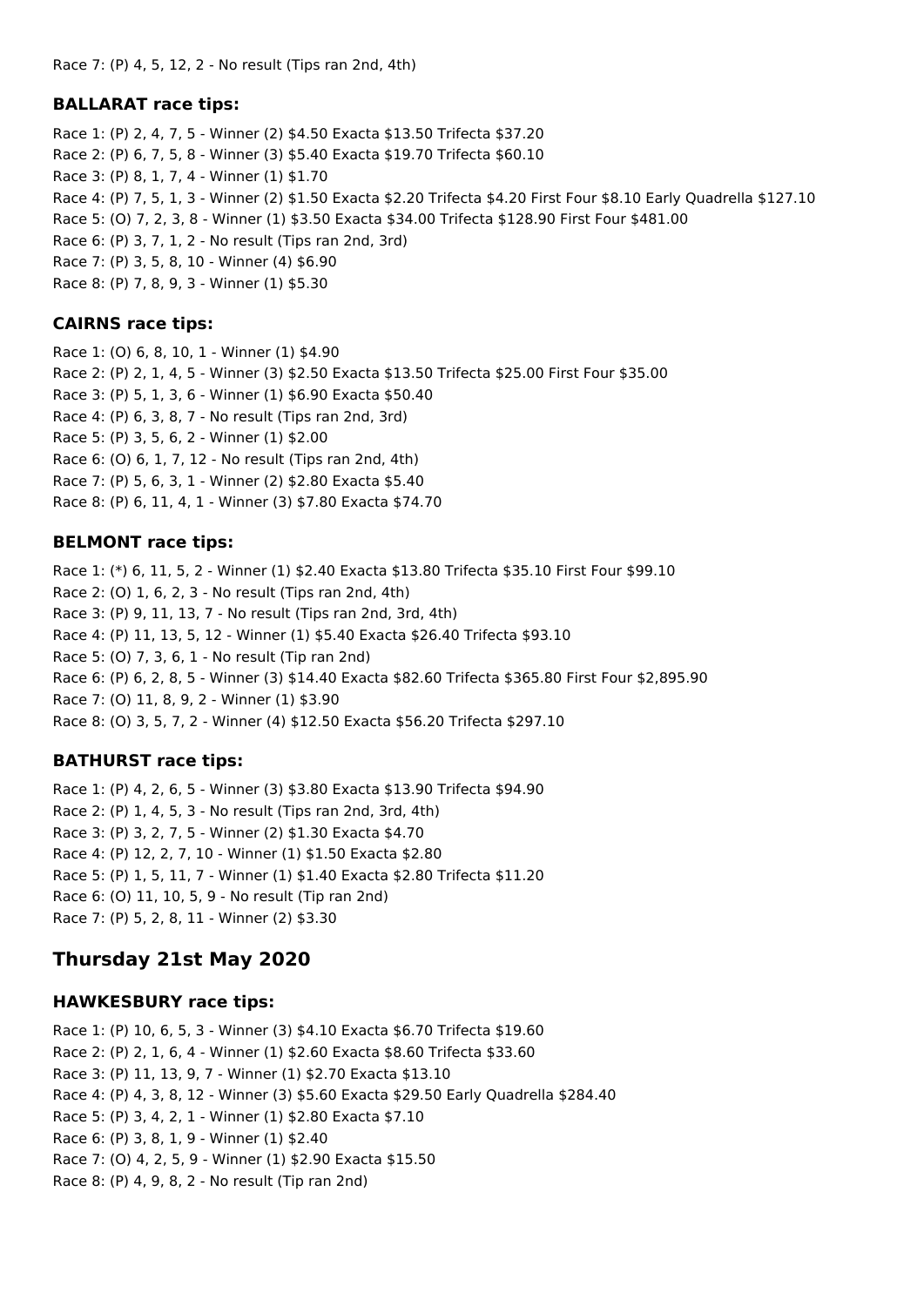Race 7: (P) 4, 5, 12, 2 - No result (Tips ran 2nd, 4th)

### BALLARAT race tips:

Race 1: (P) 2, 4, 7, 5 - Winner (2) $4.50 Exacta $13.50 Trifecta $37.20
Race 2: (P) 6, 7, 5, 8 - Winner (3) $5.40 Exacta $19.70 Trifecta $60.10
Race 3: (P) 8, 1, 7, 4 - Winner (1) $1.70
Race 4: (P) 7, 5, 1, 3 - Winner (2) $1.50 Exacta $2.20 Trifecta $4.20 First Four $8.10 Early Quadrella $127.10
Race 5: (O) 7, 2, 3, 8 - Winner (1) $3.50 Exacta $34.00 Trifecta $128.90 First Four $481.00
Race 6: (P) 3, 7, 1, 2 - No result (Tips ran 2nd, 3rd)
Race 7: (P) 3, 5, 8, 10 - Winner (4) $6.90
Race 8: (P) 7, 8, 9, 3 - Winner (1) $5.30

### CAIRNS race tips:

Race 1: (O) 6, 8, 10, 1 - Winner (1) $4.90
Race 2: (P) 2, 1, 4, 5 - Winner (3) $2.50 Exacta $13.50 Trifecta $25.00 First Four $35.00
Race 3: (P) 5, 1, 3, 6 - Winner (1) $6.90 Exacta $50.40
Race 4: (P) 6, 3, 8, 7 - No result (Tips ran 2nd, 3rd)
Race 5: (P) 3, 5, 6, 2 - Winner (1) $2.00
Race 6: (O) 6, 1, 7, 12 - No result (Tips ran 2nd, 4th)
Race 7: (P) 5, 6, 3, 1 - Winner (2) $2.80 Exacta $5.40
Race 8: (P) 6, 11, 4, 1 - Winner (3) $7.80 Exacta $74.70

### BELMONT race tips:

Race 1: (*) 6, 11, 5, 2 - Winner (1) $2.40 Exacta $13.80 Trifecta $35.10 First Four $99.10
Race 2: (O) 1, 6, 2, 3 - No result (Tips ran 2nd, 4th)
Race 3: (P) 9, 11, 13, 7 - No result (Tips ran 2nd, 3rd, 4th)
Race 4: (P) 11, 13, 5, 12 - Winner (1) $5.40 Exacta $26.40 Trifecta $93.10
Race 5: (O) 7, 3, 6, 1 - No result (Tip ran 2nd)
Race 6: (P) 6, 2, 8, 5 - Winner (3) $14.40 Exacta $82.60 Trifecta $365.80 First Four $2,895.90
Race 7: (O) 11, 8, 9, 2 - Winner (1) $3.90
Race 8: (O) 3, 5, 7, 2 - Winner (4) $12.50 Exacta $56.20 Trifecta $297.10

### BATHURST race tips:

Race 1: (P) 4, 2, 6, 5 - Winner (3) $3.80 Exacta $13.90 Trifecta $94.90
Race 2: (P) 1, 4, 5, 3 - No result (Tips ran 2nd, 3rd, 4th)
Race 3: (P) 3, 2, 7, 5 - Winner (2) $1.30 Exacta $4.70
Race 4: (P) 12, 2, 7, 10 - Winner (1) $1.50 Exacta $2.80
Race 5: (P) 1, 5, 11, 7 - Winner (1) $1.40 Exacta $2.80 Trifecta $11.20
Race 6: (O) 11, 10, 5, 9 - No result (Tip ran 2nd)
Race 7: (P) 5, 2, 8, 11 - Winner (2) $3.30

## Thursday 21st May 2020

### HAWKESBURY race tips:

Race 1: (P) 10, 6, 5, 3 - Winner (3) $4.10 Exacta $6.70 Trifecta $19.60
Race 2: (P) 2, 1, 6, 4 - Winner (1) $2.60 Exacta $8.60 Trifecta $33.60
Race 3: (P) 11, 13, 9, 7 - Winner (1) $2.70 Exacta $13.10
Race 4: (P) 4, 3, 8, 12 - Winner (3) $5.60 Exacta $29.50 Early Quadrella $284.40
Race 5: (P) 3, 4, 2, 1 - Winner (1) $2.80 Exacta $7.10
Race 6: (P) 3, 8, 1, 9 - Winner (1) $2.40
Race 7: (O) 4, 2, 5, 9 - Winner (1) $2.90 Exacta $15.50
Race 8: (P) 4, 9, 8, 2 - No result (Tip ran 2nd)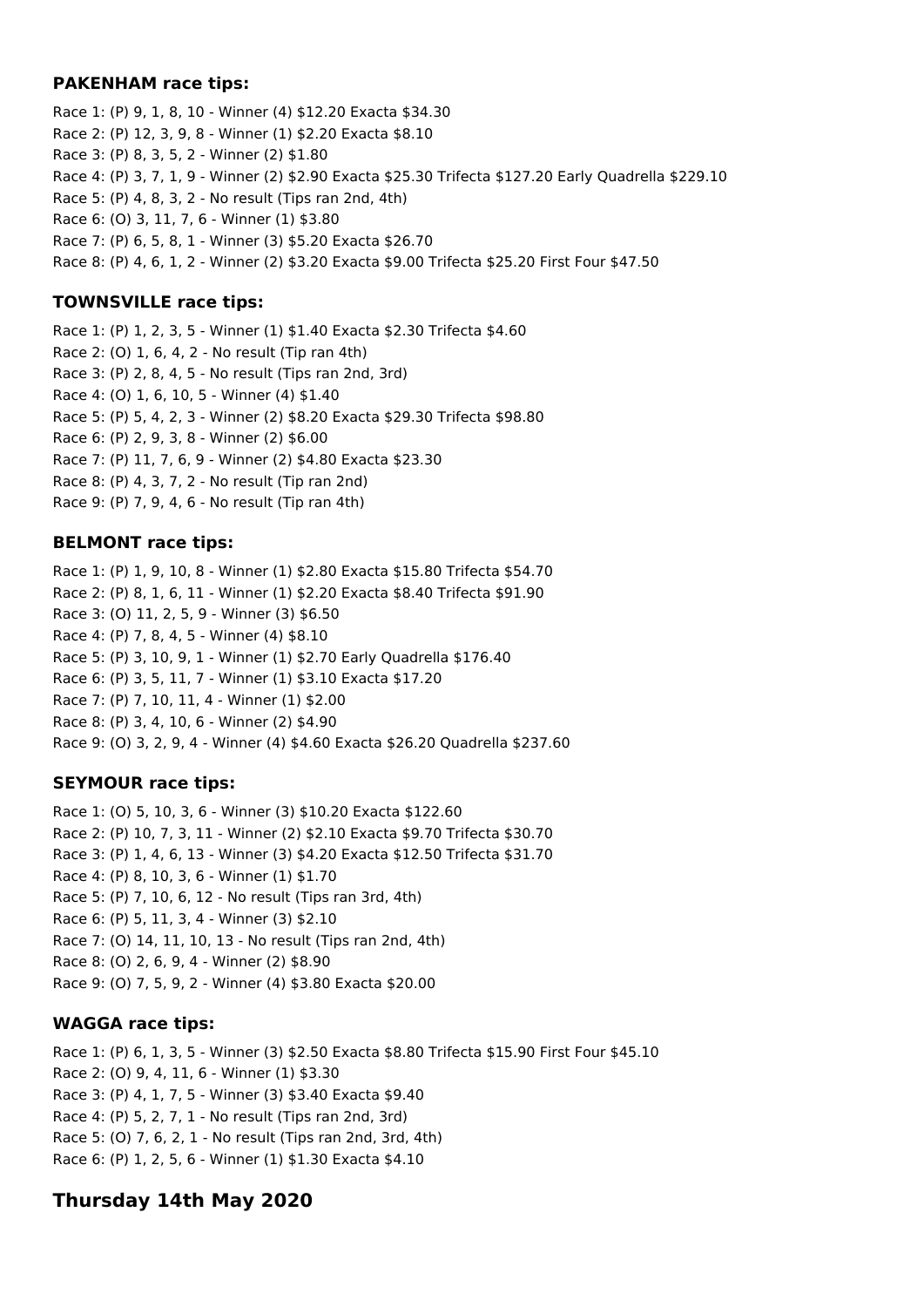### PAKENHAM race tips:

Race 1: (P) 9, 1, 8, 10 - Winner (4) $12.20 Exacta $34.30
Race 2: (P) 12, 3, 9, 8 - Winner (1) $2.20 Exacta $8.10
Race 3: (P) 8, 3, 5, 2 - Winner (2) $1.80
Race 4: (P) 3, 7, 1, 9 - Winner (2) $2.90 Exacta $25.30 Trifecta $127.20 Early Quadrella $229.10
Race 5: (P) 4, 8, 3, 2 - No result (Tips ran 2nd, 4th)
Race 6: (O) 3, 11, 7, 6 - Winner (1) $3.80
Race 7: (P) 6, 5, 8, 1 - Winner (3) $5.20 Exacta $26.70
Race 8: (P) 4, 6, 1, 2 - Winner (2) $3.20 Exacta $9.00 Trifecta $25.20 First Four $47.50

### TOWNSVILLE race tips:

Race 1: (P) 1, 2, 3, 5 - Winner (1) $1.40 Exacta $2.30 Trifecta $4.60
Race 2: (O) 1, 6, 4, 2 - No result (Tip ran 4th)
Race 3: (P) 2, 8, 4, 5 - No result (Tips ran 2nd, 3rd)
Race 4: (O) 1, 6, 10, 5 - Winner (4) $1.40
Race 5: (P) 5, 4, 2, 3 - Winner (2) $8.20 Exacta $29.30 Trifecta $98.80
Race 6: (P) 2, 9, 3, 8 - Winner (2) $6.00
Race 7: (P) 11, 7, 6, 9 - Winner (2) $4.80 Exacta $23.30
Race 8: (P) 4, 3, 7, 2 - No result (Tip ran 2nd)
Race 9: (P) 7, 9, 4, 6 - No result (Tip ran 4th)

### BELMONT race tips:

Race 1: (P) 1, 9, 10, 8 - Winner (1) $2.80 Exacta $15.80 Trifecta $54.70
Race 2: (P) 8, 1, 6, 11 - Winner (1) $2.20 Exacta $8.40 Trifecta $91.90
Race 3: (O) 11, 2, 5, 9 - Winner (3) $6.50
Race 4: (P) 7, 8, 4, 5 - Winner (4) $8.10
Race 5: (P) 3, 10, 9, 1 - Winner (1) $2.70 Early Quadrella $176.40
Race 6: (P) 3, 5, 11, 7 - Winner (1) $3.10 Exacta $17.20
Race 7: (P) 7, 10, 11, 4 - Winner (1) $2.00
Race 8: (P) 3, 4, 10, 6 - Winner (2) $4.90
Race 9: (O) 3, 2, 9, 4 - Winner (4) $4.60 Exacta $26.20 Quadrella $237.60

### SEYMOUR race tips:

Race 1: (O) 5, 10, 3, 6 - Winner (3) $10.20 Exacta $122.60
Race 2: (P) 10, 7, 3, 11 - Winner (2) $2.10 Exacta $9.70 Trifecta $30.70
Race 3: (P) 1, 4, 6, 13 - Winner (3) $4.20 Exacta $12.50 Trifecta $31.70
Race 4: (P) 8, 10, 3, 6 - Winner (1) $1.70
Race 5: (P) 7, 10, 6, 12 - No result (Tips ran 3rd, 4th)
Race 6: (P) 5, 11, 3, 4 - Winner (3) $2.10
Race 7: (O) 14, 11, 10, 13 - No result (Tips ran 2nd, 4th)
Race 8: (O) 2, 6, 9, 4 - Winner (2) $8.90
Race 9: (O) 7, 5, 9, 2 - Winner (4) $3.80 Exacta $20.00

### WAGGA race tips:

Race 1: (P) 6, 1, 3, 5 - Winner (3) $2.50 Exacta $8.80 Trifecta $15.90 First Four $45.10
Race 2: (O) 9, 4, 11, 6 - Winner (1) $3.30
Race 3: (P) 4, 1, 7, 5 - Winner (3) $3.40 Exacta $9.40
Race 4: (P) 5, 2, 7, 1 - No result (Tips ran 2nd, 3rd)
Race 5: (O) 7, 6, 2, 1 - No result (Tips ran 2nd, 3rd, 4th)
Race 6: (P) 1, 2, 5, 6 - Winner (1) $1.30 Exacta $4.10

## Thursday 14th May 2020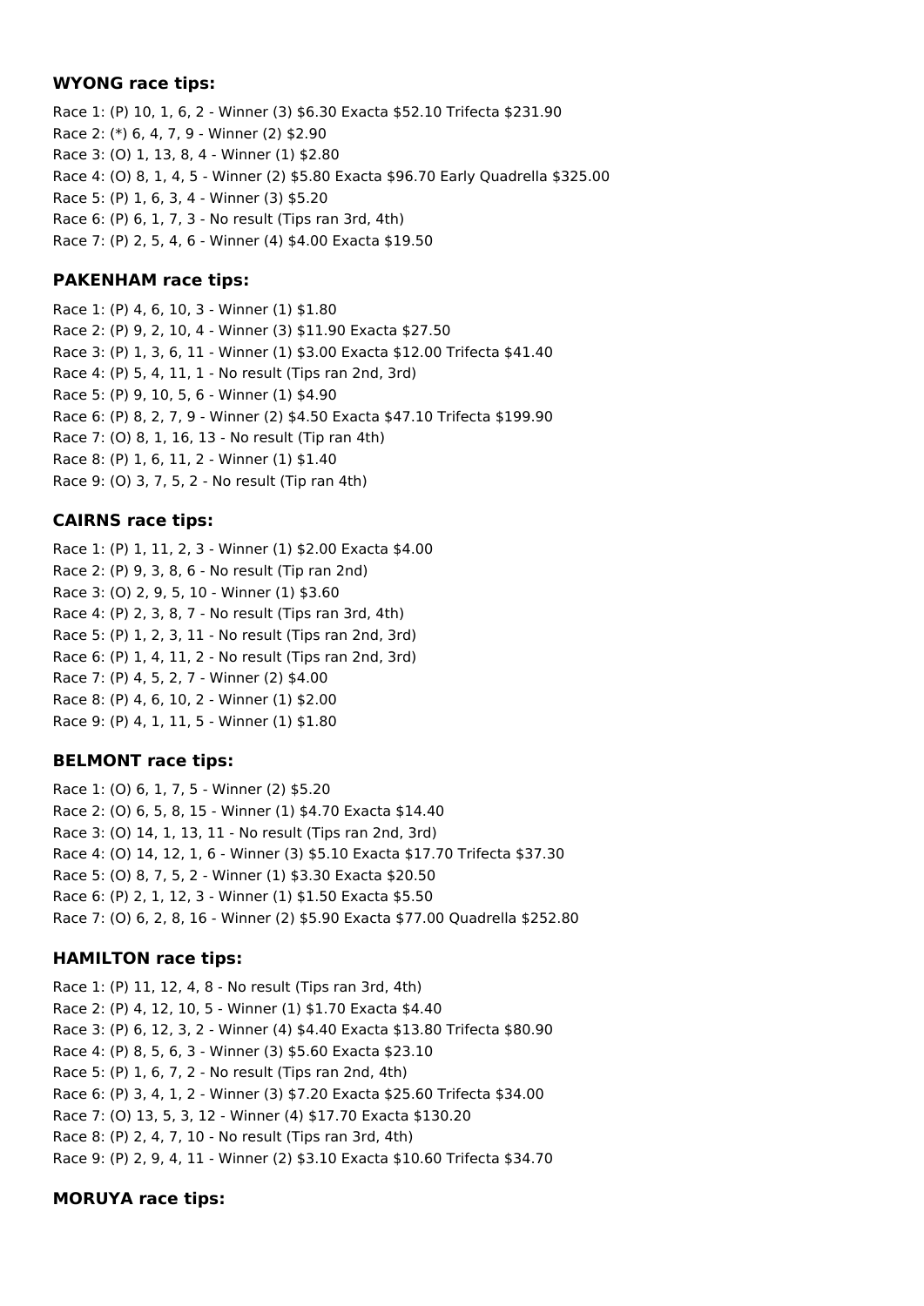### WYONG race tips:

Race 1: (P) 10, 1, 6, 2 - Winner (3) $6.30 Exacta $52.10 Trifecta $231.90
Race 2: (*) 6, 4, 7, 9 - Winner (2) $2.90
Race 3: (O) 1, 13, 8, 4 - Winner (1) $2.80
Race 4: (O) 8, 1, 4, 5 - Winner (2) $5.80 Exacta $96.70 Early Quadrella $325.00
Race 5: (P) 1, 6, 3, 4 - Winner (3) $5.20
Race 6: (P) 6, 1, 7, 3 - No result (Tips ran 3rd, 4th)
Race 7: (P) 2, 5, 4, 6 - Winner (4) $4.00 Exacta $19.50

### PAKENHAM race tips:

Race 1: (P) 4, 6, 10, 3 - Winner (1) $1.80
Race 2: (P) 9, 2, 10, 4 - Winner (3) $11.90 Exacta $27.50
Race 3: (P) 1, 3, 6, 11 - Winner (1) $3.00 Exacta $12.00 Trifecta $41.40
Race 4: (P) 5, 4, 11, 1 - No result (Tips ran 2nd, 3rd)
Race 5: (P) 9, 10, 5, 6 - Winner (1) $4.90
Race 6: (P) 8, 2, 7, 9 - Winner (2) $4.50 Exacta $47.10 Trifecta $199.90
Race 7: (O) 8, 1, 16, 13 - No result (Tip ran 4th)
Race 8: (P) 1, 6, 11, 2 - Winner (1) $1.40
Race 9: (O) 3, 7, 5, 2 - No result (Tip ran 4th)

### CAIRNS race tips:

Race 1: (P) 1, 11, 2, 3 - Winner (1) $2.00 Exacta $4.00
Race 2: (P) 9, 3, 8, 6 - No result (Tip ran 2nd)
Race 3: (O) 2, 9, 5, 10 - Winner (1) $3.60
Race 4: (P) 2, 3, 8, 7 - No result (Tips ran 3rd, 4th)
Race 5: (P) 1, 2, 3, 11 - No result (Tips ran 2nd, 3rd)
Race 6: (P) 1, 4, 11, 2 - No result (Tips ran 2nd, 3rd)
Race 7: (P) 4, 5, 2, 7 - Winner (2) $4.00
Race 8: (P) 4, 6, 10, 2 - Winner (1) $2.00
Race 9: (P) 4, 1, 11, 5 - Winner (1) $1.80

### BELMONT race tips:

Race 1: (O) 6, 1, 7, 5 - Winner (2) $5.20
Race 2: (O) 6, 5, 8, 15 - Winner (1) $4.70 Exacta $14.40
Race 3: (O) 14, 1, 13, 11 - No result (Tips ran 2nd, 3rd)
Race 4: (O) 14, 12, 1, 6 - Winner (3) $5.10 Exacta $17.70 Trifecta $37.30
Race 5: (O) 8, 7, 5, 2 - Winner (1) $3.30 Exacta $20.50
Race 6: (P) 2, 1, 12, 3 - Winner (1) $1.50 Exacta $5.50
Race 7: (O) 6, 2, 8, 16 - Winner (2) $5.90 Exacta $77.00 Quadrella $252.80

### HAMILTON race tips:

Race 1: (P) 11, 12, 4, 8 - No result (Tips ran 3rd, 4th)
Race 2: (P) 4, 12, 10, 5 - Winner (1) $1.70 Exacta $4.40
Race 3: (P) 6, 12, 3, 2 - Winner (4) $4.40 Exacta $13.80 Trifecta $80.90
Race 4: (P) 8, 5, 6, 3 - Winner (3) $5.60 Exacta $23.10
Race 5: (P) 1, 6, 7, 2 - No result (Tips ran 2nd, 4th)
Race 6: (P) 3, 4, 1, 2 - Winner (3) $7.20 Exacta $25.60 Trifecta $34.00
Race 7: (O) 13, 5, 3, 12 - Winner (4) $17.70 Exacta $130.20
Race 8: (P) 2, 4, 7, 10 - No result (Tips ran 3rd, 4th)
Race 9: (P) 2, 9, 4, 11 - Winner (2) $3.10 Exacta $10.60 Trifecta $34.70

### MORUYA race tips: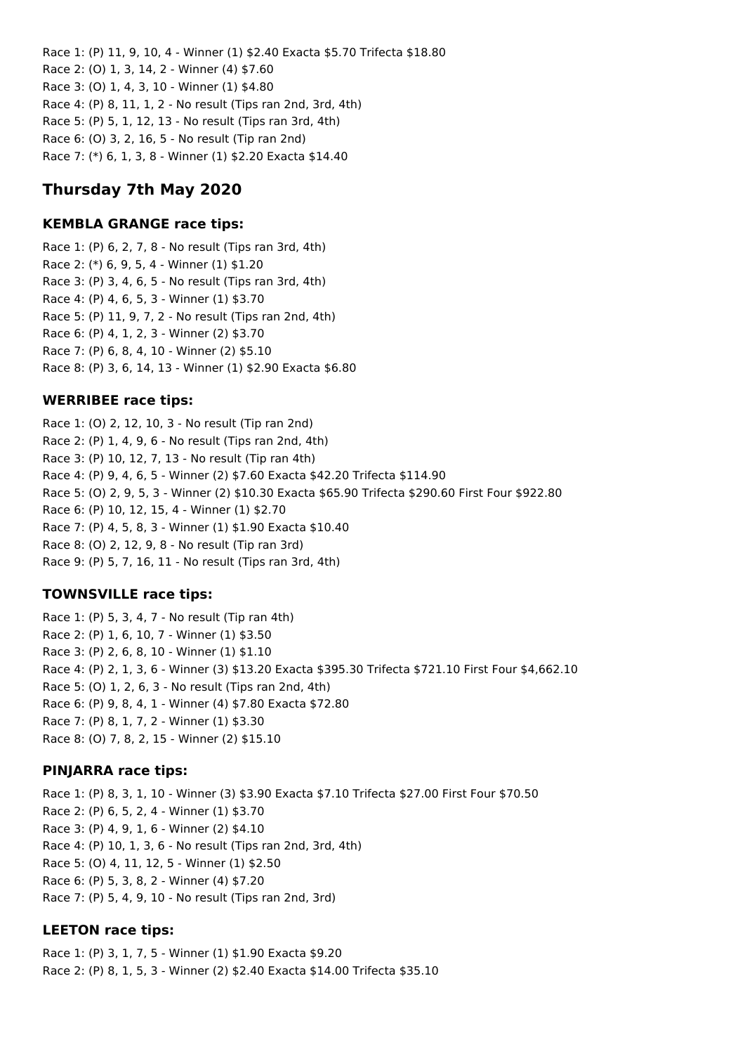Race 1: (P) 11, 9, 10, 4 - Winner (1) $2.40 Exacta $5.70 Trifecta $18.80
Race 2: (O) 1, 3, 14, 2 - Winner (4) $7.60
Race 3: (O) 1, 4, 3, 10 - Winner (1) $4.80
Race 4: (P) 8, 11, 1, 2 - No result (Tips ran 2nd, 3rd, 4th)
Race 5: (P) 5, 1, 12, 13 - No result (Tips ran 3rd, 4th)
Race 6: (O) 3, 2, 16, 5 - No result (Tip ran 2nd)
Race 7: (*) 6, 1, 3, 8 - Winner (1) $2.20 Exacta $14.40

## Thursday 7th May 2020

### KEMBLA GRANGE race tips:

Race 1: (P) 6, 2, 7, 8 - No result (Tips ran 3rd, 4th)
Race 2: (*) 6, 9, 5, 4 - Winner (1) $1.20
Race 3: (P) 3, 4, 6, 5 - No result (Tips ran 3rd, 4th)
Race 4: (P) 4, 6, 5, 3 - Winner (1) $3.70
Race 5: (P) 11, 9, 7, 2 - No result (Tips ran 2nd, 4th)
Race 6: (P) 4, 1, 2, 3 - Winner (2) $3.70
Race 7: (P) 6, 8, 4, 10 - Winner (2) $5.10
Race 8: (P) 3, 6, 14, 13 - Winner (1) $2.90 Exacta $6.80

### WERRIBEE race tips:

Race 1: (O) 2, 12, 10, 3 - No result (Tip ran 2nd)
Race 2: (P) 1, 4, 9, 6 - No result (Tips ran 2nd, 4th)
Race 3: (P) 10, 12, 7, 13 - No result (Tip ran 4th)
Race 4: (P) 9, 4, 6, 5 - Winner (2) $7.60 Exacta $42.20 Trifecta $114.90
Race 5: (O) 2, 9, 5, 3 - Winner (2) $10.30 Exacta $65.90 Trifecta $290.60 First Four $922.80
Race 6: (P) 10, 12, 15, 4 - Winner (1) $2.70
Race 7: (P) 4, 5, 8, 3 - Winner (1) $1.90 Exacta $10.40
Race 8: (O) 2, 12, 9, 8 - No result (Tip ran 3rd)
Race 9: (P) 5, 7, 16, 11 - No result (Tips ran 3rd, 4th)

### TOWNSVILLE race tips:

Race 1: (P) 5, 3, 4, 7 - No result (Tip ran 4th)
Race 2: (P) 1, 6, 10, 7 - Winner (1) $3.50
Race 3: (P) 2, 6, 8, 10 - Winner (1) $1.10
Race 4: (P) 2, 1, 3, 6 - Winner (3) $13.20 Exacta $395.30 Trifecta $721.10 First Four $4,662.10
Race 5: (O) 1, 2, 6, 3 - No result (Tips ran 2nd, 4th)
Race 6: (P) 9, 8, 4, 1 - Winner (4) $7.80 Exacta $72.80
Race 7: (P) 8, 1, 7, 2 - Winner (1) $3.30
Race 8: (O) 7, 8, 2, 15 - Winner (2) $15.10

### PINJARRA race tips:

Race 1: (P) 8, 3, 1, 10 - Winner (3) $3.90 Exacta $7.10 Trifecta $27.00 First Four $70.50
Race 2: (P) 6, 5, 2, 4 - Winner (1) $3.70
Race 3: (P) 4, 9, 1, 6 - Winner (2) $4.10
Race 4: (P) 10, 1, 3, 6 - No result (Tips ran 2nd, 3rd, 4th)
Race 5: (O) 4, 11, 12, 5 - Winner (1) $2.50
Race 6: (P) 5, 3, 8, 2 - Winner (4) $7.20
Race 7: (P) 5, 4, 9, 10 - No result (Tips ran 2nd, 3rd)

### LEETON race tips:

Race 1: (P) 3, 1, 7, 5 - Winner (1) $1.90 Exacta $9.20
Race 2: (P) 8, 1, 5, 3 - Winner (2) $2.40 Exacta $14.00 Trifecta $35.10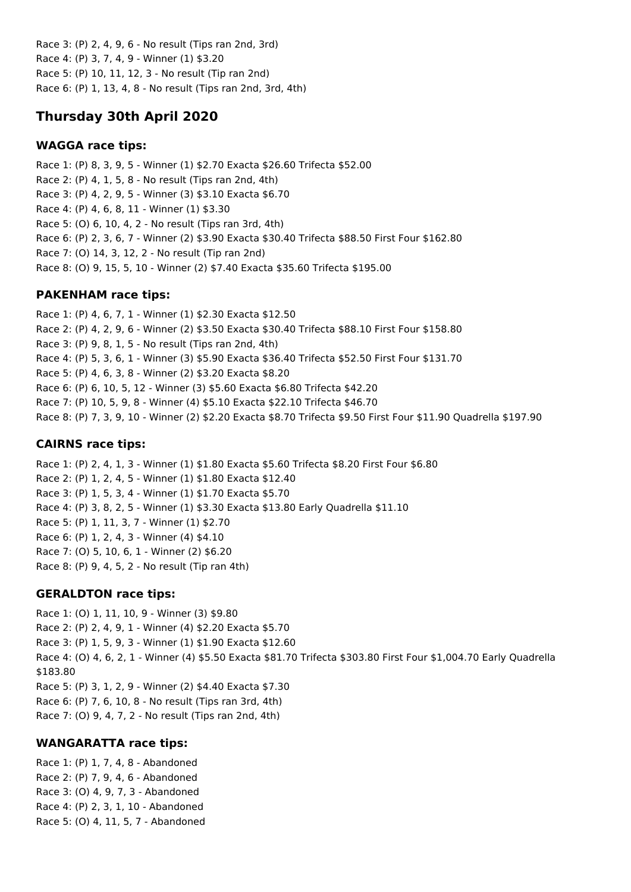Race 3: (P) 2, 4, 9, 6 - No result (Tips ran 2nd, 3rd)
Race 4: (P) 3, 7, 4, 9 - Winner (1) $3.20
Race 5: (P) 10, 11, 12, 3 - No result (Tip ran 2nd)
Race 6: (P) 1, 13, 4, 8 - No result (Tips ran 2nd, 3rd, 4th)

## Thursday 30th April 2020

### WAGGA race tips:

Race 1: (P) 8, 3, 9, 5 - Winner (1) $2.70 Exacta $26.60 Trifecta $52.00
Race 2: (P) 4, 1, 5, 8 - No result (Tips ran 2nd, 4th)
Race 3: (P) 4, 2, 9, 5 - Winner (3) $3.10 Exacta $6.70
Race 4: (P) 4, 6, 8, 11 - Winner (1) $3.30
Race 5: (O) 6, 10, 4, 2 - No result (Tips ran 3rd, 4th)
Race 6: (P) 2, 3, 6, 7 - Winner (2) $3.90 Exacta $30.40 Trifecta $88.50 First Four $162.80
Race 7: (O) 14, 3, 12, 2 - No result (Tip ran 2nd)
Race 8: (O) 9, 15, 5, 10 - Winner (2) $7.40 Exacta $35.60 Trifecta $195.00

### PAKENHAM race tips:

Race 1: (P) 4, 6, 7, 1 - Winner (1) $2.30 Exacta $12.50
Race 2: (P) 4, 2, 9, 6 - Winner (2) $3.50 Exacta $30.40 Trifecta $88.10 First Four $158.80
Race 3: (P) 9, 8, 1, 5 - No result (Tips ran 2nd, 4th)
Race 4: (P) 5, 3, 6, 1 - Winner (3) $5.90 Exacta $36.40 Trifecta $52.50 First Four $131.70
Race 5: (P) 4, 6, 3, 8 - Winner (2) $3.20 Exacta $8.20
Race 6: (P) 6, 10, 5, 12 - Winner (3) $5.60 Exacta $6.80 Trifecta $42.20
Race 7: (P) 10, 5, 9, 8 - Winner (4) $5.10 Exacta $22.10 Trifecta $46.70
Race 8: (P) 7, 3, 9, 10 - Winner (2) $2.20 Exacta $8.70 Trifecta $9.50 First Four $11.90 Quadrella $197.90

### CAIRNS race tips:

Race 1: (P) 2, 4, 1, 3 - Winner (1) $1.80 Exacta $5.60 Trifecta $8.20 First Four $6.80
Race 2: (P) 1, 2, 4, 5 - Winner (1) $1.80 Exacta $12.40
Race 3: (P) 1, 5, 3, 4 - Winner (1) $1.70 Exacta $5.70
Race 4: (P) 3, 8, 2, 5 - Winner (1) $3.30 Exacta $13.80 Early Quadrella $11.10
Race 5: (P) 1, 11, 3, 7 - Winner (1) $2.70
Race 6: (P) 1, 2, 4, 3 - Winner (4) $4.10
Race 7: (O) 5, 10, 6, 1 - Winner (2) $6.20
Race 8: (P) 9, 4, 5, 2 - No result (Tip ran 4th)

### GERALDTON race tips:

Race 1: (O) 1, 11, 10, 9 - Winner (3) $9.80
Race 2: (P) 2, 4, 9, 1 - Winner (4) $2.20 Exacta $5.70
Race 3: (P) 1, 5, 9, 3 - Winner (1) $1.90 Exacta $12.60
Race 4: (O) 4, 6, 2, 1 - Winner (4) $5.50 Exacta $81.70 Trifecta $303.80 First Four $1,004.70 Early Quadrella $183.80
Race 5: (P) 3, 1, 2, 9 - Winner (2) $4.40 Exacta $7.30
Race 6: (P) 7, 6, 10, 8 - No result (Tips ran 3rd, 4th)
Race 7: (O) 9, 4, 7, 2 - No result (Tips ran 2nd, 4th)

### WANGARATTA race tips:

Race 1: (P) 1, 7, 4, 8 - Abandoned
Race 2: (P) 7, 9, 4, 6 - Abandoned
Race 3: (O) 4, 9, 7, 3 - Abandoned
Race 4: (P) 2, 3, 1, 10 - Abandoned
Race 5: (O) 4, 11, 5, 7 - Abandoned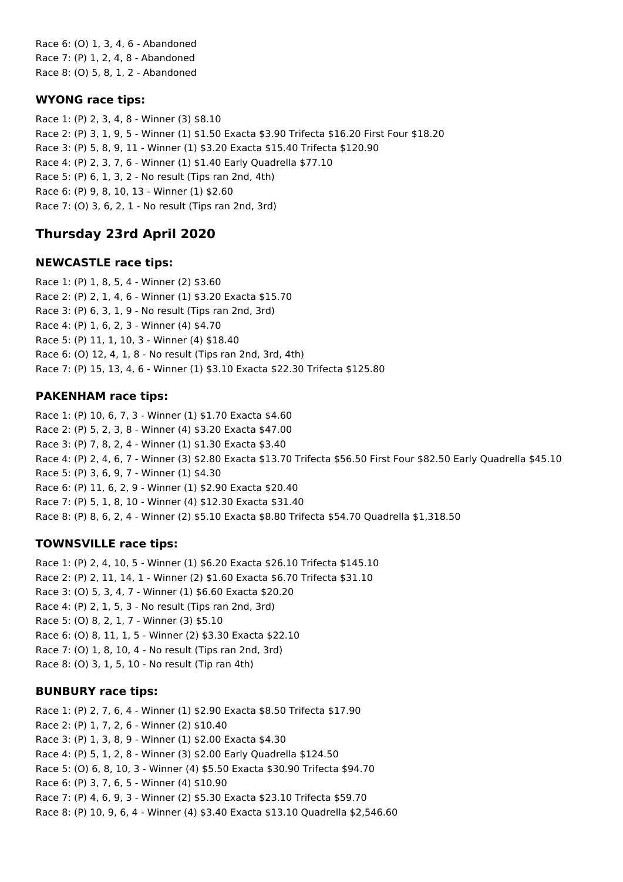Race 6: (O) 1, 3, 4, 6 - Abandoned
Race 7: (P) 1, 2, 4, 8 - Abandoned
Race 8: (O) 5, 8, 1, 2 - Abandoned

### WYONG race tips:

Race 1: (P) 2, 3, 4, 8 - Winner (3) $8.10
Race 2: (P) 3, 1, 9, 5 - Winner (1) $1.50 Exacta $3.90 Trifecta $16.20 First Four $18.20
Race 3: (P) 5, 8, 9, 11 - Winner (1) $3.20 Exacta $15.40 Trifecta $120.90
Race 4: (P) 2, 3, 7, 6 - Winner (1) $1.40 Early Quadrella $77.10
Race 5: (P) 6, 1, 3, 2 - No result (Tips ran 2nd, 4th)
Race 6: (P) 9, 8, 10, 13 - Winner (1) $2.60
Race 7: (O) 3, 6, 2, 1 - No result (Tips ran 2nd, 3rd)

## Thursday 23rd April 2020

### NEWCASTLE race tips:

Race 1: (P) 1, 8, 5, 4 - Winner (2) $3.60
Race 2: (P) 2, 1, 4, 6 - Winner (1) $3.20 Exacta $15.70
Race 3: (P) 6, 3, 1, 9 - No result (Tips ran 2nd, 3rd)
Race 4: (P) 1, 6, 2, 3 - Winner (4) $4.70
Race 5: (P) 11, 1, 10, 3 - Winner (4) $18.40
Race 6: (O) 12, 4, 1, 8 - No result (Tips ran 2nd, 3rd, 4th)
Race 7: (P) 15, 13, 4, 6 - Winner (1) $3.10 Exacta $22.30 Trifecta $125.80

### PAKENHAM race tips:

Race 1: (P) 10, 6, 7, 3 - Winner (1) $1.70 Exacta $4.60
Race 2: (P) 5, 2, 3, 8 - Winner (4) $3.20 Exacta $47.00
Race 3: (P) 7, 8, 2, 4 - Winner (1) $1.30 Exacta $3.40
Race 4: (P) 2, 4, 6, 7 - Winner (3) $2.80 Exacta $13.70 Trifecta $56.50 First Four $82.50 Early Quadrella $45.10
Race 5: (P) 3, 6, 9, 7 - Winner (1) $4.30
Race 6: (P) 11, 6, 2, 9 - Winner (1) $2.90 Exacta $20.40
Race 7: (P) 5, 1, 8, 10 - Winner (4) $12.30 Exacta $31.40
Race 8: (P) 8, 6, 2, 4 - Winner (2) $5.10 Exacta $8.80 Trifecta $54.70 Quadrella $1,318.50

### TOWNSVILLE race tips:

Race 1: (P) 2, 4, 10, 5 - Winner (1) $6.20 Exacta $26.10 Trifecta $145.10
Race 2: (P) 2, 11, 14, 1 - Winner (2) $1.60 Exacta $6.70 Trifecta $31.10
Race 3: (O) 5, 3, 4, 7 - Winner (1) $6.60 Exacta $20.20
Race 4: (P) 2, 1, 5, 3 - No result (Tips ran 2nd, 3rd)
Race 5: (O) 8, 2, 1, 7 - Winner (3) $5.10
Race 6: (O) 8, 11, 1, 5 - Winner (2) $3.30 Exacta $22.10
Race 7: (O) 1, 8, 10, 4 - No result (Tips ran 2nd, 3rd)
Race 8: (O) 3, 1, 5, 10 - No result (Tip ran 4th)

### BUNBURY race tips:

Race 1: (P) 2, 7, 6, 4 - Winner (1) $2.90 Exacta $8.50 Trifecta $17.90
Race 2: (P) 1, 7, 2, 6 - Winner (2) $10.40
Race 3: (P) 1, 3, 8, 9 - Winner (1) $2.00 Exacta $4.30
Race 4: (P) 5, 1, 2, 8 - Winner (3) $2.00 Early Quadrella $124.50
Race 5: (O) 6, 8, 10, 3 - Winner (4) $5.50 Exacta $30.90 Trifecta $94.70
Race 6: (P) 3, 7, 6, 5 - Winner (4) $10.90
Race 7: (P) 4, 6, 9, 3 - Winner (2) $5.30 Exacta $23.10 Trifecta $59.70
Race 8: (P) 10, 9, 6, 4 - Winner (4) $3.40 Exacta $13.10 Quadrella $2,546.60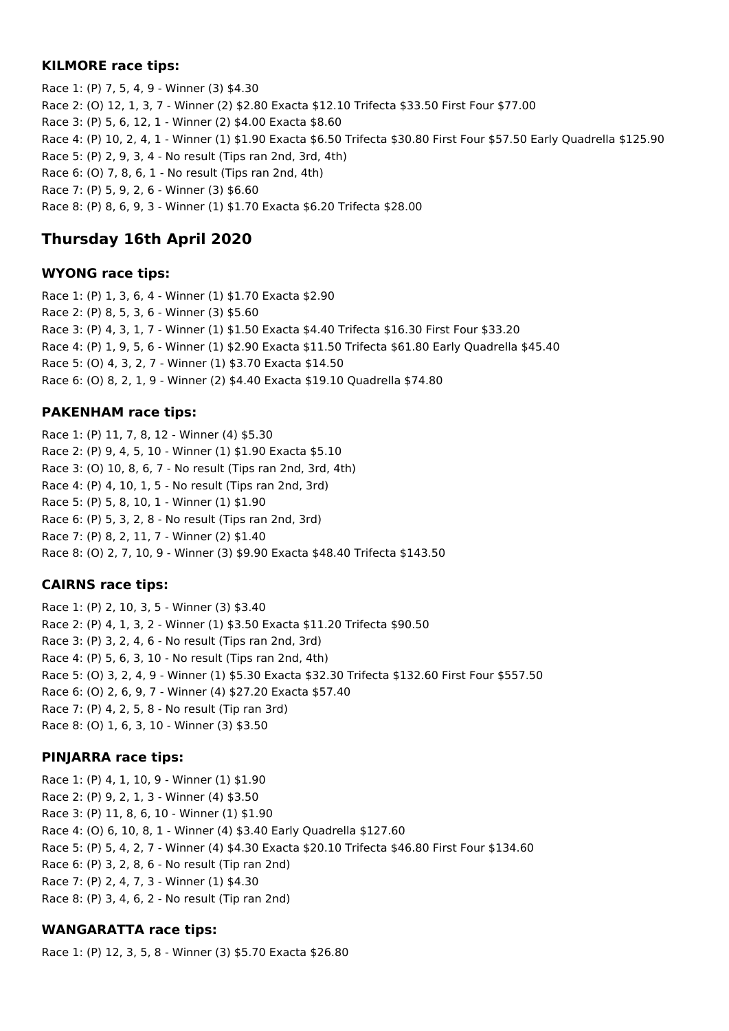### KILMORE race tips:

Race 1: (P) 7, 5, 4, 9 - Winner (3) $4.30
Race 2: (O) 12, 1, 3, 7 - Winner (2) $2.80 Exacta $12.10 Trifecta $33.50 First Four $77.00
Race 3: (P) 5, 6, 12, 1 - Winner (2) $4.00 Exacta $8.60
Race 4: (P) 10, 2, 4, 1 - Winner (1) $1.90 Exacta $6.50 Trifecta $30.80 First Four $57.50 Early Quadrella $125.90
Race 5: (P) 2, 9, 3, 4 - No result (Tips ran 2nd, 3rd, 4th)
Race 6: (O) 7, 8, 6, 1 - No result (Tips ran 2nd, 4th)
Race 7: (P) 5, 9, 2, 6 - Winner (3) $6.60
Race 8: (P) 8, 6, 9, 3 - Winner (1) $1.70 Exacta $6.20 Trifecta $28.00

## Thursday 16th April 2020

### WYONG race tips:

Race 1: (P) 1, 3, 6, 4 - Winner (1) $1.70 Exacta $2.90
Race 2: (P) 8, 5, 3, 6 - Winner (3) $5.60
Race 3: (P) 4, 3, 1, 7 - Winner (1) $1.50 Exacta $4.40 Trifecta $16.30 First Four $33.20
Race 4: (P) 1, 9, 5, 6 - Winner (1) $2.90 Exacta $11.50 Trifecta $61.80 Early Quadrella $45.40
Race 5: (O) 4, 3, 2, 7 - Winner (1) $3.70 Exacta $14.50
Race 6: (O) 8, 2, 1, 9 - Winner (2) $4.40 Exacta $19.10 Quadrella $74.80

### PAKENHAM race tips:

Race 1: (P) 11, 7, 8, 12 - Winner (4) $5.30
Race 2: (P) 9, 4, 5, 10 - Winner (1) $1.90 Exacta $5.10
Race 3: (O) 10, 8, 6, 7 - No result (Tips ran 2nd, 3rd, 4th)
Race 4: (P) 4, 10, 1, 5 - No result (Tips ran 2nd, 3rd)
Race 5: (P) 5, 8, 10, 1 - Winner (1) $1.90
Race 6: (P) 5, 3, 2, 8 - No result (Tips ran 2nd, 3rd)
Race 7: (P) 8, 2, 11, 7 - Winner (2) $1.40
Race 8: (O) 2, 7, 10, 9 - Winner (3) $9.90 Exacta $48.40 Trifecta $143.50

### CAIRNS race tips:

Race 1: (P) 2, 10, 3, 5 - Winner (3) $3.40
Race 2: (P) 4, 1, 3, 2 - Winner (1) $3.50 Exacta $11.20 Trifecta $90.50
Race 3: (P) 3, 2, 4, 6 - No result (Tips ran 2nd, 3rd)
Race 4: (P) 5, 6, 3, 10 - No result (Tips ran 2nd, 4th)
Race 5: (O) 3, 2, 4, 9 - Winner (1) $5.30 Exacta $32.30 Trifecta $132.60 First Four $557.50
Race 6: (O) 2, 6, 9, 7 - Winner (4) $27.20 Exacta $57.40
Race 7: (P) 4, 2, 5, 8 - No result (Tip ran 3rd)
Race 8: (O) 1, 6, 3, 10 - Winner (3) $3.50

### PINJARRA race tips:

Race 1: (P) 4, 1, 10, 9 - Winner (1) $1.90
Race 2: (P) 9, 2, 1, 3 - Winner (4) $3.50
Race 3: (P) 11, 8, 6, 10 - Winner (1) $1.90
Race 4: (O) 6, 10, 8, 1 - Winner (4) $3.40 Early Quadrella $127.60
Race 5: (P) 5, 4, 2, 7 - Winner (4) $4.30 Exacta $20.10 Trifecta $46.80 First Four $134.60
Race 6: (P) 3, 2, 8, 6 - No result (Tip ran 2nd)
Race 7: (P) 2, 4, 7, 3 - Winner (1) $4.30
Race 8: (P) 3, 4, 6, 2 - No result (Tip ran 2nd)

### WANGARATTA race tips:

Race 1: (P) 12, 3, 5, 8 - Winner (3) $5.70 Exacta $26.80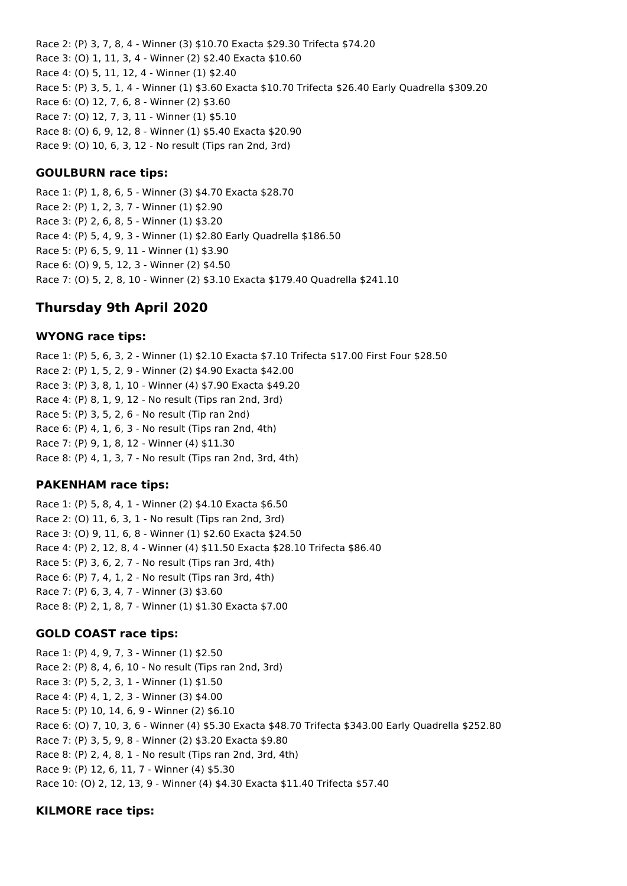Race 2: (P) 3, 7, 8, 4 - Winner (3) $10.70 Exacta $29.30 Trifecta $74.20
Race 3: (O) 1, 11, 3, 4 - Winner (2) $2.40 Exacta $10.60
Race 4: (O) 5, 11, 12, 4 - Winner (1) $2.40
Race 5: (P) 3, 5, 1, 4 - Winner (1) $3.60 Exacta $10.70 Trifecta $26.40 Early Quadrella $309.20
Race 6: (O) 12, 7, 6, 8 - Winner (2) $3.60
Race 7: (O) 12, 7, 3, 11 - Winner (1) $5.10
Race 8: (O) 6, 9, 12, 8 - Winner (1) $5.40 Exacta $20.90
Race 9: (O) 10, 6, 3, 12 - No result (Tips ran 2nd, 3rd)

### GOULBURN race tips:

Race 1: (P) 1, 8, 6, 5 - Winner (3) $4.70 Exacta $28.70
Race 2: (P) 1, 2, 3, 7 - Winner (1) $2.90
Race 3: (P) 2, 6, 8, 5 - Winner (1) $3.20
Race 4: (P) 5, 4, 9, 3 - Winner (1) $2.80 Early Quadrella $186.50
Race 5: (P) 6, 5, 9, 11 - Winner (1) $3.90
Race 6: (O) 9, 5, 12, 3 - Winner (2) $4.50
Race 7: (O) 5, 2, 8, 10 - Winner (2) $3.10 Exacta $179.40 Quadrella $241.10

## Thursday 9th April 2020

### WYONG race tips:

Race 1: (P) 5, 6, 3, 2 - Winner (1) $2.10 Exacta $7.10 Trifecta $17.00 First Four $28.50
Race 2: (P) 1, 5, 2, 9 - Winner (2) $4.90 Exacta $42.00
Race 3: (P) 3, 8, 1, 10 - Winner (4) $7.90 Exacta $49.20
Race 4: (P) 8, 1, 9, 12 - No result (Tips ran 2nd, 3rd)
Race 5: (P) 3, 5, 2, 6 - No result (Tip ran 2nd)
Race 6: (P) 4, 1, 6, 3 - No result (Tips ran 2nd, 4th)
Race 7: (P) 9, 1, 8, 12 - Winner (4) $11.30
Race 8: (P) 4, 1, 3, 7 - No result (Tips ran 2nd, 3rd, 4th)

### PAKENHAM race tips:

Race 1: (P) 5, 8, 4, 1 - Winner (2) $4.10 Exacta $6.50
Race 2: (O) 11, 6, 3, 1 - No result (Tips ran 2nd, 3rd)
Race 3: (O) 9, 11, 6, 8 - Winner (1) $2.60 Exacta $24.50
Race 4: (P) 2, 12, 8, 4 - Winner (4) $11.50 Exacta $28.10 Trifecta $86.40
Race 5: (P) 3, 6, 2, 7 - No result (Tips ran 3rd, 4th)
Race 6: (P) 7, 4, 1, 2 - No result (Tips ran 3rd, 4th)
Race 7: (P) 6, 3, 4, 7 - Winner (3) $3.60
Race 8: (P) 2, 1, 8, 7 - Winner (1) $1.30 Exacta $7.00

### GOLD COAST race tips:

Race 1: (P) 4, 9, 7, 3 - Winner (1) $2.50
Race 2: (P) 8, 4, 6, 10 - No result (Tips ran 2nd, 3rd)
Race 3: (P) 5, 2, 3, 1 - Winner (1) $1.50
Race 4: (P) 4, 1, 2, 3 - Winner (3) $4.00
Race 5: (P) 10, 14, 6, 9 - Winner (2) $6.10
Race 6: (O) 7, 10, 3, 6 - Winner (4) $5.30 Exacta $48.70 Trifecta $343.00 Early Quadrella $252.80
Race 7: (P) 3, 5, 9, 8 - Winner (2) $3.20 Exacta $9.80
Race 8: (P) 2, 4, 8, 1 - No result (Tips ran 2nd, 3rd, 4th)
Race 9: (P) 12, 6, 11, 7 - Winner (4) $5.30
Race 10: (O) 2, 12, 13, 9 - Winner (4) $4.30 Exacta $11.40 Trifecta $57.40

### KILMORE race tips: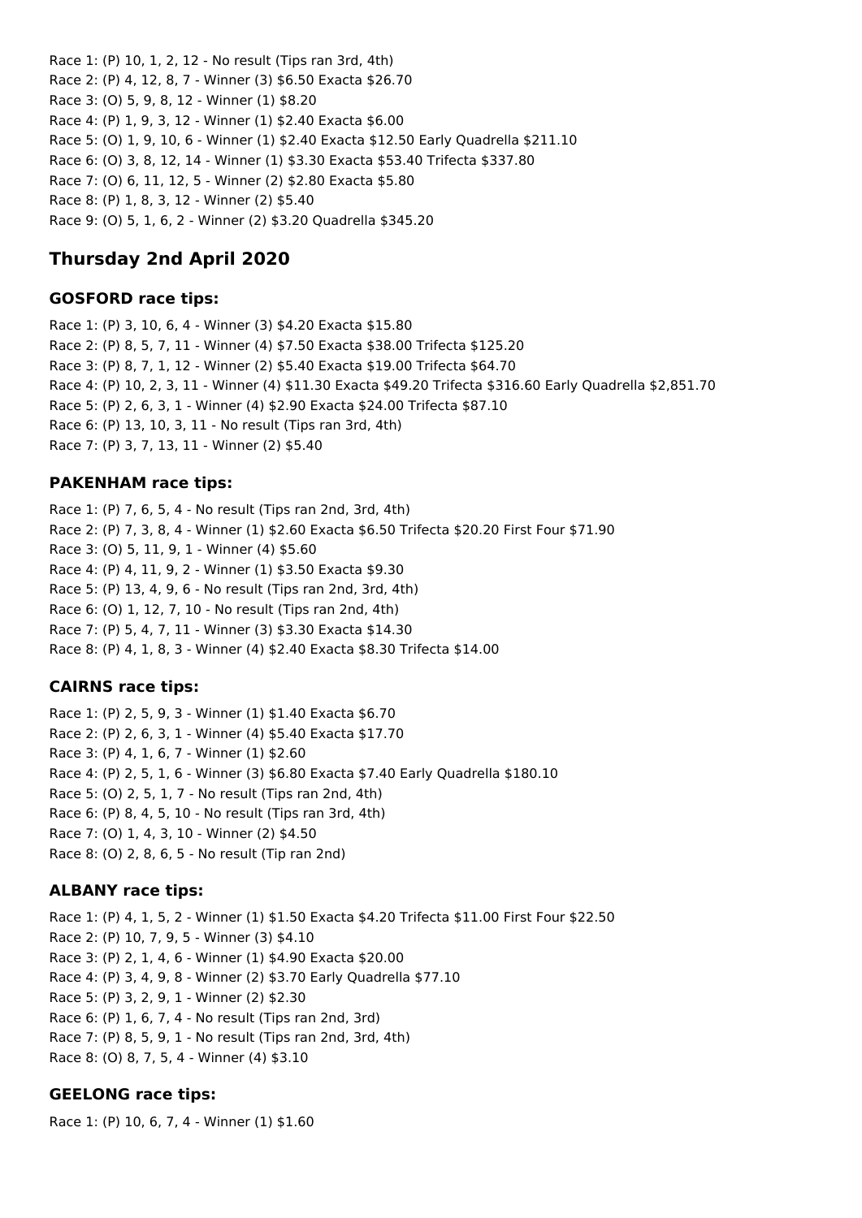Race 1: (P) 10, 1, 2, 12 - No result (Tips ran 3rd, 4th)
Race 2: (P) 4, 12, 8, 7 - Winner (3) $6.50 Exacta $26.70
Race 3: (O) 5, 9, 8, 12 - Winner (1) $8.20
Race 4: (P) 1, 9, 3, 12 - Winner (1) $2.40 Exacta $6.00
Race 5: (O) 1, 9, 10, 6 - Winner (1) $2.40 Exacta $12.50 Early Quadrella $211.10
Race 6: (O) 3, 8, 12, 14 - Winner (1) $3.30 Exacta $53.40 Trifecta $337.80
Race 7: (O) 6, 11, 12, 5 - Winner (2) $2.80 Exacta $5.80
Race 8: (P) 1, 8, 3, 12 - Winner (2) $5.40
Race 9: (O) 5, 1, 6, 2 - Winner (2) $3.20 Quadrella $345.20

## Thursday 2nd April 2020

### GOSFORD race tips:

Race 1: (P) 3, 10, 6, 4 - Winner (3) $4.20 Exacta $15.80
Race 2: (P) 8, 5, 7, 11 - Winner (4) $7.50 Exacta $38.00 Trifecta $125.20
Race 3: (P) 8, 7, 1, 12 - Winner (2) $5.40 Exacta $19.00 Trifecta $64.70
Race 4: (P) 10, 2, 3, 11 - Winner (4) $11.30 Exacta $49.20 Trifecta $316.60 Early Quadrella $2,851.70
Race 5: (P) 2, 6, 3, 1 - Winner (4) $2.90 Exacta $24.00 Trifecta $87.10
Race 6: (P) 13, 10, 3, 11 - No result (Tips ran 3rd, 4th)
Race 7: (P) 3, 7, 13, 11 - Winner (2) $5.40

### PAKENHAM race tips:

Race 1: (P) 7, 6, 5, 4 - No result (Tips ran 2nd, 3rd, 4th)
Race 2: (P) 7, 3, 8, 4 - Winner (1) $2.60 Exacta $6.50 Trifecta $20.20 First Four $71.90
Race 3: (O) 5, 11, 9, 1 - Winner (4) $5.60
Race 4: (P) 4, 11, 9, 2 - Winner (1) $3.50 Exacta $9.30
Race 5: (P) 13, 4, 9, 6 - No result (Tips ran 2nd, 3rd, 4th)
Race 6: (O) 1, 12, 7, 10 - No result (Tips ran 2nd, 4th)
Race 7: (P) 5, 4, 7, 11 - Winner (3) $3.30 Exacta $14.30
Race 8: (P) 4, 1, 8, 3 - Winner (4) $2.40 Exacta $8.30 Trifecta $14.00

### CAIRNS race tips:

Race 1: (P) 2, 5, 9, 3 - Winner (1) $1.40 Exacta $6.70
Race 2: (P) 2, 6, 3, 1 - Winner (4) $5.40 Exacta $17.70
Race 3: (P) 4, 1, 6, 7 - Winner (1) $2.60
Race 4: (P) 2, 5, 1, 6 - Winner (3) $6.80 Exacta $7.40 Early Quadrella $180.10
Race 5: (O) 2, 5, 1, 7 - No result (Tips ran 2nd, 4th)
Race 6: (P) 8, 4, 5, 10 - No result (Tips ran 3rd, 4th)
Race 7: (O) 1, 4, 3, 10 - Winner (2) $4.50
Race 8: (O) 2, 8, 6, 5 - No result (Tip ran 2nd)

### ALBANY race tips:

Race 1: (P) 4, 1, 5, 2 - Winner (1) $1.50 Exacta $4.20 Trifecta $11.00 First Four $22.50
Race 2: (P) 10, 7, 9, 5 - Winner (3) $4.10
Race 3: (P) 2, 1, 4, 6 - Winner (1) $4.90 Exacta $20.00
Race 4: (P) 3, 4, 9, 8 - Winner (2) $3.70 Early Quadrella $77.10
Race 5: (P) 3, 2, 9, 1 - Winner (2) $2.30
Race 6: (P) 1, 6, 7, 4 - No result (Tips ran 2nd, 3rd)
Race 7: (P) 8, 5, 9, 1 - No result (Tips ran 2nd, 3rd, 4th)
Race 8: (O) 8, 7, 5, 4 - Winner (4) $3.10

### GEELONG race tips:

Race 1: (P) 10, 6, 7, 4 - Winner (1) $1.60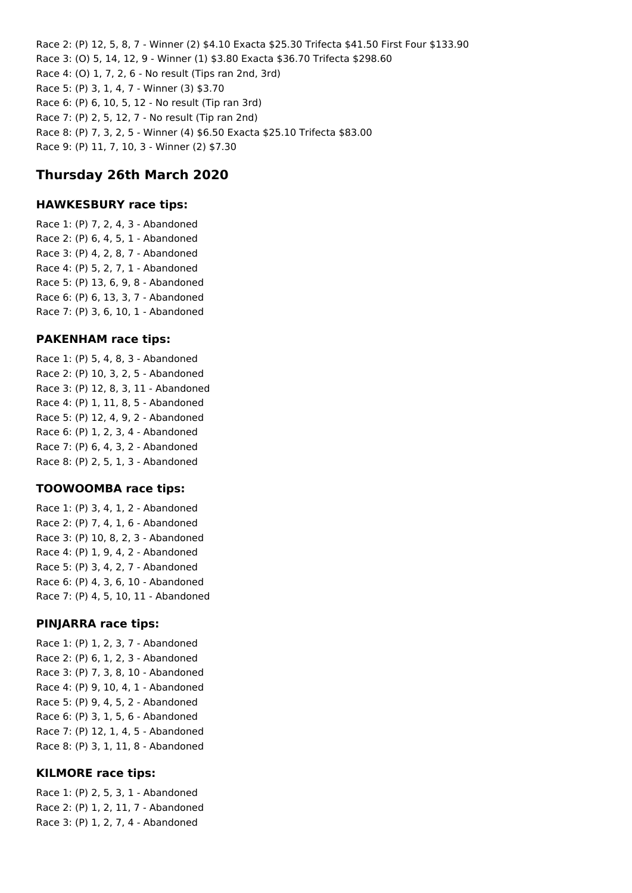Race 2: (P) 12, 5, 8, 7 - Winner (2) $4.10 Exacta $25.30 Trifecta $41.50 First Four $133.90
Race 3: (O) 5, 14, 12, 9 - Winner (1) $3.80 Exacta $36.70 Trifecta $298.60
Race 4: (O) 1, 7, 2, 6 - No result (Tips ran 2nd, 3rd)
Race 5: (P) 3, 1, 4, 7 - Winner (3) $3.70
Race 6: (P) 6, 10, 5, 12 - No result (Tip ran 3rd)
Race 7: (P) 2, 5, 12, 7 - No result (Tip ran 2nd)
Race 8: (P) 7, 3, 2, 5 - Winner (4) $6.50 Exacta $25.10 Trifecta $83.00
Race 9: (P) 11, 7, 10, 3 - Winner (2) $7.30

## Thursday 26th March 2020

### HAWKESBURY race tips:

Race 1: (P) 7, 2, 4, 3 - Abandoned
Race 2: (P) 6, 4, 5, 1 - Abandoned
Race 3: (P) 4, 2, 8, 7 - Abandoned
Race 4: (P) 5, 2, 7, 1 - Abandoned
Race 5: (P) 13, 6, 9, 8 - Abandoned
Race 6: (P) 6, 13, 3, 7 - Abandoned
Race 7: (P) 3, 6, 10, 1 - Abandoned

### PAKENHAM race tips:

Race 1: (P) 5, 4, 8, 3 - Abandoned
Race 2: (P) 10, 3, 2, 5 - Abandoned
Race 3: (P) 12, 8, 3, 11 - Abandoned
Race 4: (P) 1, 11, 8, 5 - Abandoned
Race 5: (P) 12, 4, 9, 2 - Abandoned
Race 6: (P) 1, 2, 3, 4 - Abandoned
Race 7: (P) 6, 4, 3, 2 - Abandoned
Race 8: (P) 2, 5, 1, 3 - Abandoned

### TOOWOOMBA race tips:

Race 1: (P) 3, 4, 1, 2 - Abandoned
Race 2: (P) 7, 4, 1, 6 - Abandoned
Race 3: (P) 10, 8, 2, 3 - Abandoned
Race 4: (P) 1, 9, 4, 2 - Abandoned
Race 5: (P) 3, 4, 2, 7 - Abandoned
Race 6: (P) 4, 3, 6, 10 - Abandoned
Race 7: (P) 4, 5, 10, 11 - Abandoned

### PINJARRA race tips:

Race 1: (P) 1, 2, 3, 7 - Abandoned
Race 2: (P) 6, 1, 2, 3 - Abandoned
Race 3: (P) 7, 3, 8, 10 - Abandoned
Race 4: (P) 9, 10, 4, 1 - Abandoned
Race 5: (P) 9, 4, 5, 2 - Abandoned
Race 6: (P) 3, 1, 5, 6 - Abandoned
Race 7: (P) 12, 1, 4, 5 - Abandoned
Race 8: (P) 3, 1, 11, 8 - Abandoned

### KILMORE race tips:

Race 1: (P) 2, 5, 3, 1 - Abandoned
Race 2: (P) 1, 2, 11, 7 - Abandoned
Race 3: (P) 1, 2, 7, 4 - Abandoned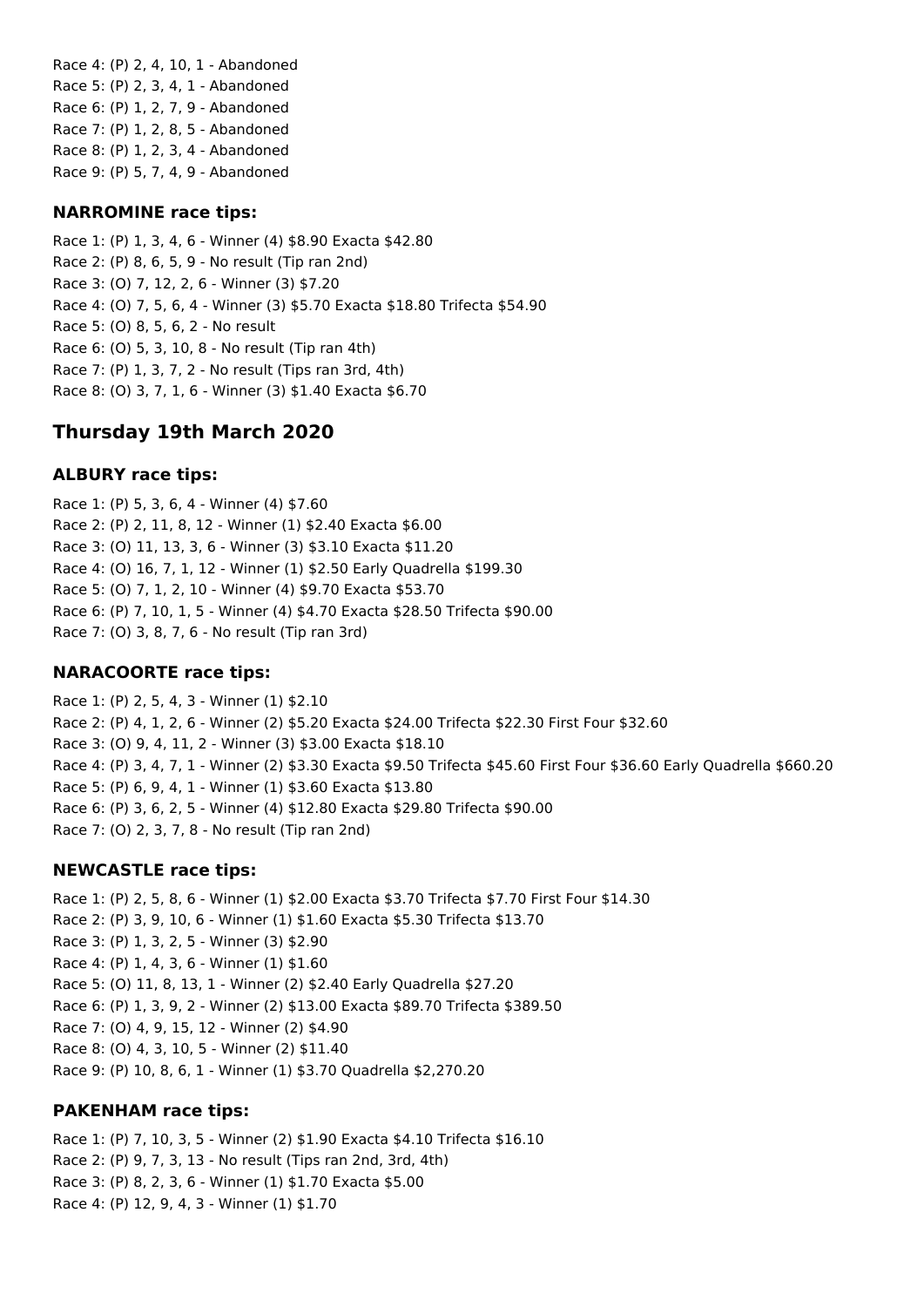Race 4: (P) 2, 4, 10, 1 - Abandoned
Race 5: (P) 2, 3, 4, 1 - Abandoned
Race 6: (P) 1, 2, 7, 9 - Abandoned
Race 7: (P) 1, 2, 8, 5 - Abandoned
Race 8: (P) 1, 2, 3, 4 - Abandoned
Race 9: (P) 5, 7, 4, 9 - Abandoned

### NARROMINE race tips:

Race 1: (P) 1, 3, 4, 6 - Winner (4) $8.90 Exacta $42.80
Race 2: (P) 8, 6, 5, 9 - No result (Tip ran 2nd)
Race 3: (O) 7, 12, 2, 6 - Winner (3) $7.20
Race 4: (O) 7, 5, 6, 4 - Winner (3) $5.70 Exacta $18.80 Trifecta $54.90
Race 5: (O) 8, 5, 6, 2 - No result
Race 6: (O) 5, 3, 10, 8 - No result (Tip ran 4th)
Race 7: (P) 1, 3, 7, 2 - No result (Tips ran 3rd, 4th)
Race 8: (O) 3, 7, 1, 6 - Winner (3) $1.40 Exacta $6.70

## Thursday 19th March 2020

### ALBURY race tips:

Race 1: (P) 5, 3, 6, 4 - Winner (4) $7.60
Race 2: (P) 2, 11, 8, 12 - Winner (1) $2.40 Exacta $6.00
Race 3: (O) 11, 13, 3, 6 - Winner (3) $3.10 Exacta $11.20
Race 4: (O) 16, 7, 1, 12 - Winner (1) $2.50 Early Quadrella $199.30
Race 5: (O) 7, 1, 2, 10 - Winner (4) $9.70 Exacta $53.70
Race 6: (P) 7, 10, 1, 5 - Winner (4) $4.70 Exacta $28.50 Trifecta $90.00
Race 7: (O) 3, 8, 7, 6 - No result (Tip ran 3rd)

### NARACOORTE race tips:

Race 1: (P) 2, 5, 4, 3 - Winner (1) $2.10
Race 2: (P) 4, 1, 2, 6 - Winner (2) $5.20 Exacta $24.00 Trifecta $22.30 First Four $32.60
Race 3: (O) 9, 4, 11, 2 - Winner (3) $3.00 Exacta $18.10
Race 4: (P) 3, 4, 7, 1 - Winner (2) $3.30 Exacta $9.50 Trifecta $45.60 First Four $36.60 Early Quadrella $660.20
Race 5: (P) 6, 9, 4, 1 - Winner (1) $3.60 Exacta $13.80
Race 6: (P) 3, 6, 2, 5 - Winner (4) $12.80 Exacta $29.80 Trifecta $90.00
Race 7: (O) 2, 3, 7, 8 - No result (Tip ran 2nd)

### NEWCASTLE race tips:

Race 1: (P) 2, 5, 8, 6 - Winner (1) $2.00 Exacta $3.70 Trifecta $7.70 First Four $14.30
Race 2: (P) 3, 9, 10, 6 - Winner (1) $1.60 Exacta $5.30 Trifecta $13.70
Race 3: (P) 1, 3, 2, 5 - Winner (3) $2.90
Race 4: (P) 1, 4, 3, 6 - Winner (1) $1.60
Race 5: (O) 11, 8, 13, 1 - Winner (2) $2.40 Early Quadrella $27.20
Race 6: (P) 1, 3, 9, 2 - Winner (2) $13.00 Exacta $89.70 Trifecta $389.50
Race 7: (O) 4, 9, 15, 12 - Winner (2) $4.90
Race 8: (O) 4, 3, 10, 5 - Winner (2) $11.40
Race 9: (P) 10, 8, 6, 1 - Winner (1) $3.70 Quadrella $2,270.20

### PAKENHAM race tips:

Race 1: (P) 7, 10, 3, 5 - Winner (2) $1.90 Exacta $4.10 Trifecta $16.10
Race 2: (P) 9, 7, 3, 13 - No result (Tips ran 2nd, 3rd, 4th)
Race 3: (P) 8, 2, 3, 6 - Winner (1) $1.70 Exacta $5.00
Race 4: (P) 12, 9, 4, 3 - Winner (1) $1.70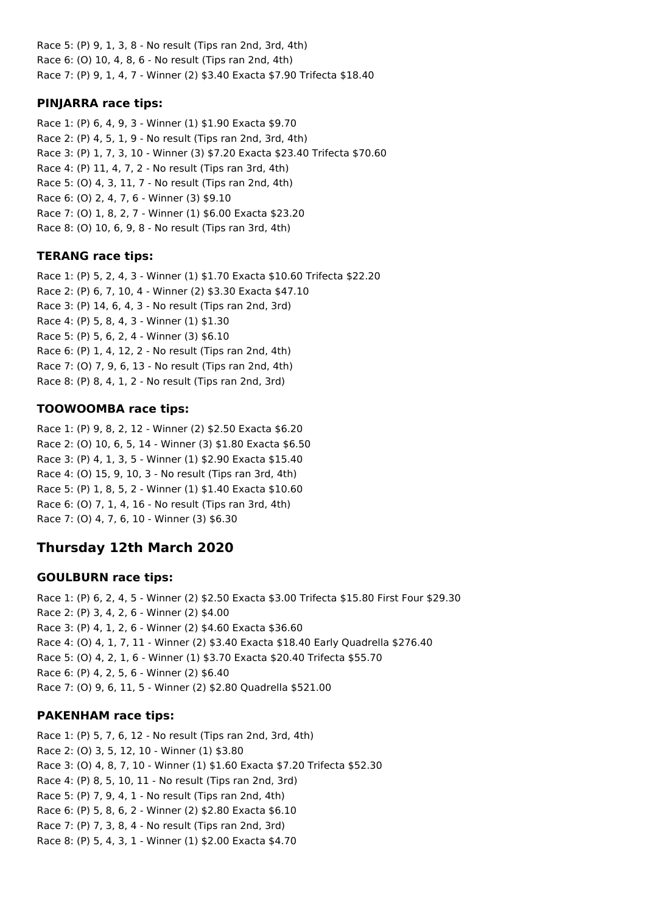Race 5: (P) 9, 1, 3, 8 - No result (Tips ran 2nd, 3rd, 4th)
Race 6: (O) 10, 4, 8, 6 - No result (Tips ran 2nd, 4th)
Race 7: (P) 9, 1, 4, 7 - Winner (2) $3.40 Exacta $7.90 Trifecta $18.40

### PINJARRA race tips:

Race 1: (P) 6, 4, 9, 3 - Winner (1) $1.90 Exacta $9.70
Race 2: (P) 4, 5, 1, 9 - No result (Tips ran 2nd, 3rd, 4th)
Race 3: (P) 1, 7, 3, 10 - Winner (3) $7.20 Exacta $23.40 Trifecta $70.60
Race 4: (P) 11, 4, 7, 2 - No result (Tips ran 3rd, 4th)
Race 5: (O) 4, 3, 11, 7 - No result (Tips ran 2nd, 4th)
Race 6: (O) 2, 4, 7, 6 - Winner (3) $9.10
Race 7: (O) 1, 8, 2, 7 - Winner (1) $6.00 Exacta $23.20
Race 8: (O) 10, 6, 9, 8 - No result (Tips ran 3rd, 4th)

### TERANG race tips:

Race 1: (P) 5, 2, 4, 3 - Winner (1) $1.70 Exacta $10.60 Trifecta $22.20
Race 2: (P) 6, 7, 10, 4 - Winner (2) $3.30 Exacta $47.10
Race 3: (P) 14, 6, 4, 3 - No result (Tips ran 2nd, 3rd)
Race 4: (P) 5, 8, 4, 3 - Winner (1) $1.30
Race 5: (P) 5, 6, 2, 4 - Winner (3) $6.10
Race 6: (P) 1, 4, 12, 2 - No result (Tips ran 2nd, 4th)
Race 7: (O) 7, 9, 6, 13 - No result (Tips ran 2nd, 4th)
Race 8: (P) 8, 4, 1, 2 - No result (Tips ran 2nd, 3rd)

### TOOWOOMBA race tips:

Race 1: (P) 9, 8, 2, 12 - Winner (2) $2.50 Exacta $6.20
Race 2: (O) 10, 6, 5, 14 - Winner (3) $1.80 Exacta $6.50
Race 3: (P) 4, 1, 3, 5 - Winner (1) $2.90 Exacta $15.40
Race 4: (O) 15, 9, 10, 3 - No result (Tips ran 3rd, 4th)
Race 5: (P) 1, 8, 5, 2 - Winner (1) $1.40 Exacta $10.60
Race 6: (O) 7, 1, 4, 16 - No result (Tips ran 3rd, 4th)
Race 7: (O) 4, 7, 6, 10 - Winner (3) $6.30

## Thursday 12th March 2020

### GOULBURN race tips:

Race 1: (P) 6, 2, 4, 5 - Winner (2) $2.50 Exacta $3.00 Trifecta $15.80 First Four $29.30
Race 2: (P) 3, 4, 2, 6 - Winner (2) $4.00
Race 3: (P) 4, 1, 2, 6 - Winner (2) $4.60 Exacta $36.60
Race 4: (O) 4, 1, 7, 11 - Winner (2) $3.40 Exacta $18.40 Early Quadrella $276.40
Race 5: (O) 4, 2, 1, 6 - Winner (1) $3.70 Exacta $20.40 Trifecta $55.70
Race 6: (P) 4, 2, 5, 6 - Winner (2) $6.40
Race 7: (O) 9, 6, 11, 5 - Winner (2) $2.80 Quadrella $521.00

### PAKENHAM race tips:

Race 1: (P) 5, 7, 6, 12 - No result (Tips ran 2nd, 3rd, 4th)
Race 2: (O) 3, 5, 12, 10 - Winner (1) $3.80
Race 3: (O) 4, 8, 7, 10 - Winner (1) $1.60 Exacta $7.20 Trifecta $52.30
Race 4: (P) 8, 5, 10, 11 - No result (Tips ran 2nd, 3rd)
Race 5: (P) 7, 9, 4, 1 - No result (Tips ran 2nd, 4th)
Race 6: (P) 5, 8, 6, 2 - Winner (2) $2.80 Exacta $6.10
Race 7: (P) 7, 3, 8, 4 - No result (Tips ran 2nd, 3rd)
Race 8: (P) 5, 4, 3, 1 - Winner (1) $2.00 Exacta $4.70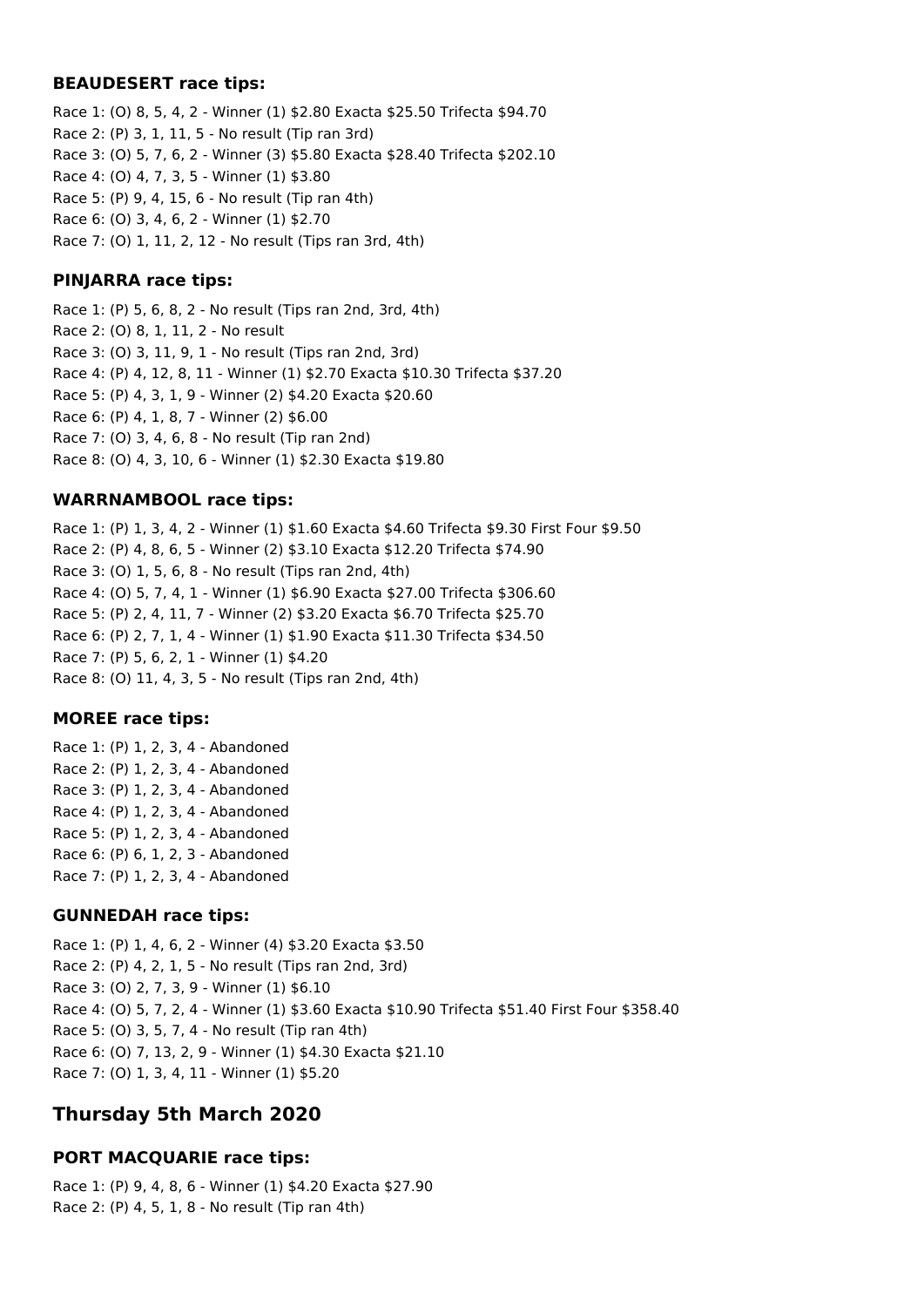### BEAUDESERT race tips:

Race 1: (O) 8, 5, 4, 2 - Winner (1) $2.80 Exacta $25.50 Trifecta $94.70
Race 2: (P) 3, 1, 11, 5 - No result (Tip ran 3rd)
Race 3: (O) 5, 7, 6, 2 - Winner (3) $5.80 Exacta $28.40 Trifecta $202.10
Race 4: (O) 4, 7, 3, 5 - Winner (1) $3.80
Race 5: (P) 9, 4, 15, 6 - No result (Tip ran 4th)
Race 6: (O) 3, 4, 6, 2 - Winner (1) $2.70
Race 7: (O) 1, 11, 2, 12 - No result (Tips ran 3rd, 4th)

### PINJARRA race tips:

Race 1: (P) 5, 6, 8, 2 - No result (Tips ran 2nd, 3rd, 4th)
Race 2: (O) 8, 1, 11, 2 - No result
Race 3: (O) 3, 11, 9, 1 - No result (Tips ran 2nd, 3rd)
Race 4: (P) 4, 12, 8, 11 - Winner (1) $2.70 Exacta $10.30 Trifecta $37.20
Race 5: (P) 4, 3, 1, 9 - Winner (2) $4.20 Exacta $20.60
Race 6: (P) 4, 1, 8, 7 - Winner (2) $6.00
Race 7: (O) 3, 4, 6, 8 - No result (Tip ran 2nd)
Race 8: (O) 4, 3, 10, 6 - Winner (1) $2.30 Exacta $19.80

### WARRNAMBOOL race tips:

Race 1: (P) 1, 3, 4, 2 - Winner (1) $1.60 Exacta $4.60 Trifecta $9.30 First Four $9.50
Race 2: (P) 4, 8, 6, 5 - Winner (2) $3.10 Exacta $12.20 Trifecta $74.90
Race 3: (O) 1, 5, 6, 8 - No result (Tips ran 2nd, 4th)
Race 4: (O) 5, 7, 4, 1 - Winner (1) $6.90 Exacta $27.00 Trifecta $306.60
Race 5: (P) 2, 4, 11, 7 - Winner (2) $3.20 Exacta $6.70 Trifecta $25.70
Race 6: (P) 2, 7, 1, 4 - Winner (1) $1.90 Exacta $11.30 Trifecta $34.50
Race 7: (P) 5, 6, 2, 1 - Winner (1) $4.20
Race 8: (O) 11, 4, 3, 5 - No result (Tips ran 2nd, 4th)

### MOREE race tips:

Race 1: (P) 1, 2, 3, 4 - Abandoned
Race 2: (P) 1, 2, 3, 4 - Abandoned
Race 3: (P) 1, 2, 3, 4 - Abandoned
Race 4: (P) 1, 2, 3, 4 - Abandoned
Race 5: (P) 1, 2, 3, 4 - Abandoned
Race 6: (P) 6, 1, 2, 3 - Abandoned
Race 7: (P) 1, 2, 3, 4 - Abandoned

### GUNNEDAH race tips:

Race 1: (P) 1, 4, 6, 2 - Winner (4) $3.20 Exacta $3.50
Race 2: (P) 4, 2, 1, 5 - No result (Tips ran 2nd, 3rd)
Race 3: (O) 2, 7, 3, 9 - Winner (1) $6.10
Race 4: (O) 5, 7, 2, 4 - Winner (1) $3.60 Exacta $10.90 Trifecta $51.40 First Four $358.40
Race 5: (O) 3, 5, 7, 4 - No result (Tip ran 4th)
Race 6: (O) 7, 13, 2, 9 - Winner (1) $4.30 Exacta $21.10
Race 7: (O) 1, 3, 4, 11 - Winner (1) $5.20

## Thursday 5th March 2020

### PORT MACQUARIE race tips:

Race 1: (P) 9, 4, 8, 6 - Winner (1) $4.20 Exacta $27.90
Race 2: (P) 4, 5, 1, 8 - No result (Tip ran 4th)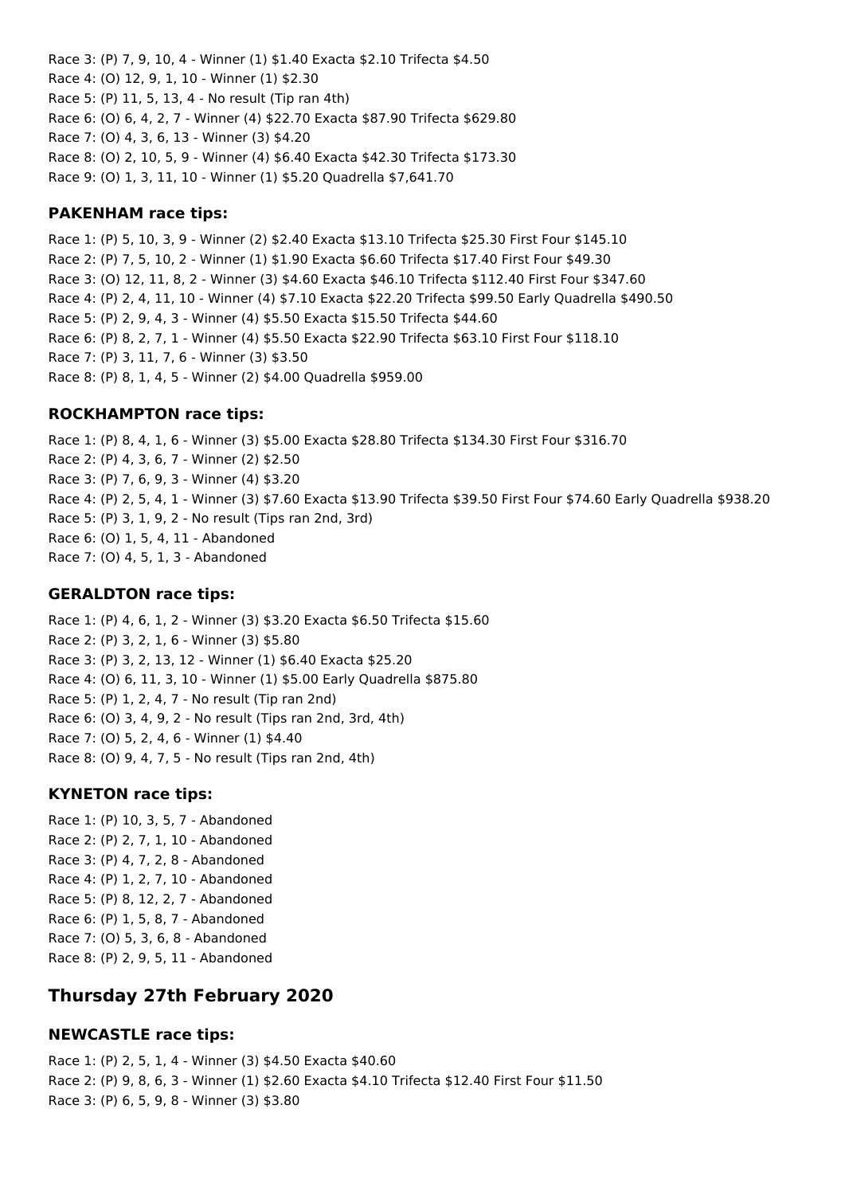Race 3: (P) 7, 9, 10, 4 - Winner (1) $1.40 Exacta $2.10 Trifecta $4.50
Race 4: (O) 12, 9, 1, 10 - Winner (1) $2.30
Race 5: (P) 11, 5, 13, 4 - No result (Tip ran 4th)
Race 6: (O) 6, 4, 2, 7 - Winner (4) $22.70 Exacta $87.90 Trifecta $629.80
Race 7: (O) 4, 3, 6, 13 - Winner (3) $4.20
Race 8: (O) 2, 10, 5, 9 - Winner (4) $6.40 Exacta $42.30 Trifecta $173.30
Race 9: (O) 1, 3, 11, 10 - Winner (1) $5.20 Quadrella $7,641.70

### PAKENHAM race tips:

Race 1: (P) 5, 10, 3, 9 - Winner (2) $2.40 Exacta $13.10 Trifecta $25.30 First Four $145.10
Race 2: (P) 7, 5, 10, 2 - Winner (1) $1.90 Exacta $6.60 Trifecta $17.40 First Four $49.30
Race 3: (O) 12, 11, 8, 2 - Winner (3) $4.60 Exacta $46.10 Trifecta $112.40 First Four $347.60
Race 4: (P) 2, 4, 11, 10 - Winner (4) $7.10 Exacta $22.20 Trifecta $99.50 Early Quadrella $490.50
Race 5: (P) 2, 9, 4, 3 - Winner (4) $5.50 Exacta $15.50 Trifecta $44.60
Race 6: (P) 8, 2, 7, 1 - Winner (4) $5.50 Exacta $22.90 Trifecta $63.10 First Four $118.10
Race 7: (P) 3, 11, 7, 6 - Winner (3) $3.50
Race 8: (P) 8, 1, 4, 5 - Winner (2) $4.00 Quadrella $959.00

### ROCKHAMPTON race tips:

Race 1: (P) 8, 4, 1, 6 - Winner (3) $5.00 Exacta $28.80 Trifecta $134.30 First Four $316.70
Race 2: (P) 4, 3, 6, 7 - Winner (2) $2.50
Race 3: (P) 7, 6, 9, 3 - Winner (4) $3.20
Race 4: (P) 2, 5, 4, 1 - Winner (3) $7.60 Exacta $13.90 Trifecta $39.50 First Four $74.60 Early Quadrella $938.20
Race 5: (P) 3, 1, 9, 2 - No result (Tips ran 2nd, 3rd)
Race 6: (O) 1, 5, 4, 11 - Abandoned
Race 7: (O) 4, 5, 1, 3 - Abandoned

### GERALDTON race tips:

Race 1: (P) 4, 6, 1, 2 - Winner (3) $3.20 Exacta $6.50 Trifecta $15.60
Race 2: (P) 3, 2, 1, 6 - Winner (3) $5.80
Race 3: (P) 3, 2, 13, 12 - Winner (1) $6.40 Exacta $25.20
Race 4: (O) 6, 11, 3, 10 - Winner (1) $5.00 Early Quadrella $875.80
Race 5: (P) 1, 2, 4, 7 - No result (Tip ran 2nd)
Race 6: (O) 3, 4, 9, 2 - No result (Tips ran 2nd, 3rd, 4th)
Race 7: (O) 5, 2, 4, 6 - Winner (1) $4.40
Race 8: (O) 9, 4, 7, 5 - No result (Tips ran 2nd, 4th)

### KYNETON race tips:

Race 1: (P) 10, 3, 5, 7 - Abandoned
Race 2: (P) 2, 7, 1, 10 - Abandoned
Race 3: (P) 4, 7, 2, 8 - Abandoned
Race 4: (P) 1, 2, 7, 10 - Abandoned
Race 5: (P) 8, 12, 2, 7 - Abandoned
Race 6: (P) 1, 5, 8, 7 - Abandoned
Race 7: (O) 5, 3, 6, 8 - Abandoned
Race 8: (P) 2, 9, 5, 11 - Abandoned

## Thursday 27th February 2020

### NEWCASTLE race tips:

Race 1: (P) 2, 5, 1, 4 - Winner (3) $4.50 Exacta $40.60
Race 2: (P) 9, 8, 6, 3 - Winner (1) $2.60 Exacta $4.10 Trifecta $12.40 First Four $11.50
Race 3: (P) 6, 5, 9, 8 - Winner (3) $3.80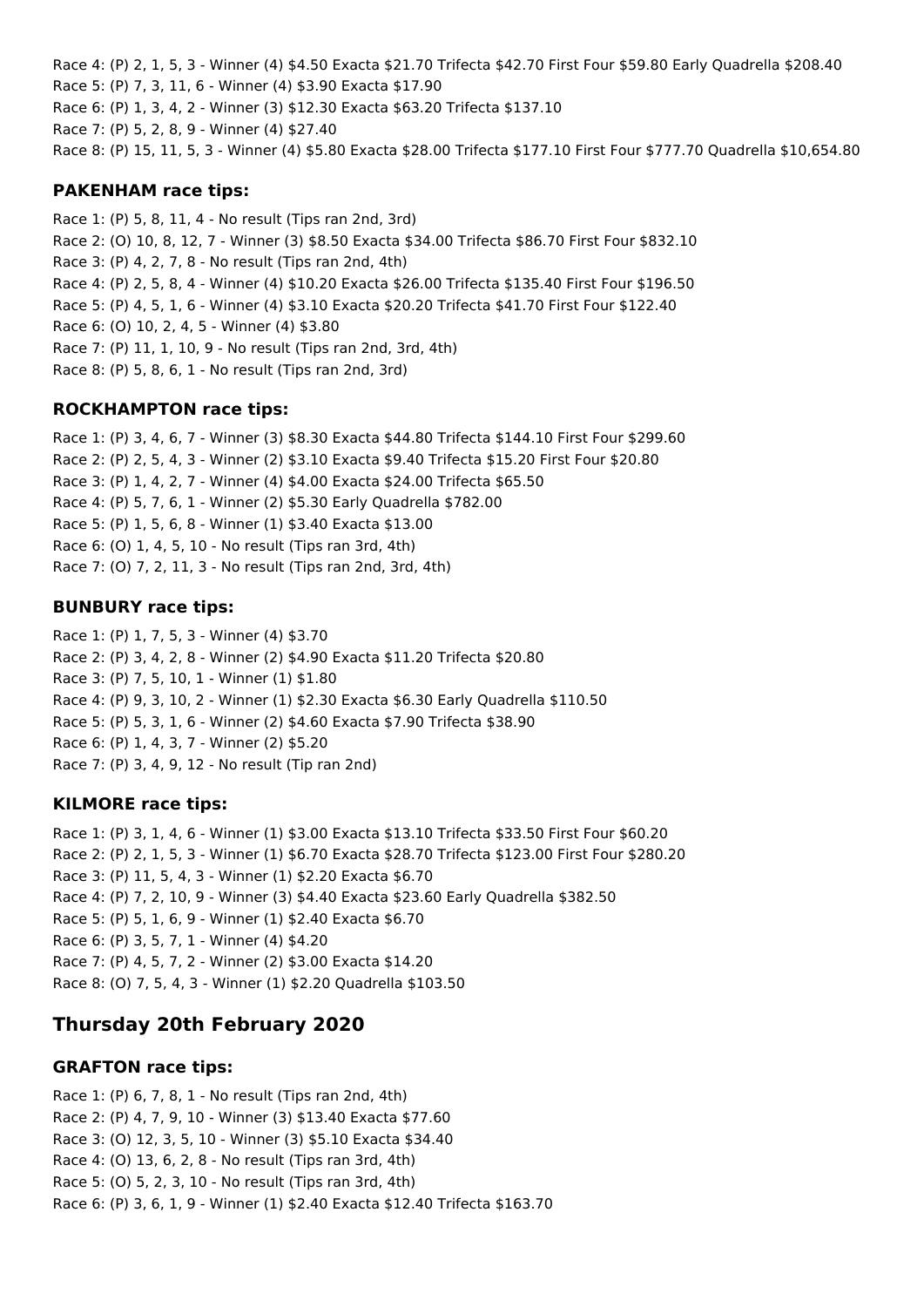Race 4: (P) 2, 1, 5, 3 - Winner (4) $4.50 Exacta $21.70 Trifecta $42.70 First Four $59.80 Early Quadrella $208.40
Race 5: (P) 7, 3, 11, 6 - Winner (4) $3.90 Exacta $17.90
Race 6: (P) 1, 3, 4, 2 - Winner (3) $12.30 Exacta $63.20 Trifecta $137.10
Race 7: (P) 5, 2, 8, 9 - Winner (4) $27.40
Race 8: (P) 15, 11, 5, 3 - Winner (4) $5.80 Exacta $28.00 Trifecta $177.10 First Four $777.70 Quadrella $10,654.80

### PAKENHAM race tips:

Race 1: (P) 5, 8, 11, 4 - No result (Tips ran 2nd, 3rd)
Race 2: (O) 10, 8, 12, 7 - Winner (3) $8.50 Exacta $34.00 Trifecta $86.70 First Four $832.10
Race 3: (P) 4, 2, 7, 8 - No result (Tips ran 2nd, 4th)
Race 4: (P) 2, 5, 8, 4 - Winner (4) $10.20 Exacta $26.00 Trifecta $135.40 First Four $196.50
Race 5: (P) 4, 5, 1, 6 - Winner (4) $3.10 Exacta $20.20 Trifecta $41.70 First Four $122.40
Race 6: (O) 10, 2, 4, 5 - Winner (4) $3.80
Race 7: (P) 11, 1, 10, 9 - No result (Tips ran 2nd, 3rd, 4th)
Race 8: (P) 5, 8, 6, 1 - No result (Tips ran 2nd, 3rd)

### ROCKHAMPTON race tips:

Race 1: (P) 3, 4, 6, 7 - Winner (3) $8.30 Exacta $44.80 Trifecta $144.10 First Four $299.60
Race 2: (P) 2, 5, 4, 3 - Winner (2) $3.10 Exacta $9.40 Trifecta $15.20 First Four $20.80
Race 3: (P) 1, 4, 2, 7 - Winner (4) $4.00 Exacta $24.00 Trifecta $65.50
Race 4: (P) 5, 7, 6, 1 - Winner (2) $5.30 Early Quadrella $782.00
Race 5: (P) 1, 5, 6, 8 - Winner (1) $3.40 Exacta $13.00
Race 6: (O) 1, 4, 5, 10 - No result (Tips ran 3rd, 4th)
Race 7: (O) 7, 2, 11, 3 - No result (Tips ran 2nd, 3rd, 4th)

### BUNBURY race tips:

Race 1: (P) 1, 7, 5, 3 - Winner (4) $3.70
Race 2: (P) 3, 4, 2, 8 - Winner (2) $4.90 Exacta $11.20 Trifecta $20.80
Race 3: (P) 7, 5, 10, 1 - Winner (1) $1.80
Race 4: (P) 9, 3, 10, 2 - Winner (1) $2.30 Exacta $6.30 Early Quadrella $110.50
Race 5: (P) 5, 3, 1, 6 - Winner (2) $4.60 Exacta $7.90 Trifecta $38.90
Race 6: (P) 1, 4, 3, 7 - Winner (2) $5.20
Race 7: (P) 3, 4, 9, 12 - No result (Tip ran 2nd)

### KILMORE race tips:

Race 1: (P) 3, 1, 4, 6 - Winner (1) $3.00 Exacta $13.10 Trifecta $33.50 First Four $60.20
Race 2: (P) 2, 1, 5, 3 - Winner (1) $6.70 Exacta $28.70 Trifecta $123.00 First Four $280.20
Race 3: (P) 11, 5, 4, 3 - Winner (1) $2.20 Exacta $6.70
Race 4: (P) 7, 2, 10, 9 - Winner (3) $4.40 Exacta $23.60 Early Quadrella $382.50
Race 5: (P) 5, 1, 6, 9 - Winner (1) $2.40 Exacta $6.70
Race 6: (P) 3, 5, 7, 1 - Winner (4) $4.20
Race 7: (P) 4, 5, 7, 2 - Winner (2) $3.00 Exacta $14.20
Race 8: (O) 7, 5, 4, 3 - Winner (1) $2.20 Quadrella $103.50

## Thursday 20th February 2020

### GRAFTON race tips:

Race 1: (P) 6, 7, 8, 1 - No result (Tips ran 2nd, 4th)
Race 2: (P) 4, 7, 9, 10 - Winner (3) $13.40 Exacta $77.60
Race 3: (O) 12, 3, 5, 10 - Winner (3) $5.10 Exacta $34.40
Race 4: (O) 13, 6, 2, 8 - No result (Tips ran 3rd, 4th)
Race 5: (O) 5, 2, 3, 10 - No result (Tips ran 3rd, 4th)
Race 6: (P) 3, 6, 1, 9 - Winner (1) $2.40 Exacta $12.40 Trifecta $163.70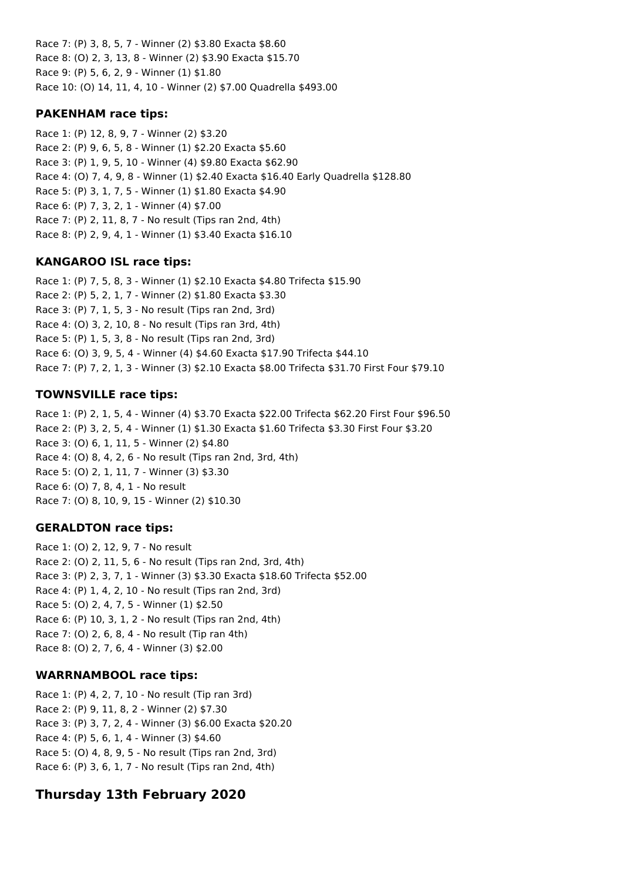Race 7: (P) 3, 8, 5, 7 - Winner (2) $3.80 Exacta $8.60
Race 8: (O) 2, 3, 13, 8 - Winner (2) $3.90 Exacta $15.70
Race 9: (P) 5, 6, 2, 9 - Winner (1) $1.80
Race 10: (O) 14, 11, 4, 10 - Winner (2) $7.00 Quadrella $493.00

### PAKENHAM race tips:

Race 1: (P) 12, 8, 9, 7 - Winner (2) $3.20
Race 2: (P) 9, 6, 5, 8 - Winner (1) $2.20 Exacta $5.60
Race 3: (P) 1, 9, 5, 10 - Winner (4) $9.80 Exacta $62.90
Race 4: (O) 7, 4, 9, 8 - Winner (1) $2.40 Exacta $16.40 Early Quadrella $128.80
Race 5: (P) 3, 1, 7, 5 - Winner (1) $1.80 Exacta $4.90
Race 6: (P) 7, 3, 2, 1 - Winner (4) $7.00
Race 7: (P) 2, 11, 8, 7 - No result (Tips ran 2nd, 4th)
Race 8: (P) 2, 9, 4, 1 - Winner (1) $3.40 Exacta $16.10

### KANGAROO ISL race tips:

Race 1: (P) 7, 5, 8, 3 - Winner (1) $2.10 Exacta $4.80 Trifecta $15.90
Race 2: (P) 5, 2, 1, 7 - Winner (2) $1.80 Exacta $3.30
Race 3: (P) 7, 1, 5, 3 - No result (Tips ran 2nd, 3rd)
Race 4: (O) 3, 2, 10, 8 - No result (Tips ran 3rd, 4th)
Race 5: (P) 1, 5, 3, 8 - No result (Tips ran 2nd, 3rd)
Race 6: (O) 3, 9, 5, 4 - Winner (4) $4.60 Exacta $17.90 Trifecta $44.10
Race 7: (P) 7, 2, 1, 3 - Winner (3) $2.10 Exacta $8.00 Trifecta $31.70 First Four $79.10

### TOWNSVILLE race tips:

Race 1: (P) 2, 1, 5, 4 - Winner (4) $3.70 Exacta $22.00 Trifecta $62.20 First Four $96.50
Race 2: (P) 3, 2, 5, 4 - Winner (1) $1.30 Exacta $1.60 Trifecta $3.30 First Four $3.20
Race 3: (O) 6, 1, 11, 5 - Winner (2) $4.80
Race 4: (O) 8, 4, 2, 6 - No result (Tips ran 2nd, 3rd, 4th)
Race 5: (O) 2, 1, 11, 7 - Winner (3) $3.30
Race 6: (O) 7, 8, 4, 1 - No result
Race 7: (O) 8, 10, 9, 15 - Winner (2) $10.30

### GERALDTON race tips:

Race 1: (O) 2, 12, 9, 7 - No result
Race 2: (O) 2, 11, 5, 6 - No result (Tips ran 2nd, 3rd, 4th)
Race 3: (P) 2, 3, 7, 1 - Winner (3) $3.30 Exacta $18.60 Trifecta $52.00
Race 4: (P) 1, 4, 2, 10 - No result (Tips ran 2nd, 3rd)
Race 5: (O) 2, 4, 7, 5 - Winner (1) $2.50
Race 6: (P) 10, 3, 1, 2 - No result (Tips ran 2nd, 4th)
Race 7: (O) 2, 6, 8, 4 - No result (Tip ran 4th)
Race 8: (O) 2, 7, 6, 4 - Winner (3) $2.00

### WARRNAMBOOL race tips:

Race 1: (P) 4, 2, 7, 10 - No result (Tip ran 3rd)
Race 2: (P) 9, 11, 8, 2 - Winner (2) $7.30
Race 3: (P) 3, 7, 2, 4 - Winner (3) $6.00 Exacta $20.20
Race 4: (P) 5, 6, 1, 4 - Winner (3) $4.60
Race 5: (O) 4, 8, 9, 5 - No result (Tips ran 2nd, 3rd)
Race 6: (P) 3, 6, 1, 7 - No result (Tips ran 2nd, 4th)

## Thursday 13th February 2020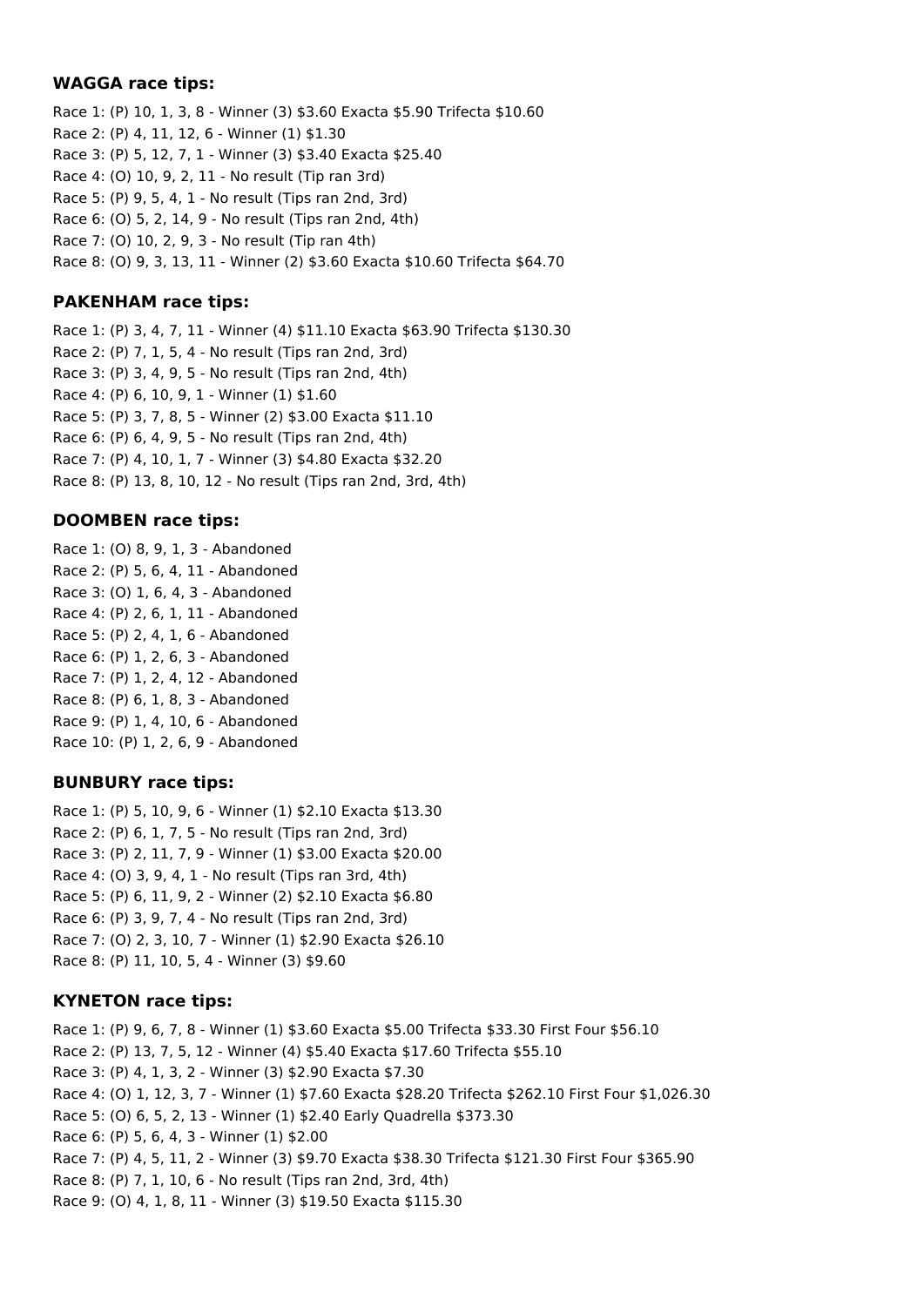### WAGGA race tips:

Race 1: (P) 10, 1, 3, 8 - Winner (3) $3.60 Exacta $5.90 Trifecta $10.60
Race 2: (P) 4, 11, 12, 6 - Winner (1) $1.30
Race 3: (P) 5, 12, 7, 1 - Winner (3) $3.40 Exacta $25.40
Race 4: (O) 10, 9, 2, 11 - No result (Tip ran 3rd)
Race 5: (P) 9, 5, 4, 1 - No result (Tips ran 2nd, 3rd)
Race 6: (O) 5, 2, 14, 9 - No result (Tips ran 2nd, 4th)
Race 7: (O) 10, 2, 9, 3 - No result (Tip ran 4th)
Race 8: (O) 9, 3, 13, 11 - Winner (2) $3.60 Exacta $10.60 Trifecta $64.70

### PAKENHAM race tips:

Race 1: (P) 3, 4, 7, 11 - Winner (4) $11.10 Exacta $63.90 Trifecta $130.30
Race 2: (P) 7, 1, 5, 4 - No result (Tips ran 2nd, 3rd)
Race 3: (P) 3, 4, 9, 5 - No result (Tips ran 2nd, 4th)
Race 4: (P) 6, 10, 9, 1 - Winner (1) $1.60
Race 5: (P) 3, 7, 8, 5 - Winner (2) $3.00 Exacta $11.10
Race 6: (P) 6, 4, 9, 5 - No result (Tips ran 2nd, 4th)
Race 7: (P) 4, 10, 1, 7 - Winner (3) $4.80 Exacta $32.20
Race 8: (P) 13, 8, 10, 12 - No result (Tips ran 2nd, 3rd, 4th)

### DOOMBEN race tips:

Race 1: (O) 8, 9, 1, 3 - Abandoned
Race 2: (P) 5, 6, 4, 11 - Abandoned
Race 3: (O) 1, 6, 4, 3 - Abandoned
Race 4: (P) 2, 6, 1, 11 - Abandoned
Race 5: (P) 2, 4, 1, 6 - Abandoned
Race 6: (P) 1, 2, 6, 3 - Abandoned
Race 7: (P) 1, 2, 4, 12 - Abandoned
Race 8: (P) 6, 1, 8, 3 - Abandoned
Race 9: (P) 1, 4, 10, 6 - Abandoned
Race 10: (P) 1, 2, 6, 9 - Abandoned

### BUNBURY race tips:

Race 1: (P) 5, 10, 9, 6 - Winner (1) $2.10 Exacta $13.30
Race 2: (P) 6, 1, 7, 5 - No result (Tips ran 2nd, 3rd)
Race 3: (P) 2, 11, 7, 9 - Winner (1) $3.00 Exacta $20.00
Race 4: (O) 3, 9, 4, 1 - No result (Tips ran 3rd, 4th)
Race 5: (P) 6, 11, 9, 2 - Winner (2) $2.10 Exacta $6.80
Race 6: (P) 3, 9, 7, 4 - No result (Tips ran 2nd, 3rd)
Race 7: (O) 2, 3, 10, 7 - Winner (1) $2.90 Exacta $26.10
Race 8: (P) 11, 10, 5, 4 - Winner (3) $9.60

### KYNETON race tips:

Race 1: (P) 9, 6, 7, 8 - Winner (1) $3.60 Exacta $5.00 Trifecta $33.30 First Four $56.10
Race 2: (P) 13, 7, 5, 12 - Winner (4) $5.40 Exacta $17.60 Trifecta $55.10
Race 3: (P) 4, 1, 3, 2 - Winner (3) $2.90 Exacta $7.30
Race 4: (O) 1, 12, 3, 7 - Winner (1) $7.60 Exacta $28.20 Trifecta $262.10 First Four $1,026.30
Race 5: (O) 6, 5, 2, 13 - Winner (1) $2.40 Early Quadrella $373.30
Race 6: (P) 5, 6, 4, 3 - Winner (1) $2.00
Race 7: (P) 4, 5, 11, 2 - Winner (3) $9.70 Exacta $38.30 Trifecta $121.30 First Four $365.90
Race 8: (P) 7, 1, 10, 6 - No result (Tips ran 2nd, 3rd, 4th)
Race 9: (O) 4, 1, 8, 11 - Winner (3) $19.50 Exacta $115.30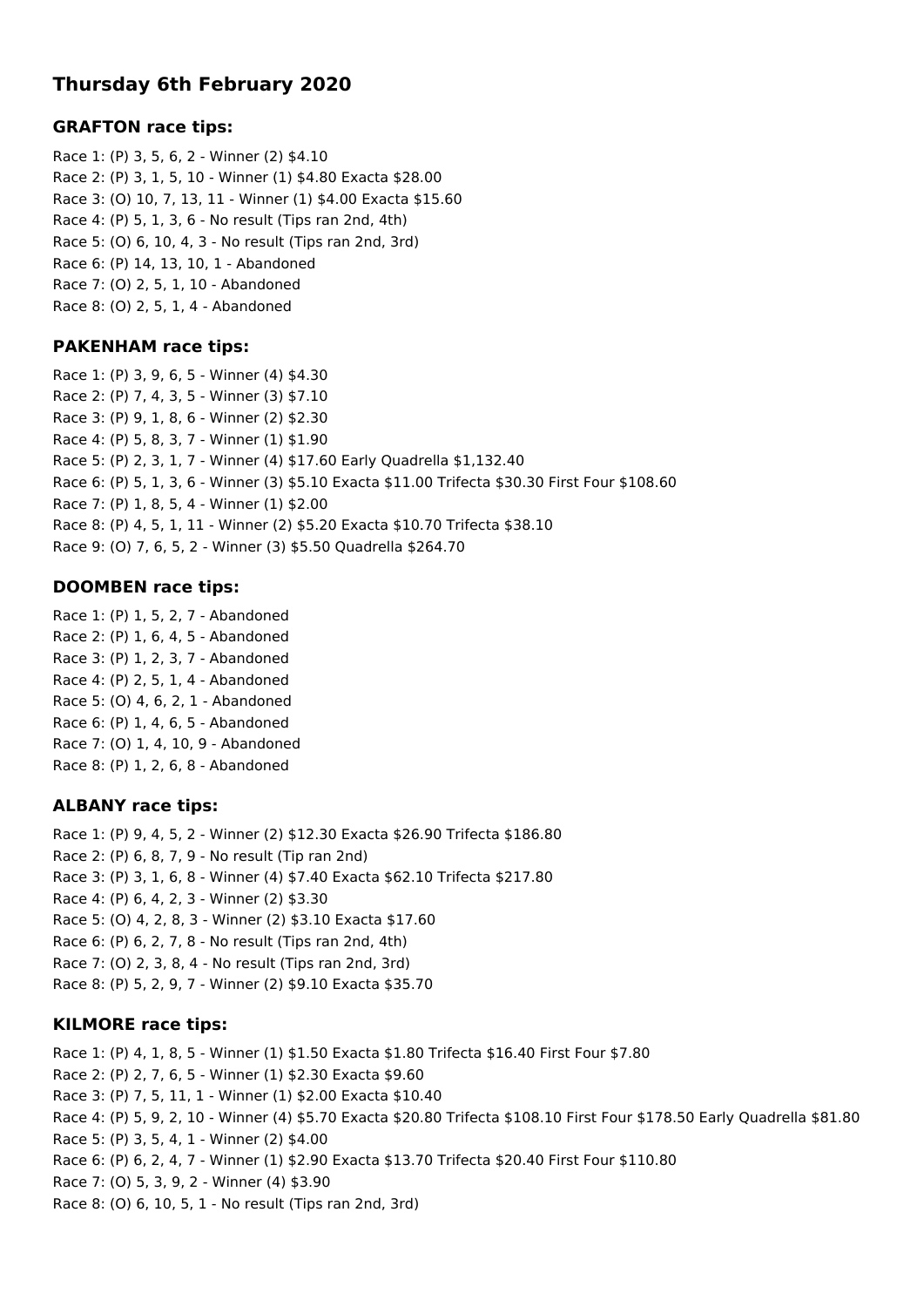## Thursday 6th February 2020

### GRAFTON race tips:

Race 1: (P) 3, 5, 6, 2 - Winner (2) $4.10
Race 2: (P) 3, 1, 5, 10 - Winner (1) $4.80 Exacta $28.00
Race 3: (O) 10, 7, 13, 11 - Winner (1) $4.00 Exacta $15.60
Race 4: (P) 5, 1, 3, 6 - No result (Tips ran 2nd, 4th)
Race 5: (O) 6, 10, 4, 3 - No result (Tips ran 2nd, 3rd)
Race 6: (P) 14, 13, 10, 1 - Abandoned
Race 7: (O) 2, 5, 1, 10 - Abandoned
Race 8: (O) 2, 5, 1, 4 - Abandoned

### PAKENHAM race tips:

Race 1: (P) 3, 9, 6, 5 - Winner (4) $4.30
Race 2: (P) 7, 4, 3, 5 - Winner (3) $7.10
Race 3: (P) 9, 1, 8, 6 - Winner (2) $2.30
Race 4: (P) 5, 8, 3, 7 - Winner (1) $1.90
Race 5: (P) 2, 3, 1, 7 - Winner (4) $17.60 Early Quadrella $1,132.40
Race 6: (P) 5, 1, 3, 6 - Winner (3) $5.10 Exacta $11.00 Trifecta $30.30 First Four $108.60
Race 7: (P) 1, 8, 5, 4 - Winner (1) $2.00
Race 8: (P) 4, 5, 1, 11 - Winner (2) $5.20 Exacta $10.70 Trifecta $38.10
Race 9: (O) 7, 6, 5, 2 - Winner (3) $5.50 Quadrella $264.70

### DOOMBEN race tips:

Race 1: (P) 1, 5, 2, 7 - Abandoned
Race 2: (P) 1, 6, 4, 5 - Abandoned
Race 3: (P) 1, 2, 3, 7 - Abandoned
Race 4: (P) 2, 5, 1, 4 - Abandoned
Race 5: (O) 4, 6, 2, 1 - Abandoned
Race 6: (P) 1, 4, 6, 5 - Abandoned
Race 7: (O) 1, 4, 10, 9 - Abandoned
Race 8: (P) 1, 2, 6, 8 - Abandoned

### ALBANY race tips:

Race 1: (P) 9, 4, 5, 2 - Winner (2) $12.30 Exacta $26.90 Trifecta $186.80
Race 2: (P) 6, 8, 7, 9 - No result (Tip ran 2nd)
Race 3: (P) 3, 1, 6, 8 - Winner (4) $7.40 Exacta $62.10 Trifecta $217.80
Race 4: (P) 6, 4, 2, 3 - Winner (2) $3.30
Race 5: (O) 4, 2, 8, 3 - Winner (2) $3.10 Exacta $17.60
Race 6: (P) 6, 2, 7, 8 - No result (Tips ran 2nd, 4th)
Race 7: (O) 2, 3, 8, 4 - No result (Tips ran 2nd, 3rd)
Race 8: (P) 5, 2, 9, 7 - Winner (2) $9.10 Exacta $35.70

### KILMORE race tips:

Race 1: (P) 4, 1, 8, 5 - Winner (1) $1.50 Exacta $1.80 Trifecta $16.40 First Four $7.80
Race 2: (P) 2, 7, 6, 5 - Winner (1) $2.30 Exacta $9.60
Race 3: (P) 7, 5, 11, 1 - Winner (1) $2.00 Exacta $10.40
Race 4: (P) 5, 9, 2, 10 - Winner (4) $5.70 Exacta $20.80 Trifecta $108.10 First Four $178.50 Early Quadrella $81.80
Race 5: (P) 3, 5, 4, 1 - Winner (2) $4.00
Race 6: (P) 6, 2, 4, 7 - Winner (1) $2.90 Exacta $13.70 Trifecta $20.40 First Four $110.80
Race 7: (O) 5, 3, 9, 2 - Winner (4) $3.90
Race 8: (O) 6, 10, 5, 1 - No result (Tips ran 2nd, 3rd)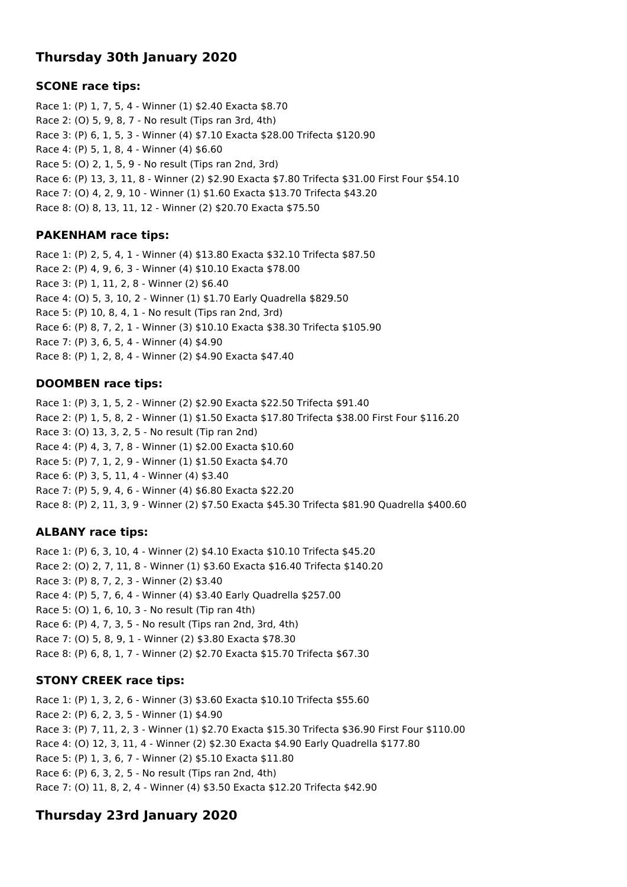## Thursday 30th January 2020

### SCONE race tips:

Race 1: (P) 1, 7, 5, 4 - Winner (1) $2.40 Exacta $8.70
Race 2: (O) 5, 9, 8, 7 - No result (Tips ran 3rd, 4th)
Race 3: (P) 6, 1, 5, 3 - Winner (4) $7.10 Exacta $28.00 Trifecta $120.90
Race 4: (P) 5, 1, 8, 4 - Winner (4) $6.60
Race 5: (O) 2, 1, 5, 9 - No result (Tips ran 2nd, 3rd)
Race 6: (P) 13, 3, 11, 8 - Winner (2) $2.90 Exacta $7.80 Trifecta $31.00 First Four $54.10
Race 7: (O) 4, 2, 9, 10 - Winner (1) $1.60 Exacta $13.70 Trifecta $43.20
Race 8: (O) 8, 13, 11, 12 - Winner (2) $20.70 Exacta $75.50

### PAKENHAM race tips:

Race 1: (P) 2, 5, 4, 1 - Winner (4) $13.80 Exacta $32.10 Trifecta $87.50
Race 2: (P) 4, 9, 6, 3 - Winner (4) $10.10 Exacta $78.00
Race 3: (P) 1, 11, 2, 8 - Winner (2) $6.40
Race 4: (O) 5, 3, 10, 2 - Winner (1) $1.70 Early Quadrella $829.50
Race 5: (P) 10, 8, 4, 1 - No result (Tips ran 2nd, 3rd)
Race 6: (P) 8, 7, 2, 1 - Winner (3) $10.10 Exacta $38.30 Trifecta $105.90
Race 7: (P) 3, 6, 5, 4 - Winner (4) $4.90
Race 8: (P) 1, 2, 8, 4 - Winner (2) $4.90 Exacta $47.40

### DOOMBEN race tips:

Race 1: (P) 3, 1, 5, 2 - Winner (2) $2.90 Exacta $22.50 Trifecta $91.40
Race 2: (P) 1, 5, 8, 2 - Winner (1) $1.50 Exacta $17.80 Trifecta $38.00 First Four $116.20
Race 3: (O) 13, 3, 2, 5 - No result (Tip ran 2nd)
Race 4: (P) 4, 3, 7, 8 - Winner (1) $2.00 Exacta $10.60
Race 5: (P) 7, 1, 2, 9 - Winner (1) $1.50 Exacta $4.70
Race 6: (P) 3, 5, 11, 4 - Winner (4) $3.40
Race 7: (P) 5, 9, 4, 6 - Winner (4) $6.80 Exacta $22.20
Race 8: (P) 2, 11, 3, 9 - Winner (2) $7.50 Exacta $45.30 Trifecta $81.90 Quadrella $400.60

### ALBANY race tips:

Race 1: (P) 6, 3, 10, 4 - Winner (2) $4.10 Exacta $10.10 Trifecta $45.20
Race 2: (O) 2, 7, 11, 8 - Winner (1) $3.60 Exacta $16.40 Trifecta $140.20
Race 3: (P) 8, 7, 2, 3 - Winner (2) $3.40
Race 4: (P) 5, 7, 6, 4 - Winner (4) $3.40 Early Quadrella $257.00
Race 5: (O) 1, 6, 10, 3 - No result (Tip ran 4th)
Race 6: (P) 4, 7, 3, 5 - No result (Tips ran 2nd, 3rd, 4th)
Race 7: (O) 5, 8, 9, 1 - Winner (2) $3.80 Exacta $78.30
Race 8: (P) 6, 8, 1, 7 - Winner (2) $2.70 Exacta $15.70 Trifecta $67.30

### STONY CREEK race tips:

Race 1: (P) 1, 3, 2, 6 - Winner (3) $3.60 Exacta $10.10 Trifecta $55.60
Race 2: (P) 6, 2, 3, 5 - Winner (1) $4.90
Race 3: (P) 7, 11, 2, 3 - Winner (1) $2.70 Exacta $15.30 Trifecta $36.90 First Four $110.00
Race 4: (O) 12, 3, 11, 4 - Winner (2) $2.30 Exacta $4.90 Early Quadrella $177.80
Race 5: (P) 1, 3, 6, 7 - Winner (2) $5.10 Exacta $11.80
Race 6: (P) 6, 3, 2, 5 - No result (Tips ran 2nd, 4th)
Race 7: (O) 11, 8, 2, 4 - Winner (4) $3.50 Exacta $12.20 Trifecta $42.90

## Thursday 23rd January 2020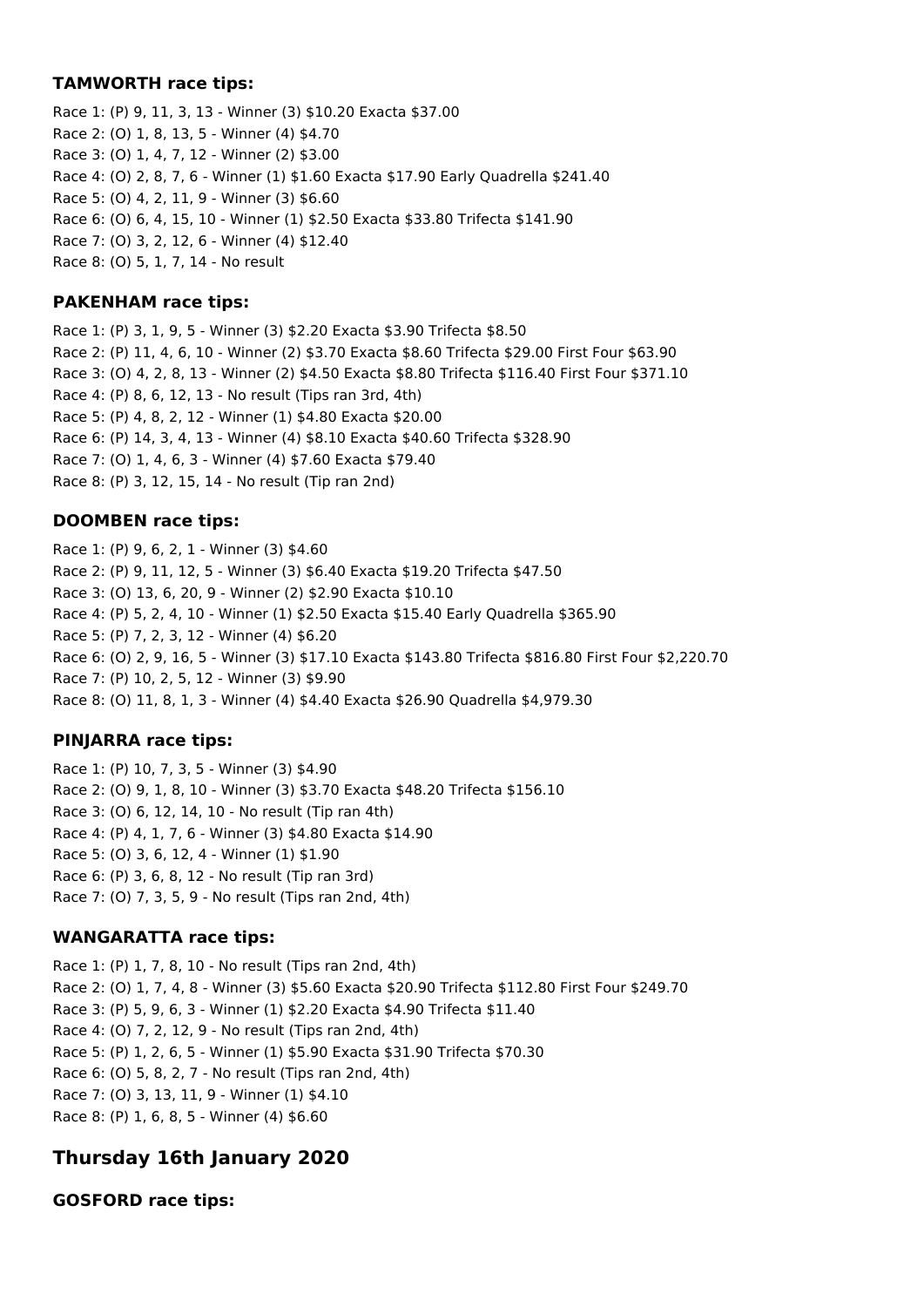### TAMWORTH race tips:

Race 1: (P) 9, 11, 3, 13 - Winner (3) $10.20 Exacta $37.00
Race 2: (O) 1, 8, 13, 5 - Winner (4) $4.70
Race 3: (O) 1, 4, 7, 12 - Winner (2) $3.00
Race 4: (O) 2, 8, 7, 6 - Winner (1) $1.60 Exacta $17.90 Early Quadrella $241.40
Race 5: (O) 4, 2, 11, 9 - Winner (3) $6.60
Race 6: (O) 6, 4, 15, 10 - Winner (1) $2.50 Exacta $33.80 Trifecta $141.90
Race 7: (O) 3, 2, 12, 6 - Winner (4) $12.40
Race 8: (O) 5, 1, 7, 14 - No result

### PAKENHAM race tips:

Race 1: (P) 3, 1, 9, 5 - Winner (3) $2.20 Exacta $3.90 Trifecta $8.50
Race 2: (P) 11, 4, 6, 10 - Winner (2) $3.70 Exacta $8.60 Trifecta $29.00 First Four $63.90
Race 3: (O) 4, 2, 8, 13 - Winner (2) $4.50 Exacta $8.80 Trifecta $116.40 First Four $371.10
Race 4: (P) 8, 6, 12, 13 - No result (Tips ran 3rd, 4th)
Race 5: (P) 4, 8, 2, 12 - Winner (1) $4.80 Exacta $20.00
Race 6: (P) 14, 3, 4, 13 - Winner (4) $8.10 Exacta $40.60 Trifecta $328.90
Race 7: (O) 1, 4, 6, 3 - Winner (4) $7.60 Exacta $79.40
Race 8: (P) 3, 12, 15, 14 - No result (Tip ran 2nd)

### DOOMBEN race tips:

Race 1: (P) 9, 6, 2, 1 - Winner (3) $4.60
Race 2: (P) 9, 11, 12, 5 - Winner (3) $6.40 Exacta $19.20 Trifecta $47.50
Race 3: (O) 13, 6, 20, 9 - Winner (2) $2.90 Exacta $10.10
Race 4: (P) 5, 2, 4, 10 - Winner (1) $2.50 Exacta $15.40 Early Quadrella $365.90
Race 5: (P) 7, 2, 3, 12 - Winner (4) $6.20
Race 6: (O) 2, 9, 16, 5 - Winner (3) $17.10 Exacta $143.80 Trifecta $816.80 First Four $2,220.70
Race 7: (P) 10, 2, 5, 12 - Winner (3) $9.90
Race 8: (O) 11, 8, 1, 3 - Winner (4) $4.40 Exacta $26.90 Quadrella $4,979.30

### PINJARRA race tips:

Race 1: (P) 10, 7, 3, 5 - Winner (3) $4.90
Race 2: (O) 9, 1, 8, 10 - Winner (3) $3.70 Exacta $48.20 Trifecta $156.10
Race 3: (O) 6, 12, 14, 10 - No result (Tip ran 4th)
Race 4: (P) 4, 1, 7, 6 - Winner (3) $4.80 Exacta $14.90
Race 5: (O) 3, 6, 12, 4 - Winner (1) $1.90
Race 6: (P) 3, 6, 8, 12 - No result (Tip ran 3rd)
Race 7: (O) 7, 3, 5, 9 - No result (Tips ran 2nd, 4th)

### WANGARATTA race tips:

Race 1: (P) 1, 7, 8, 10 - No result (Tips ran 2nd, 4th)
Race 2: (O) 1, 7, 4, 8 - Winner (3) $5.60 Exacta $20.90 Trifecta $112.80 First Four $249.70
Race 3: (P) 5, 9, 6, 3 - Winner (1) $2.20 Exacta $4.90 Trifecta $11.40
Race 4: (O) 7, 2, 12, 9 - No result (Tips ran 2nd, 4th)
Race 5: (P) 1, 2, 6, 5 - Winner (1) $5.90 Exacta $31.90 Trifecta $70.30
Race 6: (O) 5, 8, 2, 7 - No result (Tips ran 2nd, 4th)
Race 7: (O) 3, 13, 11, 9 - Winner (1) $4.10
Race 8: (P) 1, 6, 8, 5 - Winner (4) $6.60

## Thursday 16th January 2020

### GOSFORD race tips: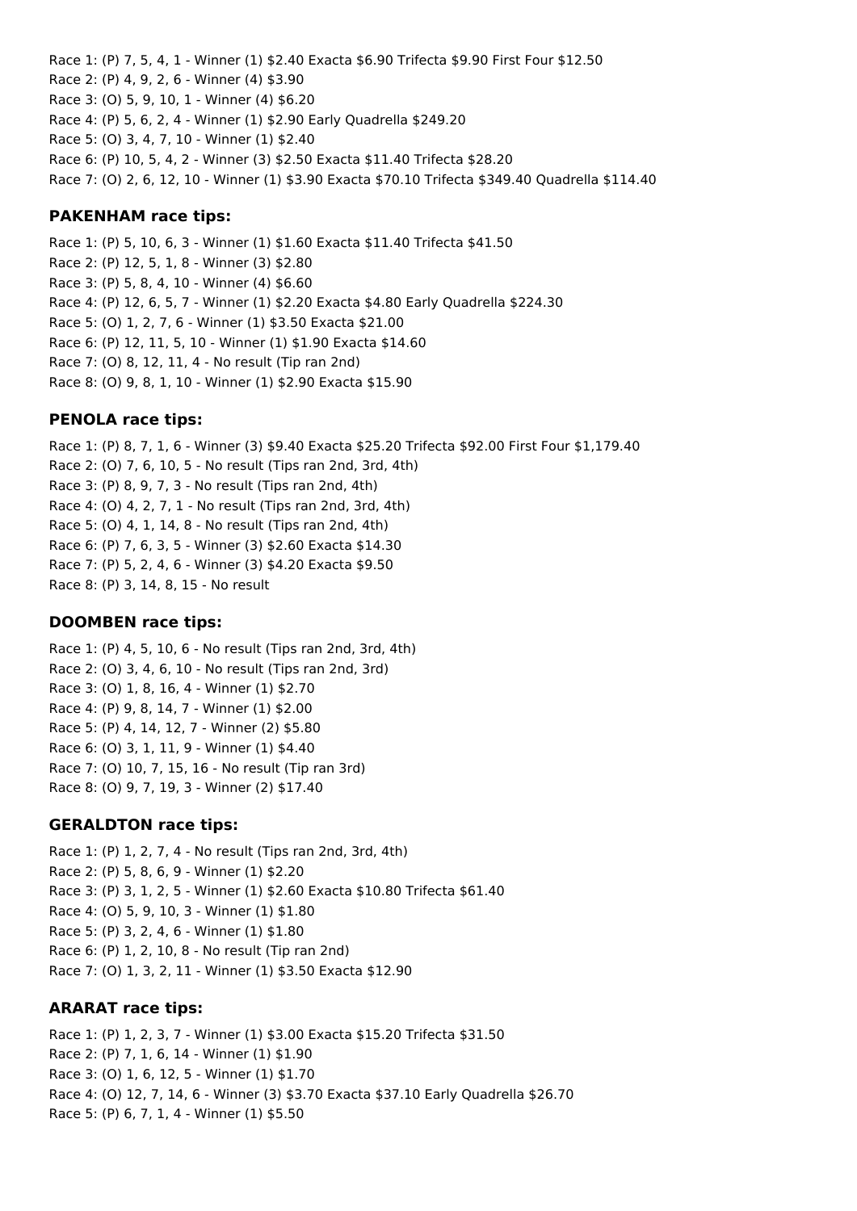Race 1: (P) 7, 5, 4, 1 - Winner (1) $2.40 Exacta $6.90 Trifecta $9.90 First Four $12.50
Race 2: (P) 4, 9, 2, 6 - Winner (4) $3.90
Race 3: (O) 5, 9, 10, 1 - Winner (4) $6.20
Race 4: (P) 5, 6, 2, 4 - Winner (1) $2.90 Early Quadrella $249.20
Race 5: (O) 3, 4, 7, 10 - Winner (1) $2.40
Race 6: (P) 10, 5, 4, 2 - Winner (3) $2.50 Exacta $11.40 Trifecta $28.20
Race 7: (O) 2, 6, 12, 10 - Winner (1) $3.90 Exacta $70.10 Trifecta $349.40 Quadrella $114.40

### PAKENHAM race tips:

Race 1: (P) 5, 10, 6, 3 - Winner (1) $1.60 Exacta $11.40 Trifecta $41.50
Race 2: (P) 12, 5, 1, 8 - Winner (3) $2.80
Race 3: (P) 5, 8, 4, 10 - Winner (4) $6.60
Race 4: (P) 12, 6, 5, 7 - Winner (1) $2.20 Exacta $4.80 Early Quadrella $224.30
Race 5: (O) 1, 2, 7, 6 - Winner (1) $3.50 Exacta $21.00
Race 6: (P) 12, 11, 5, 10 - Winner (1) $1.90 Exacta $14.60
Race 7: (O) 8, 12, 11, 4 - No result (Tip ran 2nd)
Race 8: (O) 9, 8, 1, 10 - Winner (1) $2.90 Exacta $15.90

### PENOLA race tips:

Race 1: (P) 8, 7, 1, 6 - Winner (3) $9.40 Exacta $25.20 Trifecta $92.00 First Four $1,179.40
Race 2: (O) 7, 6, 10, 5 - No result (Tips ran 2nd, 3rd, 4th)
Race 3: (P) 8, 9, 7, 3 - No result (Tips ran 2nd, 4th)
Race 4: (O) 4, 2, 7, 1 - No result (Tips ran 2nd, 3rd, 4th)
Race 5: (O) 4, 1, 14, 8 - No result (Tips ran 2nd, 4th)
Race 6: (P) 7, 6, 3, 5 - Winner (3) $2.60 Exacta $14.30
Race 7: (P) 5, 2, 4, 6 - Winner (3) $4.20 Exacta $9.50
Race 8: (P) 3, 14, 8, 15 - No result

### DOOMBEN race tips:

Race 1: (P) 4, 5, 10, 6 - No result (Tips ran 2nd, 3rd, 4th)
Race 2: (O) 3, 4, 6, 10 - No result (Tips ran 2nd, 3rd)
Race 3: (O) 1, 8, 16, 4 - Winner (1) $2.70
Race 4: (P) 9, 8, 14, 7 - Winner (1) $2.00
Race 5: (P) 4, 14, 12, 7 - Winner (2) $5.80
Race 6: (O) 3, 1, 11, 9 - Winner (1) $4.40
Race 7: (O) 10, 7, 15, 16 - No result (Tip ran 3rd)
Race 8: (O) 9, 7, 19, 3 - Winner (2) $17.40

### GERALDTON race tips:

Race 1: (P) 1, 2, 7, 4 - No result (Tips ran 2nd, 3rd, 4th)
Race 2: (P) 5, 8, 6, 9 - Winner (1) $2.20
Race 3: (P) 3, 1, 2, 5 - Winner (1) $2.60 Exacta $10.80 Trifecta $61.40
Race 4: (O) 5, 9, 10, 3 - Winner (1) $1.80
Race 5: (P) 3, 2, 4, 6 - Winner (1) $1.80
Race 6: (P) 1, 2, 10, 8 - No result (Tip ran 2nd)
Race 7: (O) 1, 3, 2, 11 - Winner (1) $3.50 Exacta $12.90

### ARARAT race tips:

Race 1: (P) 1, 2, 3, 7 - Winner (1) $3.00 Exacta $15.20 Trifecta $31.50
Race 2: (P) 7, 1, 6, 14 - Winner (1) $1.90
Race 3: (O) 1, 6, 12, 5 - Winner (1) $1.70
Race 4: (O) 12, 7, 14, 6 - Winner (3) $3.70 Exacta $37.10 Early Quadrella $26.70
Race 5: (P) 6, 7, 1, 4 - Winner (1) $5.50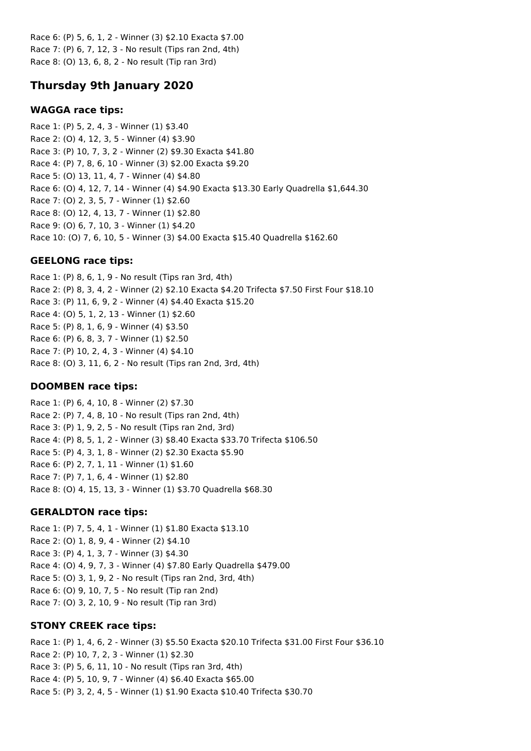Race 6: (P) 5, 6, 1, 2 - Winner (3) $2.10 Exacta $7.00
Race 7: (P) 6, 7, 12, 3 - No result (Tips ran 2nd, 4th)
Race 8: (O) 13, 6, 8, 2 - No result (Tip ran 3rd)

## Thursday 9th January 2020

### WAGGA race tips:

Race 1: (P) 5, 2, 4, 3 - Winner (1) $3.40
Race 2: (O) 4, 12, 3, 5 - Winner (4) $3.90
Race 3: (P) 10, 7, 3, 2 - Winner (2) $9.30 Exacta $41.80
Race 4: (P) 7, 8, 6, 10 - Winner (3) $2.00 Exacta $9.20
Race 5: (O) 13, 11, 4, 7 - Winner (4) $4.80
Race 6: (O) 4, 12, 7, 14 - Winner (4) $4.90 Exacta $13.30 Early Quadrella $1,644.30
Race 7: (O) 2, 3, 5, 7 - Winner (1) $2.60
Race 8: (O) 12, 4, 13, 7 - Winner (1) $2.80
Race 9: (O) 6, 7, 10, 3 - Winner (1) $4.20
Race 10: (O) 7, 6, 10, 5 - Winner (3) $4.00 Exacta $15.40 Quadrella $162.60

### GEELONG race tips:

Race 1: (P) 8, 6, 1, 9 - No result (Tips ran 3rd, 4th)
Race 2: (P) 8, 3, 4, 2 - Winner (2) $2.10 Exacta $4.20 Trifecta $7.50 First Four $18.10
Race 3: (P) 11, 6, 9, 2 - Winner (4) $4.40 Exacta $15.20
Race 4: (O) 5, 1, 2, 13 - Winner (1) $2.60
Race 5: (P) 8, 1, 6, 9 - Winner (4) $3.50
Race 6: (P) 6, 8, 3, 7 - Winner (1) $2.50
Race 7: (P) 10, 2, 4, 3 - Winner (4) $4.10
Race 8: (O) 3, 11, 6, 2 - No result (Tips ran 2nd, 3rd, 4th)

### DOOMBEN race tips:

Race 1: (P) 6, 4, 10, 8 - Winner (2) $7.30
Race 2: (P) 7, 4, 8, 10 - No result (Tips ran 2nd, 4th)
Race 3: (P) 1, 9, 2, 5 - No result (Tips ran 2nd, 3rd)
Race 4: (P) 8, 5, 1, 2 - Winner (3) $8.40 Exacta $33.70 Trifecta $106.50
Race 5: (P) 4, 3, 1, 8 - Winner (2) $2.30 Exacta $5.90
Race 6: (P) 2, 7, 1, 11 - Winner (1) $1.60
Race 7: (P) 7, 1, 6, 4 - Winner (1) $2.80
Race 8: (O) 4, 15, 13, 3 - Winner (1) $3.70 Quadrella $68.30

### GERALDTON race tips:

Race 1: (P) 7, 5, 4, 1 - Winner (1) $1.80 Exacta $13.10
Race 2: (O) 1, 8, 9, 4 - Winner (2) $4.10
Race 3: (P) 4, 1, 3, 7 - Winner (3) $4.30
Race 4: (O) 4, 9, 7, 3 - Winner (4) $7.80 Early Quadrella $479.00
Race 5: (O) 3, 1, 9, 2 - No result (Tips ran 2nd, 3rd, 4th)
Race 6: (O) 9, 10, 7, 5 - No result (Tip ran 2nd)
Race 7: (O) 3, 2, 10, 9 - No result (Tip ran 3rd)

### STONY CREEK race tips:

Race 1: (P) 1, 4, 6, 2 - Winner (3) $5.50 Exacta $20.10 Trifecta $31.00 First Four $36.10
Race 2: (P) 10, 7, 2, 3 - Winner (1) $2.30
Race 3: (P) 5, 6, 11, 10 - No result (Tips ran 3rd, 4th)
Race 4: (P) 5, 10, 9, 7 - Winner (4) $6.40 Exacta $65.00
Race 5: (P) 3, 2, 4, 5 - Winner (1) $1.90 Exacta $10.40 Trifecta $30.70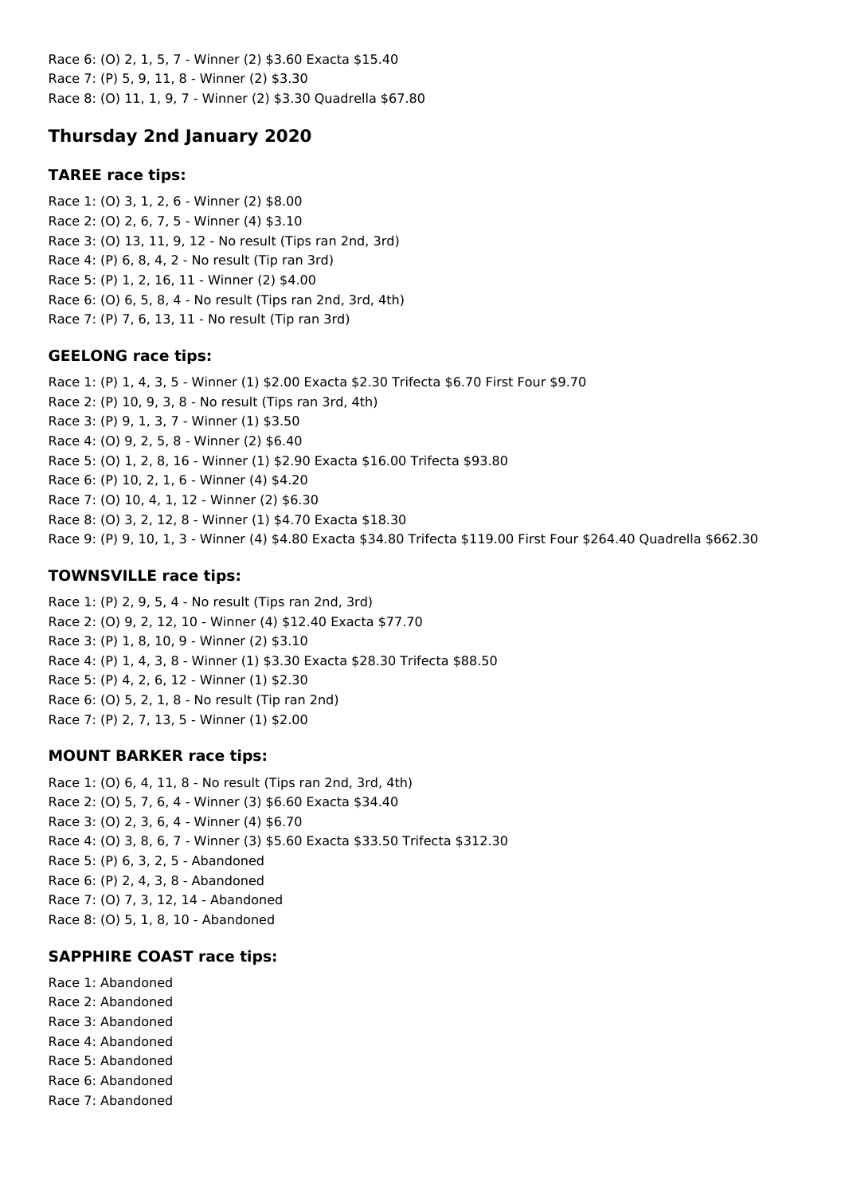Race 6: (O) 2, 1, 5, 7 - Winner (2) $3.60 Exacta $15.40
Race 7: (P) 5, 9, 11, 8 - Winner (2) $3.30
Race 8: (O) 11, 1, 9, 7 - Winner (2) $3.30 Quadrella $67.80

## Thursday 2nd January 2020

### TAREE race tips:

Race 1: (O) 3, 1, 2, 6 - Winner (2) $8.00
Race 2: (O) 2, 6, 7, 5 - Winner (4) $3.10
Race 3: (O) 13, 11, 9, 12 - No result (Tips ran 2nd, 3rd)
Race 4: (P) 6, 8, 4, 2 - No result (Tip ran 3rd)
Race 5: (P) 1, 2, 16, 11 - Winner (2) $4.00
Race 6: (O) 6, 5, 8, 4 - No result (Tips ran 2nd, 3rd, 4th)
Race 7: (P) 7, 6, 13, 11 - No result (Tip ran 3rd)

### GEELONG race tips:

Race 1: (P) 1, 4, 3, 5 - Winner (1) $2.00 Exacta $2.30 Trifecta $6.70 First Four $9.70
Race 2: (P) 10, 9, 3, 8 - No result (Tips ran 3rd, 4th)
Race 3: (P) 9, 1, 3, 7 - Winner (1) $3.50
Race 4: (O) 9, 2, 5, 8 - Winner (2) $6.40
Race 5: (O) 1, 2, 8, 16 - Winner (1) $2.90 Exacta $16.00 Trifecta $93.80
Race 6: (P) 10, 2, 1, 6 - Winner (4) $4.20
Race 7: (O) 10, 4, 1, 12 - Winner (2) $6.30
Race 8: (O) 3, 2, 12, 8 - Winner (1) $4.70 Exacta $18.30
Race 9: (P) 9, 10, 1, 3 - Winner (4) $4.80 Exacta $34.80 Trifecta $119.00 First Four $264.40 Quadrella $662.30

### TOWNSVILLE race tips:

Race 1: (P) 2, 9, 5, 4 - No result (Tips ran 2nd, 3rd)
Race 2: (O) 9, 2, 12, 10 - Winner (4) $12.40 Exacta $77.70
Race 3: (P) 1, 8, 10, 9 - Winner (2) $3.10
Race 4: (P) 1, 4, 3, 8 - Winner (1) $3.30 Exacta $28.30 Trifecta $88.50
Race 5: (P) 4, 2, 6, 12 - Winner (1) $2.30
Race 6: (O) 5, 2, 1, 8 - No result (Tip ran 2nd)
Race 7: (P) 2, 7, 13, 5 - Winner (1) $2.00

### MOUNT BARKER race tips:

Race 1: (O) 6, 4, 11, 8 - No result (Tips ran 2nd, 3rd, 4th)
Race 2: (O) 5, 7, 6, 4 - Winner (3) $6.60 Exacta $34.40
Race 3: (O) 2, 3, 6, 4 - Winner (4) $6.70
Race 4: (O) 3, 8, 6, 7 - Winner (3) $5.60 Exacta $33.50 Trifecta $312.30
Race 5: (P) 6, 3, 2, 5 - Abandoned
Race 6: (P) 2, 4, 3, 8 - Abandoned
Race 7: (O) 7, 3, 12, 14 - Abandoned
Race 8: (O) 5, 1, 8, 10 - Abandoned

### SAPPHIRE COAST race tips:

Race 1: Abandoned
Race 2: Abandoned
Race 3: Abandoned
Race 4: Abandoned
Race 5: Abandoned
Race 6: Abandoned
Race 7: Abandoned